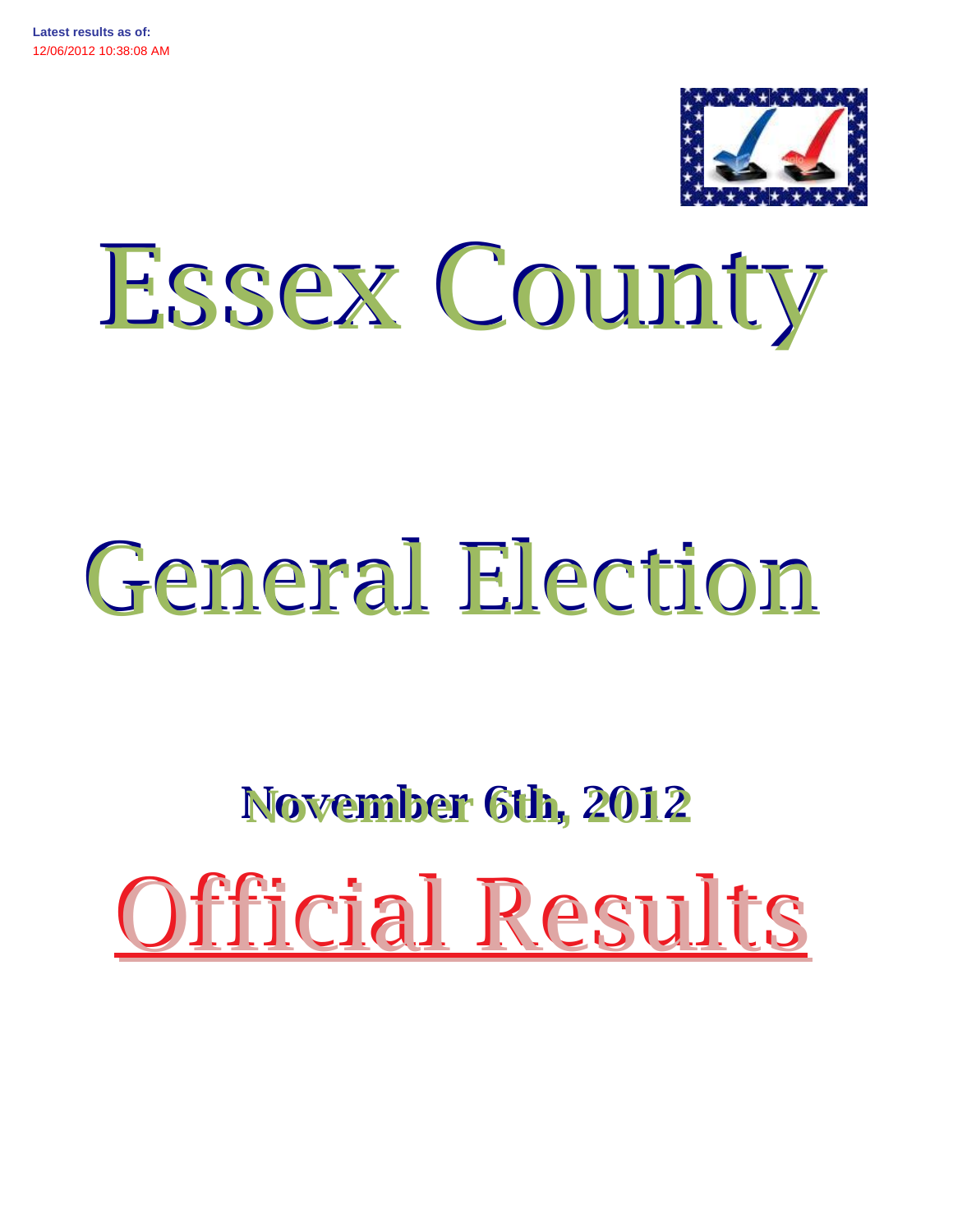**Latest results as of:**
12/06/2012 10:38:08 AM

# Essex County

# General Election

## November 6th, 2012

# Official Results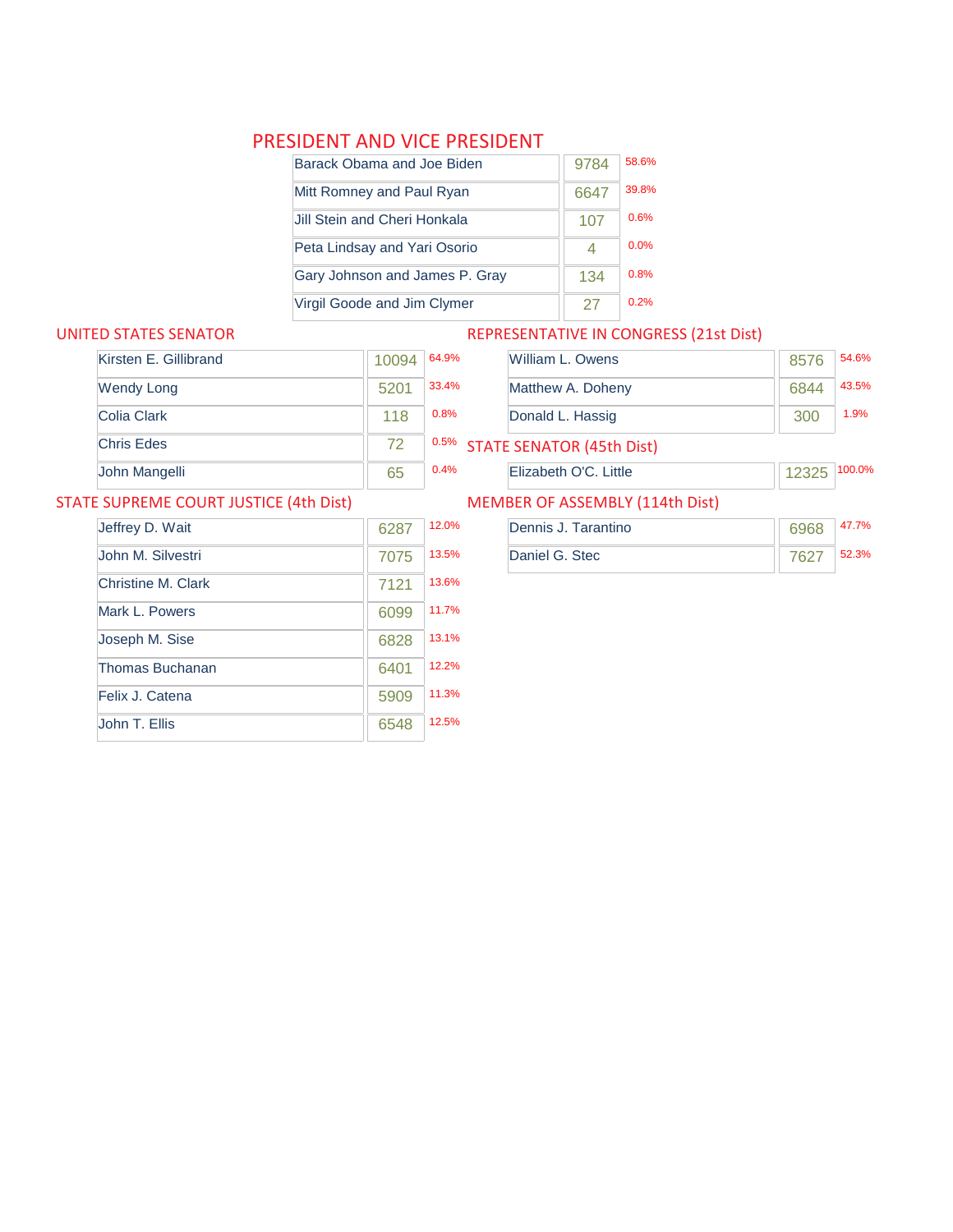## PRESIDENT AND VICE PRESIDENT

| Candidate | Votes | % |
|---|---|---|
| Barack Obama and Joe Biden | 9784 | 58.6% |
| Mitt Romney and Paul Ryan | 6647 | 39.8% |
| Jill Stein and Cheri Honkala | 107 | 0.6% |
| Peta Lindsay and Yari Osorio | 4 | 0.0% |
| Gary Johnson and James P. Gray | 134 | 0.8% |
| Virgil Goode and Jim Clymer | 27 | 0.2% |

## UNITED STATES SENATOR

| Candidate | Votes | % |
|---|---|---|
| Kirsten E. Gillibrand | 10094 | 64.9% |
| Wendy Long | 5201 | 33.4% |
| Colia Clark | 118 | 0.8% |
| Chris Edes | 72 | 0.5% |
| John Mangelli | 65 | 0.4% |

## STATE SUPREME COURT JUSTICE (4th Dist)

| Candidate | Votes | % |
|---|---|---|
| Jeffrey D. Wait | 6287 | 12.0% |
| John M. Silvestri | 7075 | 13.5% |
| Christine M. Clark | 7121 | 13.6% |
| Mark L. Powers | 6099 | 11.7% |
| Joseph M. Sise | 6828 | 13.1% |
| Thomas Buchanan | 6401 | 12.2% |
| Felix J. Catena | 5909 | 11.3% |
| John T. Ellis | 6548 | 12.5% |

## REPRESENTATIVE IN CONGRESS (21st Dist)

| Candidate | Votes | % |
|---|---|---|
| William L. Owens | 8576 | 54.6% |
| Matthew A. Doheny | 6844 | 43.5% |
| Donald L. Hassig | 300 | 1.9% |

## STATE SENATOR (45th Dist)

| Candidate | Votes | % |
|---|---|---|
| Elizabeth O'C. Little | 12325 | 100.0% |

## MEMBER OF ASSEMBLY (114th Dist)

| Candidate | Votes | % |
|---|---|---|
| Dennis J. Tarantino | 6968 | 47.7% |
| Daniel G. Stec | 7627 | 52.3% |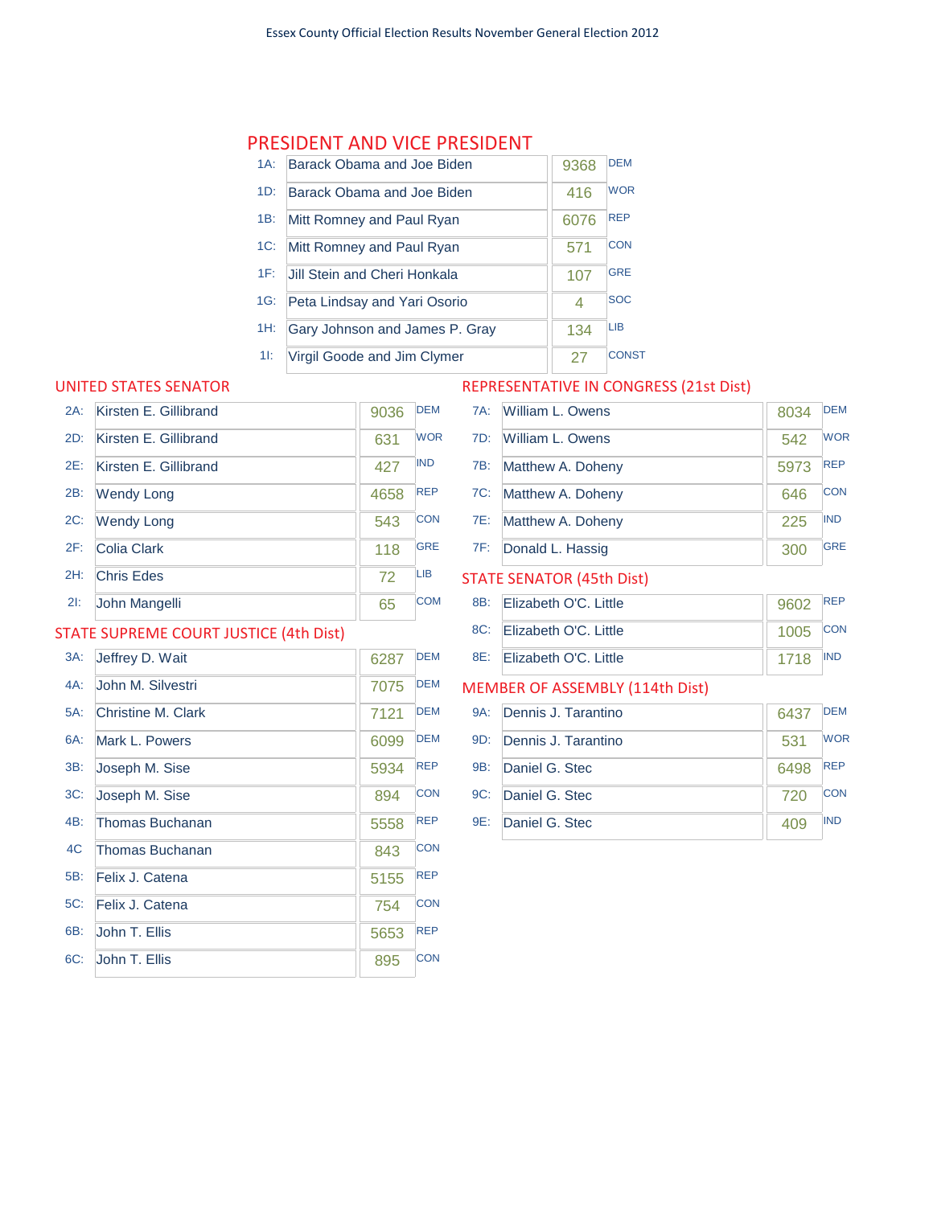Essex County Official Election Results November General Election 2012

## PRESIDENT AND VICE PRESIDENT

| Line | Candidate | Votes | Party |
|---|---|---|---|
| 1A: | Barack Obama and Joe Biden | 9368 | DEM |
| 1D: | Barack Obama and Joe Biden | 416 | WOR |
| 1B: | Mitt Romney and Paul Ryan | 6076 | REP |
| 1C: | Mitt Romney and Paul Ryan | 571 | CON |
| 1F: | Jill Stein and Cheri Honkala | 107 | GRE |
| 1G: | Peta Lindsay and Yari Osorio | 4 | SOC |
| 1H: | Gary Johnson and James P. Gray | 134 | LIB |
| 1I: | Virgil Goode and Jim Clymer | 27 | CONST |

## UNITED STATES SENATOR

| Line | Candidate | Votes | Party |
|---|---|---|---|
| 2A: | Kirsten E. Gillibrand | 9036 | DEM |
| 2D: | Kirsten E. Gillibrand | 631 | WOR |
| 2E: | Kirsten E. Gillibrand | 427 | IND |
| 2B: | Wendy Long | 4658 | REP |
| 2C: | Wendy Long | 543 | CON |
| 2F: | Colia Clark | 118 | GRE |
| 2H: | Chris Edes | 72 | LIB |
| 2I: | John Mangelli | 65 | COM |

## STATE SUPREME COURT JUSTICE (4th Dist)

| Line | Candidate | Votes | Party |
|---|---|---|---|
| 3A: | Jeffrey D. Wait | 6287 | DEM |
| 4A: | John M. Silvestri | 7075 | DEM |
| 5A: | Christine M. Clark | 7121 | DEM |
| 6A: | Mark L. Powers | 6099 | DEM |
| 3B: | Joseph M. Sise | 5934 | REP |
| 3C: | Joseph M. Sise | 894 | CON |
| 4B: | Thomas Buchanan | 5558 | REP |
| 4C | Thomas Buchanan | 843 | CON |
| 5B: | Felix J. Catena | 5155 | REP |
| 5C: | Felix J. Catena | 754 | CON |
| 6B: | John T. Ellis | 5653 | REP |
| 6C: | John T. Ellis | 895 | CON |

## REPRESENTATIVE IN CONGRESS (21st Dist)

| Line | Candidate | Votes | Party |
|---|---|---|---|
| 7A: | William L. Owens | 8034 | DEM |
| 7D: | William L. Owens | 542 | WOR |
| 7B: | Matthew A. Doheny | 5973 | REP |
| 7C: | Matthew A. Doheny | 646 | CON |
| 7E: | Matthew A. Doheny | 225 | IND |
| 7F: | Donald L. Hassig | 300 | GRE |

## STATE SENATOR (45th Dist)

| Line | Candidate | Votes | Party |
|---|---|---|---|
| 8B: | Elizabeth O'C. Little | 9602 | REP |
| 8C: | Elizabeth O'C. Little | 1005 | CON |
| 8E: | Elizabeth O'C. Little | 1718 | IND |

## MEMBER OF ASSEMBLY (114th Dist)

| Line | Candidate | Votes | Party |
|---|---|---|---|
| 9A: | Dennis J. Tarantino | 6437 | DEM |
| 9D: | Dennis J. Tarantino | 531 | WOR |
| 9B: | Daniel G. Stec | 6498 | REP |
| 9C: | Daniel G. Stec | 720 | CON |
| 9E: | Daniel G. Stec | 409 | IND |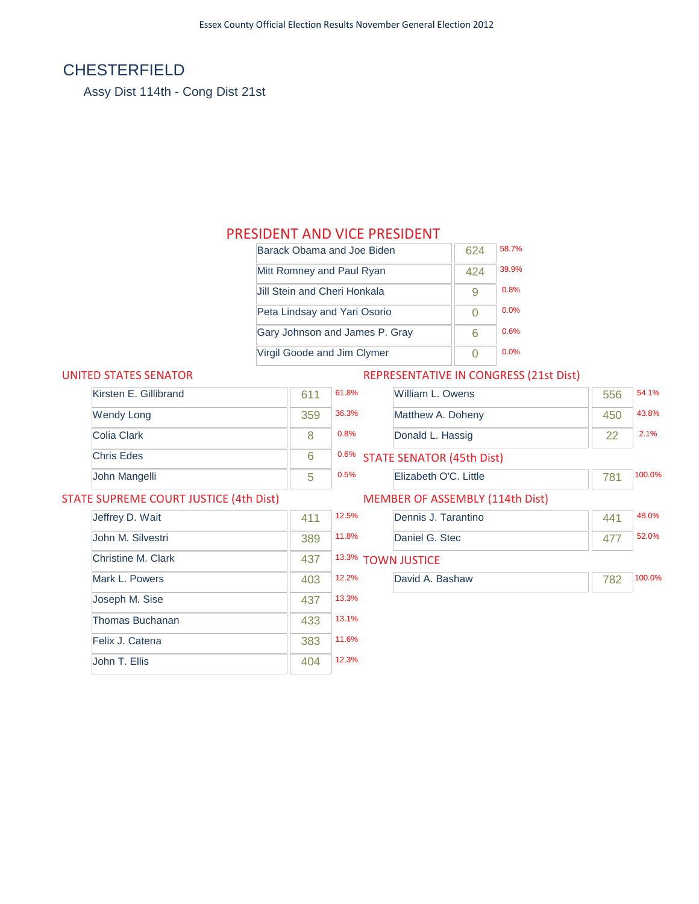# CHESTERFIELD

Assy Dist 114th - Cong Dist 21st

## PRESIDENT AND VICE PRESIDENT

| Candidate | Votes | Percent |
|---|---|---|
| Barack Obama and Joe Biden | 624 | 58.7% |
| Mitt Romney and Paul Ryan | 424 | 39.9% |
| Jill Stein and Cheri Honkala | 9 | 0.8% |
| Peta Lindsay and Yari Osorio | 0 | 0.0% |
| Gary Johnson and James P. Gray | 6 | 0.6% |
| Virgil Goode and Jim Clymer | 0 | 0.0% |

## UNITED STATES SENATOR

| Candidate | Votes | Percent |
|---|---|---|
| Kirsten E. Gillibrand | 611 | 61.8% |
| Wendy Long | 359 | 36.3% |
| Colia Clark | 8 | 0.8% |
| Chris Edes | 6 | 0.6% |
| John Mangelli | 5 | 0.5% |

## STATE SUPREME COURT JUSTICE (4th Dist)

| Candidate | Votes | Percent |
|---|---|---|
| Jeffrey D. Wait | 411 | 12.5% |
| John M. Silvestri | 389 | 11.8% |
| Christine M. Clark | 437 | 13.3% |
| Mark L. Powers | 403 | 12.2% |
| Joseph M. Sise | 437 | 13.3% |
| Thomas Buchanan | 433 | 13.1% |
| Felix J. Catena | 383 | 11.6% |
| John T. Ellis | 404 | 12.3% |

## REPRESENTATIVE IN CONGRESS (21st Dist)

| Candidate | Votes | Percent |
|---|---|---|
| William L. Owens | 556 | 54.1% |
| Matthew A. Doheny | 450 | 43.8% |
| Donald L. Hassig | 22 | 2.1% |

## STATE SENATOR (45th Dist)

| Candidate | Votes | Percent |
|---|---|---|
| Elizabeth O'C. Little | 781 | 100.0% |

## MEMBER OF ASSEMBLY (114th Dist)

| Candidate | Votes | Percent |
|---|---|---|
| Dennis J. Tarantino | 441 | 48.0% |
| Daniel G. Stec | 477 | 52.0% |

## TOWN JUSTICE

| Candidate | Votes | Percent |
|---|---|---|
| David A. Bashaw | 782 | 100.0% |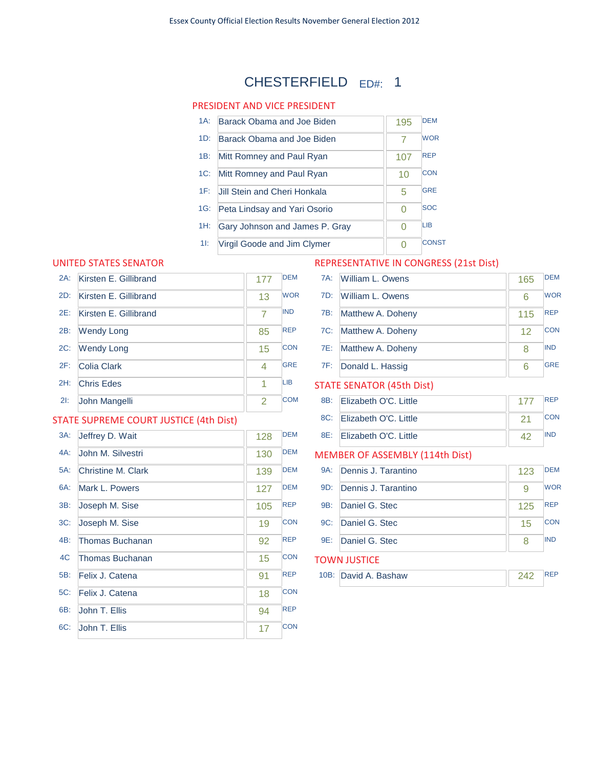Essex County Official Election Results November General Election 2012

# CHESTERFIELD ED#: 1

## PRESIDENT AND VICE PRESIDENT

| Code | Candidate | Votes | Party |
|---|---|---|---|
| 1A: | Barack Obama and Joe Biden | 195 | DEM |
| 1D: | Barack Obama and Joe Biden | 7 | WOR |
| 1B: | Mitt Romney and Paul Ryan | 107 | REP |
| 1C: | Mitt Romney and Paul Ryan | 10 | CON |
| 1F: | Jill Stein and Cheri Honkala | 5 | GRE |
| 1G: | Peta Lindsay and Yari Osorio | 0 | SOC |
| 1H: | Gary Johnson and James P. Gray | 0 | LIB |
| 1I: | Virgil Goode and Jim Clymer | 0 | CONST |

## UNITED STATES SENATOR

| Code | Candidate | Votes | Party |
|---|---|---|---|
| 2A: | Kirsten E. Gillibrand | 177 | DEM |
| 2D: | Kirsten E. Gillibrand | 13 | WOR |
| 2E: | Kirsten E. Gillibrand | 7 | IND |
| 2B: | Wendy Long | 85 | REP |
| 2C: | Wendy Long | 15 | CON |
| 2F: | Colia Clark | 4 | GRE |
| 2H: | Chris Edes | 1 | LIB |
| 2I: | John Mangelli | 2 | COM |

## STATE SUPREME COURT JUSTICE (4th Dist)

| Code | Candidate | Votes | Party |
|---|---|---|---|
| 3A: | Jeffrey D. Wait | 128 | DEM |
| 4A: | John M. Silvestri | 130 | DEM |
| 5A: | Christine M. Clark | 139 | DEM |
| 6A: | Mark L. Powers | 127 | DEM |
| 3B: | Joseph M. Sise | 105 | REP |
| 3C: | Joseph M. Sise | 19 | CON |
| 4B: | Thomas Buchanan | 92 | REP |
| 4C | Thomas Buchanan | 15 | CON |
| 5B: | Felix J. Catena | 91 | REP |
| 5C: | Felix J. Catena | 18 | CON |
| 6B: | John T. Ellis | 94 | REP |
| 6C: | John T. Ellis | 17 | CON |

## REPRESENTATIVE IN CONGRESS (21st Dist)

| Code | Candidate | Votes | Party |
|---|---|---|---|
| 7A: | William L. Owens | 165 | DEM |
| 7D: | William L. Owens | 6 | WOR |
| 7B: | Matthew A. Doheny | 115 | REP |
| 7C: | Matthew A. Doheny | 12 | CON |
| 7E: | Matthew A. Doheny | 8 | IND |
| 7F: | Donald L. Hassig | 6 | GRE |

## STATE SENATOR (45th Dist)

| Code | Candidate | Votes | Party |
|---|---|---|---|
| 8B: | Elizabeth O'C. Little | 177 | REP |
| 8C: | Elizabeth O'C. Little | 21 | CON |
| 8E: | Elizabeth O'C. Little | 42 | IND |

## MEMBER OF ASSEMBLY (114th Dist)

| Code | Candidate | Votes | Party |
|---|---|---|---|
| 9A: | Dennis J. Tarantino | 123 | DEM |
| 9D: | Dennis J. Tarantino | 9 | WOR |
| 9B: | Daniel G. Stec | 125 | REP |
| 9C: | Daniel G. Stec | 15 | CON |
| 9E: | Daniel G. Stec | 8 | IND |

## TOWN JUSTICE

| Code | Candidate | Votes | Party |
|---|---|---|---|
| 10B: | David A. Bashaw | 242 | REP |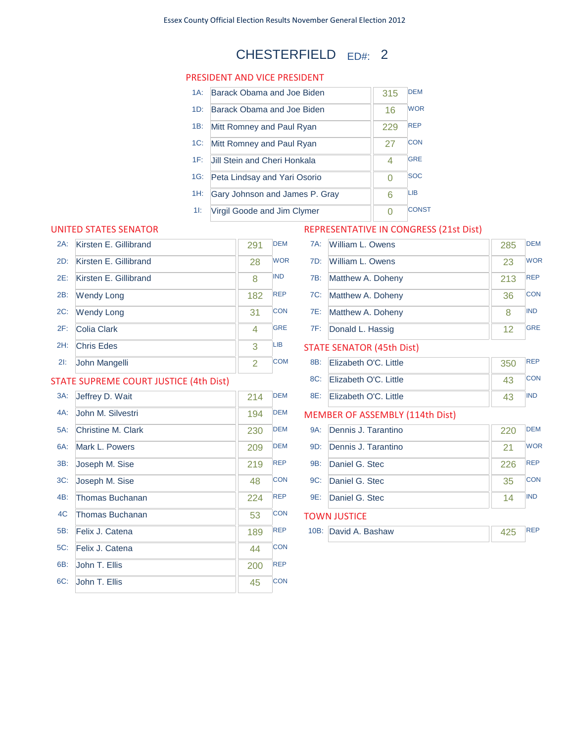Essex County Official Election Results November General Election 2012

# CHESTERFIELD ED#: 2

## PRESIDENT AND VICE PRESIDENT

| | Candidate | Votes | Party |
|---|---|---|---|
| 1A: | Barack Obama and Joe Biden | 315 | DEM |
| 1D: | Barack Obama and Joe Biden | 16 | WOR |
| 1B: | Mitt Romney and Paul Ryan | 229 | REP |
| 1C: | Mitt Romney and Paul Ryan | 27 | CON |
| 1F: | Jill Stein and Cheri Honkala | 4 | GRE |
| 1G: | Peta Lindsay and Yari Osorio | 0 | SOC |
| 1H: | Gary Johnson and James P. Gray | 6 | LIB |
| 1I: | Virgil Goode and Jim Clymer | 0 | CONST |

## UNITED STATES SENATOR

| | Candidate | Votes | Party |
|---|---|---|---|
| 2A: | Kirsten E. Gillibrand | 291 | DEM |
| 2D: | Kirsten E. Gillibrand | 28 | WOR |
| 2E: | Kirsten E. Gillibrand | 8 | IND |
| 2B: | Wendy Long | 182 | REP |
| 2C: | Wendy Long | 31 | CON |
| 2F: | Colia Clark | 4 | GRE |
| 2H: | Chris Edes | 3 | LIB |
| 2I: | John Mangelli | 2 | COM |

## STATE SUPREME COURT JUSTICE (4th Dist)

| | Candidate | Votes | Party |
|---|---|---|---|
| 3A: | Jeffrey D. Wait | 214 | DEM |
| 4A: | John M. Silvestri | 194 | DEM |
| 5A: | Christine M. Clark | 230 | DEM |
| 6A: | Mark L. Powers | 209 | DEM |
| 3B: | Joseph M. Sise | 219 | REP |
| 3C: | Joseph M. Sise | 48 | CON |
| 4B: | Thomas Buchanan | 224 | REP |
| 4C | Thomas Buchanan | 53 | CON |
| 5B: | Felix J. Catena | 189 | REP |
| 5C: | Felix J. Catena | 44 | CON |
| 6B: | John T. Ellis | 200 | REP |
| 6C: | John T. Ellis | 45 | CON |

## REPRESENTATIVE IN CONGRESS (21st Dist)

| | Candidate | Votes | Party |
|---|---|---|---|
| 7A: | William L. Owens | 285 | DEM |
| 7D: | William L. Owens | 23 | WOR |
| 7B: | Matthew A. Doheny | 213 | REP |
| 7C: | Matthew A. Doheny | 36 | CON |
| 7E: | Matthew A. Doheny | 8 | IND |
| 7F: | Donald L. Hassig | 12 | GRE |

## STATE SENATOR (45th Dist)

| | Candidate | Votes | Party |
|---|---|---|---|
| 8B: | Elizabeth O'C. Little | 350 | REP |
| 8C: | Elizabeth O'C. Little | 43 | CON |
| 8E: | Elizabeth O'C. Little | 43 | IND |

## MEMBER OF ASSEMBLY (114th Dist)

| | Candidate | Votes | Party |
|---|---|---|---|
| 9A: | Dennis J. Tarantino | 220 | DEM |
| 9D: | Dennis J. Tarantino | 21 | WOR |
| 9B: | Daniel G. Stec | 226 | REP |
| 9C: | Daniel G. Stec | 35 | CON |
| 9E: | Daniel G. Stec | 14 | IND |

## TOWN JUSTICE

| | Candidate | Votes | Party |
|---|---|---|---|
| 10B: | David A. Bashaw | 425 | REP |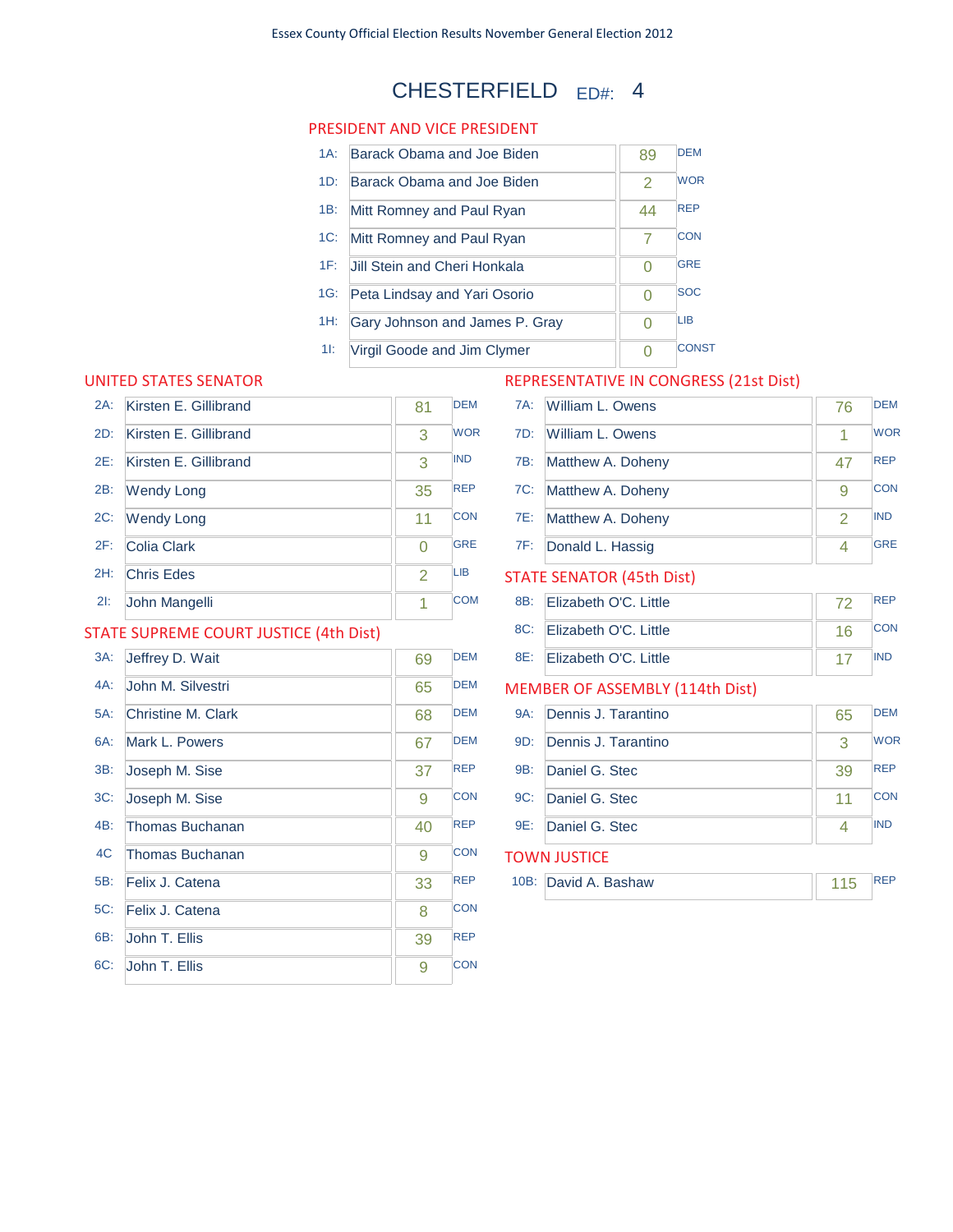# CHESTERFIELD ED#: 4

Essex County Official Election Results November General Election 2012

## PRESIDENT AND VICE PRESIDENT

| Line | Candidate | Votes | Party |
|---|---|---|---|
| 1A: | Barack Obama and Joe Biden | 89 | DEM |
| 1D: | Barack Obama and Joe Biden | 2 | WOR |
| 1B: | Mitt Romney and Paul Ryan | 44 | REP |
| 1C: | Mitt Romney and Paul Ryan | 7 | CON |
| 1F: | Jill Stein and Cheri Honkala | 0 | GRE |
| 1G: | Peta Lindsay and Yari Osorio | 0 | SOC |
| 1H: | Gary Johnson and James P. Gray | 0 | LIB |
| 1I: | Virgil Goode and Jim Clymer | 0 | CONST |

## UNITED STATES SENATOR

| Line | Candidate | Votes | Party |
|---|---|---|---|
| 2A: | Kirsten E. Gillibrand | 81 | DEM |
| 2D: | Kirsten E. Gillibrand | 3 | WOR |
| 2E: | Kirsten E. Gillibrand | 3 | IND |
| 2B: | Wendy Long | 35 | REP |
| 2C: | Wendy Long | 11 | CON |
| 2F: | Colia Clark | 0 | GRE |
| 2H: | Chris Edes | 2 | LIB |
| 2I: | John Mangelli | 1 | COM |

## STATE SUPREME COURT JUSTICE (4th Dist)

| Line | Candidate | Votes | Party |
|---|---|---|---|
| 3A: | Jeffrey D. Wait | 69 | DEM |
| 4A: | John M. Silvestri | 65 | DEM |
| 5A: | Christine M. Clark | 68 | DEM |
| 6A: | Mark L. Powers | 67 | DEM |
| 3B: | Joseph M. Sise | 37 | REP |
| 3C: | Joseph M. Sise | 9 | CON |
| 4B: | Thomas Buchanan | 40 | REP |
| 4C | Thomas Buchanan | 9 | CON |
| 5B: | Felix J. Catena | 33 | REP |
| 5C: | Felix J. Catena | 8 | CON |
| 6B: | John T. Ellis | 39 | REP |
| 6C: | John T. Ellis | 9 | CON |

## REPRESENTATIVE IN CONGRESS (21st Dist)

| Line | Candidate | Votes | Party |
|---|---|---|---|
| 7A: | William L. Owens | 76 | DEM |
| 7D: | William L. Owens | 1 | WOR |
| 7B: | Matthew A. Doheny | 47 | REP |
| 7C: | Matthew A. Doheny | 9 | CON |
| 7E: | Matthew A. Doheny | 2 | IND |
| 7F: | Donald L. Hassig | 4 | GRE |

## STATE SENATOR (45th Dist)

| Line | Candidate | Votes | Party |
|---|---|---|---|
| 8B: | Elizabeth O'C. Little | 72 | REP |
| 8C: | Elizabeth O'C. Little | 16 | CON |
| 8E: | Elizabeth O'C. Little | 17 | IND |

## MEMBER OF ASSEMBLY (114th Dist)

| Line | Candidate | Votes | Party |
|---|---|---|---|
| 9A: | Dennis J. Tarantino | 65 | DEM |
| 9D: | Dennis J. Tarantino | 3 | WOR |
| 9B: | Daniel G. Stec | 39 | REP |
| 9C: | Daniel G. Stec | 11 | CON |
| 9E: | Daniel G. Stec | 4 | IND |

## TOWN JUSTICE

| Line | Candidate | Votes | Party |
|---|---|---|---|
| 10B: | David A. Bashaw | 115 | REP |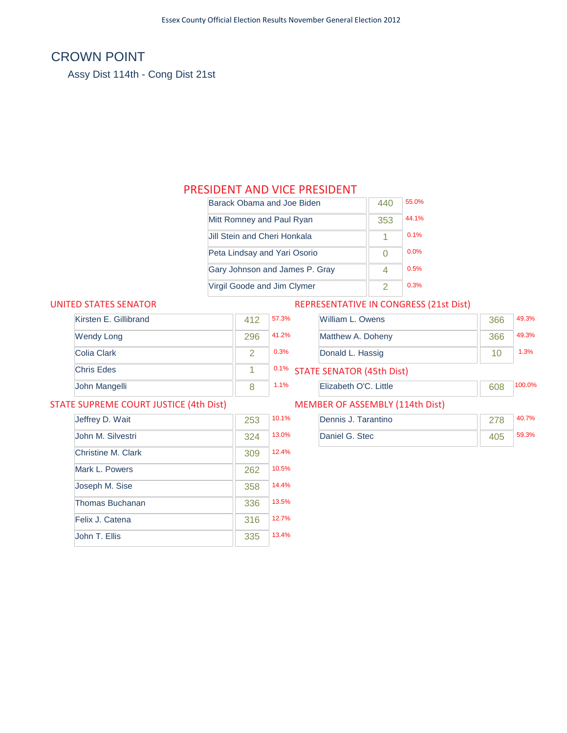# CROWN POINT

Assy Dist 114th - Cong Dist 21st

## PRESIDENT AND VICE PRESIDENT

| Candidate | Votes | % |
|---|---|---|
| Barack Obama and Joe Biden | 440 | 55.0% |
| Mitt Romney and Paul Ryan | 353 | 44.1% |
| Jill Stein and Cheri Honkala | 1 | 0.1% |
| Peta Lindsay and Yari Osorio | 0 | 0.0% |
| Gary Johnson and James P. Gray | 4 | 0.5% |
| Virgil Goode and Jim Clymer | 2 | 0.3% |

## UNITED STATES SENATOR

| Candidate | Votes | % |
|---|---|---|
| Kirsten E. Gillibrand | 412 | 57.3% |
| Wendy Long | 296 | 41.2% |
| Colia Clark | 2 | 0.3% |
| Chris Edes | 1 | 0.1% |
| John Mangelli | 8 | 1.1% |

## STATE SUPREME COURT JUSTICE (4th Dist)

| Candidate | Votes | % |
|---|---|---|
| Jeffrey D. Wait | 253 | 10.1% |
| John M. Silvestri | 324 | 13.0% |
| Christine M. Clark | 309 | 12.4% |
| Mark L. Powers | 262 | 10.5% |
| Joseph M. Sise | 358 | 14.4% |
| Thomas Buchanan | 336 | 13.5% |
| Felix J. Catena | 316 | 12.7% |
| John T. Ellis | 335 | 13.4% |

## REPRESENTATIVE IN CONGRESS (21st Dist)

| Candidate | Votes | % |
|---|---|---|
| William L. Owens | 366 | 49.3% |
| Matthew A. Doheny | 366 | 49.3% |
| Donald L. Hassig | 10 | 1.3% |

## STATE SENATOR (45th Dist)

| Candidate | Votes | % |
|---|---|---|
| Elizabeth O'C. Little | 608 | 100.0% |

## MEMBER OF ASSEMBLY (114th Dist)

| Candidate | Votes | % |
|---|---|---|
| Dennis J. Tarantino | 278 | 40.7% |
| Daniel G. Stec | 405 | 59.3% |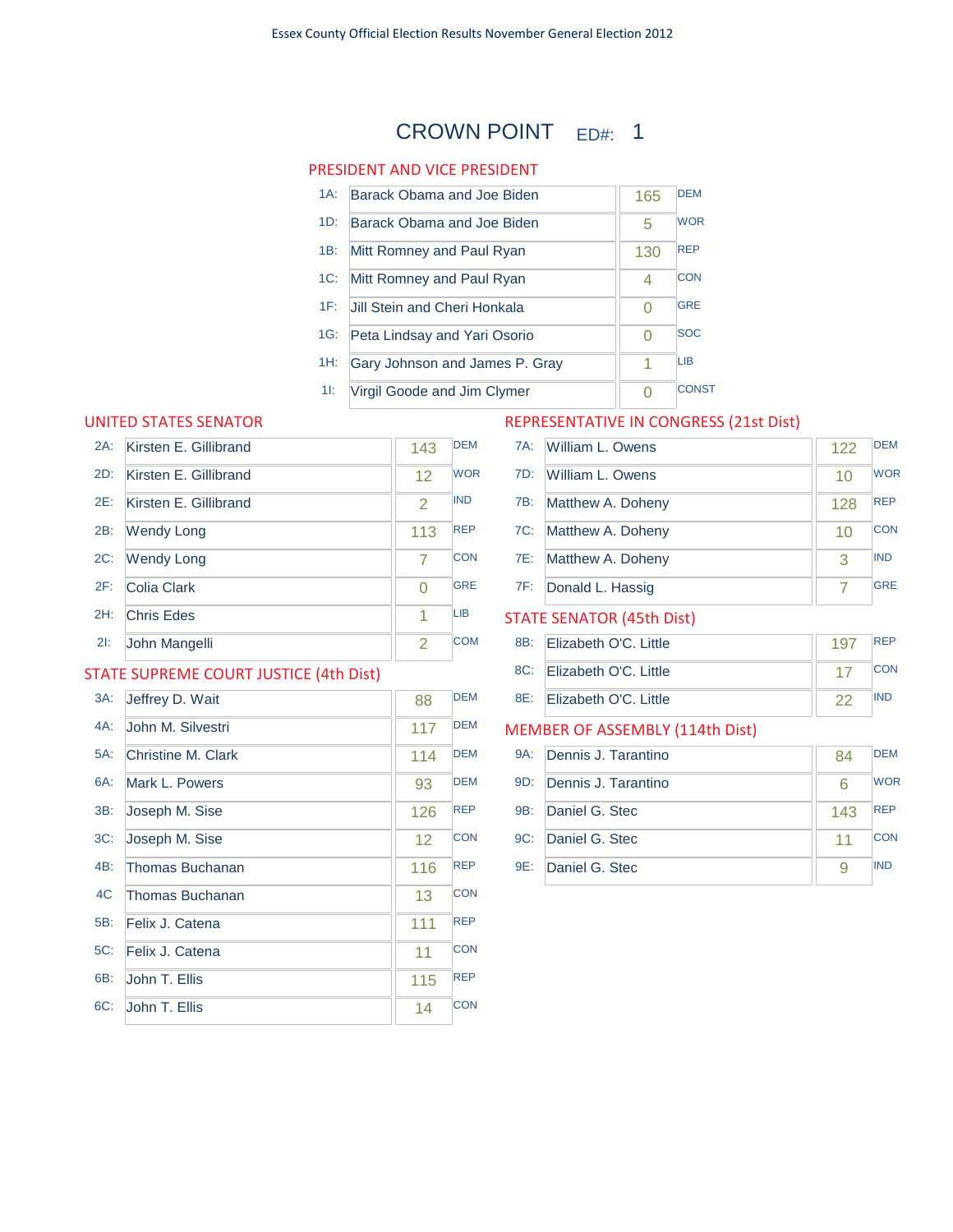# CROWN POINT ED#: 1

## PRESIDENT AND VICE PRESIDENT

| Code | Candidate | Votes | Party |
|---|---|---|---|
| 1A: | Barack Obama and Joe Biden | 165 | DEM |
| 1D: | Barack Obama and Joe Biden | 5 | WOR |
| 1B: | Mitt Romney and Paul Ryan | 130 | REP |
| 1C: | Mitt Romney and Paul Ryan | 4 | CON |
| 1F: | Jill Stein and Cheri Honkala | 0 | GRE |
| 1G: | Peta Lindsay and Yari Osorio | 0 | SOC |
| 1H: | Gary Johnson and James P. Gray | 1 | LIB |
| 1I: | Virgil Goode and Jim Clymer | 0 | CONST |

## UNITED STATES SENATOR

| Code | Candidate | Votes | Party |
|---|---|---|---|
| 2A: | Kirsten E. Gillibrand | 143 | DEM |
| 2D: | Kirsten E. Gillibrand | 12 | WOR |
| 2E: | Kirsten E. Gillibrand | 2 | IND |
| 2B: | Wendy Long | 113 | REP |
| 2C: | Wendy Long | 7 | CON |
| 2F: | Colia Clark | 0 | GRE |
| 2H: | Chris Edes | 1 | LIB |
| 2I: | John Mangelli | 2 | COM |

## STATE SUPREME COURT JUSTICE (4th Dist)

| Code | Candidate | Votes | Party |
|---|---|---|---|
| 3A: | Jeffrey D. Wait | 88 | DEM |
| 4A: | John M. Silvestri | 117 | DEM |
| 5A: | Christine M. Clark | 114 | DEM |
| 6A: | Mark L. Powers | 93 | DEM |
| 3B: | Joseph M. Sise | 126 | REP |
| 3C: | Joseph M. Sise | 12 | CON |
| 4B: | Thomas Buchanan | 116 | REP |
| 4C | Thomas Buchanan | 13 | CON |
| 5B: | Felix J. Catena | 111 | REP |
| 5C: | Felix J. Catena | 11 | CON |
| 6B: | John T. Ellis | 115 | REP |
| 6C: | John T. Ellis | 14 | CON |

## REPRESENTATIVE IN CONGRESS (21st Dist)

| Code | Candidate | Votes | Party |
|---|---|---|---|
| 7A: | William L. Owens | 122 | DEM |
| 7D: | William L. Owens | 10 | WOR |
| 7B: | Matthew A. Doheny | 128 | REP |
| 7C: | Matthew A. Doheny | 10 | CON |
| 7E: | Matthew A. Doheny | 3 | IND |
| 7F: | Donald L. Hassig | 7 | GRE |

## STATE SENATOR (45th Dist)

| Code | Candidate | Votes | Party |
|---|---|---|---|
| 8B: | Elizabeth O'C. Little | 197 | REP |
| 8C: | Elizabeth O'C. Little | 17 | CON |
| 8E: | Elizabeth O'C. Little | 22 | IND |

## MEMBER OF ASSEMBLY (114th Dist)

| Code | Candidate | Votes | Party |
|---|---|---|---|
| 9A: | Dennis J. Tarantino | 84 | DEM |
| 9D: | Dennis J. Tarantino | 6 | WOR |
| 9B: | Daniel G. Stec | 143 | REP |
| 9C: | Daniel G. Stec | 11 | CON |
| 9E: | Daniel G. Stec | 9 | IND |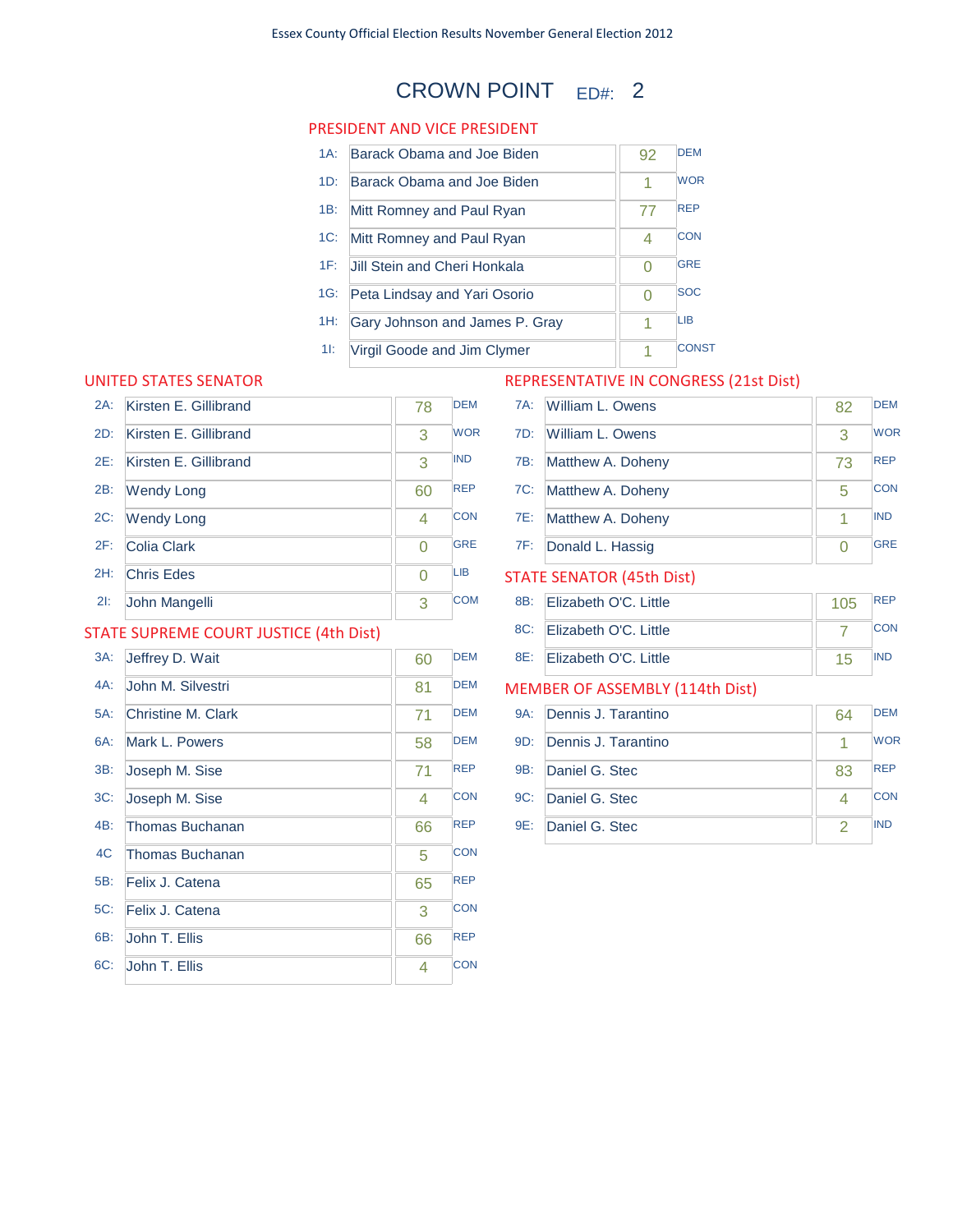Essex County Official Election Results November General Election 2012

# CROWN POINT ED#: 2

## PRESIDENT AND VICE PRESIDENT

| Code | Candidate | Votes | Party |
|---|---|---|---|
| 1A: | Barack Obama and Joe Biden | 92 | DEM |
| 1D: | Barack Obama and Joe Biden | 1 | WOR |
| 1B: | Mitt Romney and Paul Ryan | 77 | REP |
| 1C: | Mitt Romney and Paul Ryan | 4 | CON |
| 1F: | Jill Stein and Cheri Honkala | 0 | GRE |
| 1G: | Peta Lindsay and Yari Osorio | 0 | SOC |
| 1H: | Gary Johnson and James P. Gray | 1 | LIB |
| 1I: | Virgil Goode and Jim Clymer | 1 | CONST |

## UNITED STATES SENATOR

| Code | Candidate | Votes | Party |
|---|---|---|---|
| 2A: | Kirsten E. Gillibrand | 78 | DEM |
| 2D: | Kirsten E. Gillibrand | 3 | WOR |
| 2E: | Kirsten E. Gillibrand | 3 | IND |
| 2B: | Wendy Long | 60 | REP |
| 2C: | Wendy Long | 4 | CON |
| 2F: | Colia Clark | 0 | GRE |
| 2H: | Chris Edes | 0 | LIB |
| 2I: | John Mangelli | 3 | COM |

## STATE SUPREME COURT JUSTICE (4th Dist)

| Code | Candidate | Votes | Party |
|---|---|---|---|
| 3A: | Jeffrey D. Wait | 60 | DEM |
| 4A: | John M. Silvestri | 81 | DEM |
| 5A: | Christine M. Clark | 71 | DEM |
| 6A: | Mark L. Powers | 58 | DEM |
| 3B: | Joseph M. Sise | 71 | REP |
| 3C: | Joseph M. Sise | 4 | CON |
| 4B: | Thomas Buchanan | 66 | REP |
| 4C | Thomas Buchanan | 5 | CON |
| 5B: | Felix J. Catena | 65 | REP |
| 5C: | Felix J. Catena | 3 | CON |
| 6B: | John T. Ellis | 66 | REP |
| 6C: | John T. Ellis | 4 | CON |

## REPRESENTATIVE IN CONGRESS (21st Dist)

| Code | Candidate | Votes | Party |
|---|---|---|---|
| 7A: | William L. Owens | 82 | DEM |
| 7D: | William L. Owens | 3 | WOR |
| 7B: | Matthew A. Doheny | 73 | REP |
| 7C: | Matthew A. Doheny | 5 | CON |
| 7E: | Matthew A. Doheny | 1 | IND |
| 7F: | Donald L. Hassig | 0 | GRE |

## STATE SENATOR (45th Dist)

| Code | Candidate | Votes | Party |
|---|---|---|---|
| 8B: | Elizabeth O'C. Little | 105 | REP |
| 8C: | Elizabeth O'C. Little | 7 | CON |
| 8E: | Elizabeth O'C. Little | 15 | IND |

## MEMBER OF ASSEMBLY (114th Dist)

| Code | Candidate | Votes | Party |
|---|---|---|---|
| 9A: | Dennis J. Tarantino | 64 | DEM |
| 9D: | Dennis J. Tarantino | 1 | WOR |
| 9B: | Daniel G. Stec | 83 | REP |
| 9C: | Daniel G. Stec | 4 | CON |
| 9E: | Daniel G. Stec | 2 | IND |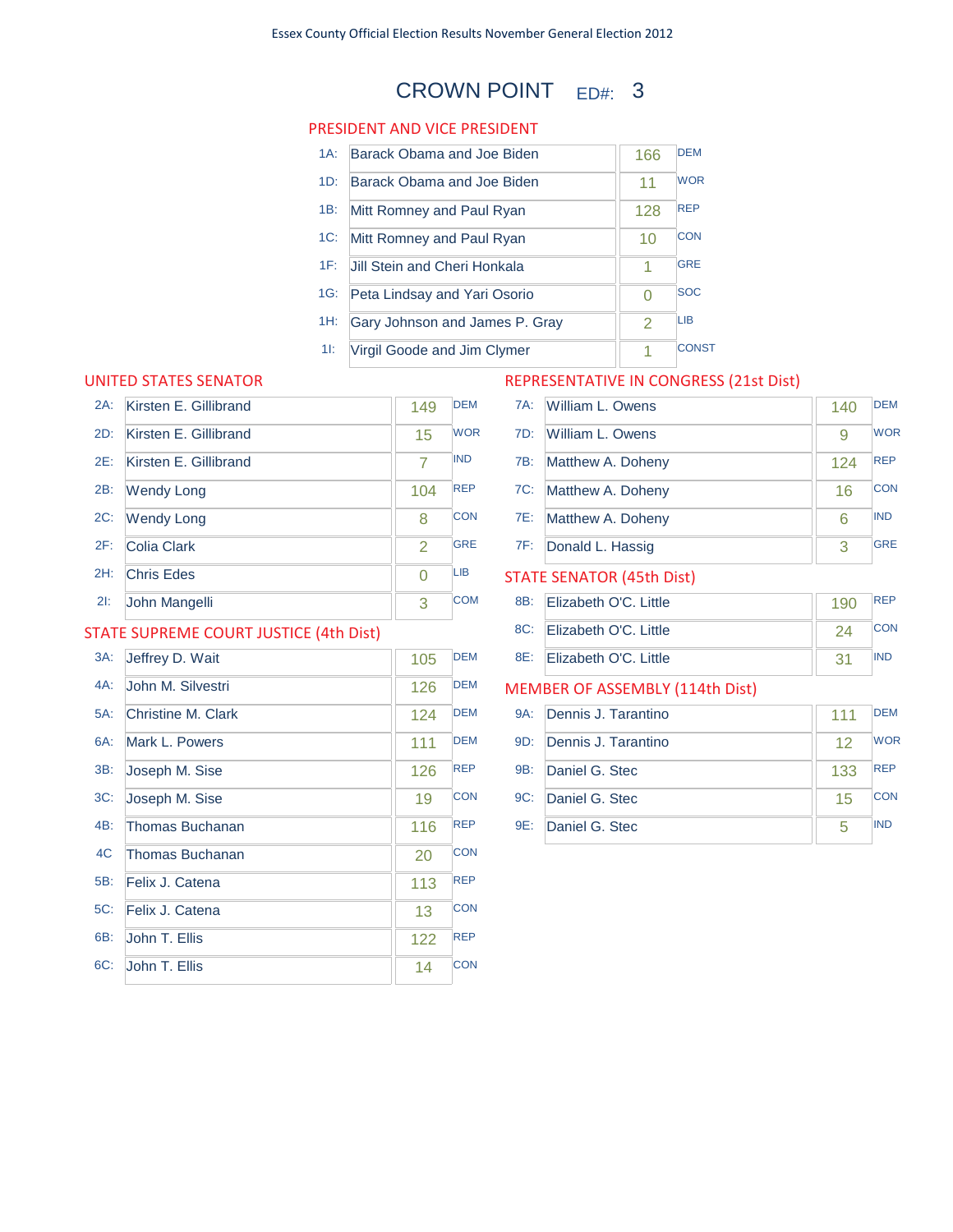Essex County Official Election Results November General Election 2012

# CROWN POINT ED#: 3

## PRESIDENT AND VICE PRESIDENT

| Code | Candidate | Votes | Party |
|---|---|---|---|
| 1A: | Barack Obama and Joe Biden | 166 | DEM |
| 1D: | Barack Obama and Joe Biden | 11 | WOR |
| 1B: | Mitt Romney and Paul Ryan | 128 | REP |
| 1C: | Mitt Romney and Paul Ryan | 10 | CON |
| 1F: | Jill Stein and Cheri Honkala | 1 | GRE |
| 1G: | Peta Lindsay and Yari Osorio | 0 | SOC |
| 1H: | Gary Johnson and James P. Gray | 2 | LIB |
| 1I: | Virgil Goode and Jim Clymer | 1 | CONST |

## UNITED STATES SENATOR

| Code | Candidate | Votes | Party |
|---|---|---|---|
| 2A: | Kirsten E. Gillibrand | 149 | DEM |
| 2D: | Kirsten E. Gillibrand | 15 | WOR |
| 2E: | Kirsten E. Gillibrand | 7 | IND |
| 2B: | Wendy Long | 104 | REP |
| 2C: | Wendy Long | 8 | CON |
| 2F: | Colia Clark | 2 | GRE |
| 2H: | Chris Edes | 0 | LIB |
| 2I: | John Mangelli | 3 | COM |

## STATE SUPREME COURT JUSTICE (4th Dist)

| Code | Candidate | Votes | Party |
|---|---|---|---|
| 3A: | Jeffrey D. Wait | 105 | DEM |
| 4A: | John M. Silvestri | 126 | DEM |
| 5A: | Christine M. Clark | 124 | DEM |
| 6A: | Mark L. Powers | 111 | DEM |
| 3B: | Joseph M. Sise | 126 | REP |
| 3C: | Joseph M. Sise | 19 | CON |
| 4B: | Thomas Buchanan | 116 | REP |
| 4C | Thomas Buchanan | 20 | CON |
| 5B: | Felix J. Catena | 113 | REP |
| 5C: | Felix J. Catena | 13 | CON |
| 6B: | John T. Ellis | 122 | REP |
| 6C: | John T. Ellis | 14 | CON |

## REPRESENTATIVE IN CONGRESS (21st Dist)

| Code | Candidate | Votes | Party |
|---|---|---|---|
| 7A: | William L. Owens | 140 | DEM |
| 7D: | William L. Owens | 9 | WOR |
| 7B: | Matthew A. Doheny | 124 | REP |
| 7C: | Matthew A. Doheny | 16 | CON |
| 7E: | Matthew A. Doheny | 6 | IND |
| 7F: | Donald L. Hassig | 3 | GRE |

## STATE SENATOR (45th Dist)

| Code | Candidate | Votes | Party |
|---|---|---|---|
| 8B: | Elizabeth O'C. Little | 190 | REP |
| 8C: | Elizabeth O'C. Little | 24 | CON |
| 8E: | Elizabeth O'C. Little | 31 | IND |

## MEMBER OF ASSEMBLY (114th Dist)

| Code | Candidate | Votes | Party |
|---|---|---|---|
| 9A: | Dennis J. Tarantino | 111 | DEM |
| 9D: | Dennis J. Tarantino | 12 | WOR |
| 9B: | Daniel G. Stec | 133 | REP |
| 9C: | Daniel G. Stec | 15 | CON |
| 9E: | Daniel G. Stec | 5 | IND |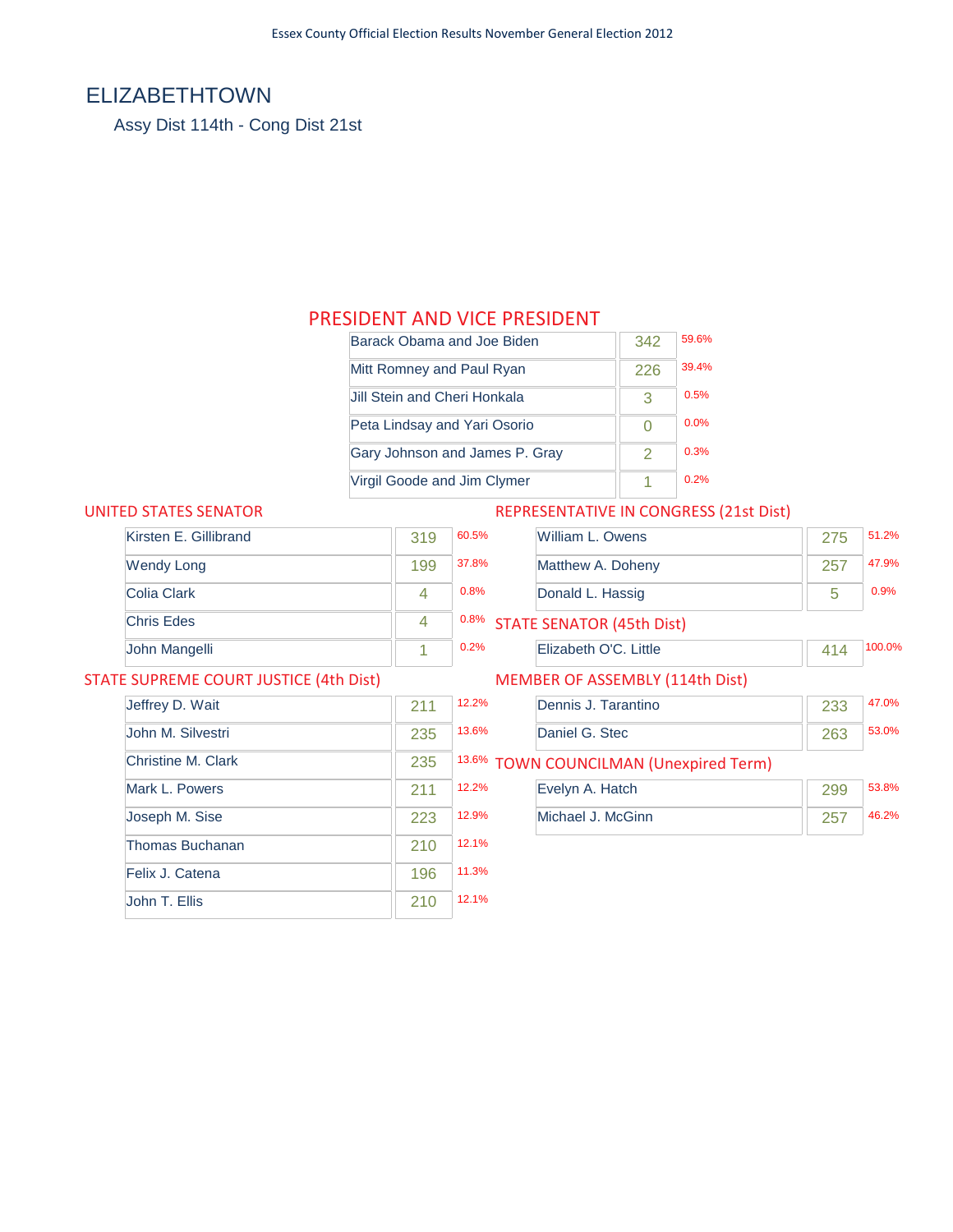# ELIZABETHTOWN

Assy Dist 114th - Cong Dist 21st

## PRESIDENT AND VICE PRESIDENT

| Candidate | Votes | Percent |
|---|---|---|
| Barack Obama and Joe Biden | 342 | 59.6% |
| Mitt Romney and Paul Ryan | 226 | 39.4% |
| Jill Stein and Cheri Honkala | 3 | 0.5% |
| Peta Lindsay and Yari Osorio | 0 | 0.0% |
| Gary Johnson and James P. Gray | 2 | 0.3% |
| Virgil Goode and Jim Clymer | 1 | 0.2% |

## UNITED STATES SENATOR

| Candidate | Votes | Percent |
|---|---|---|
| Kirsten E. Gillibrand | 319 | 60.5% |
| Wendy Long | 199 | 37.8% |
| Colia Clark | 4 | 0.8% |
| Chris Edes | 4 | 0.8% |
| John Mangelli | 1 | 0.2% |

## STATE SUPREME COURT JUSTICE (4th Dist)

| Candidate | Votes | Percent |
|---|---|---|
| Jeffrey D. Wait | 211 | 12.2% |
| John M. Silvestri | 235 | 13.6% |
| Christine M. Clark | 235 | 13.6% |
| Mark L. Powers | 211 | 12.2% |
| Joseph M. Sise | 223 | 12.9% |
| Thomas Buchanan | 210 | 12.1% |
| Felix J. Catena | 196 | 11.3% |
| John T. Ellis | 210 | 12.1% |

## REPRESENTATIVE IN CONGRESS (21st Dist)

| Candidate | Votes | Percent |
|---|---|---|
| William L. Owens | 275 | 51.2% |
| Matthew A. Doheny | 257 | 47.9% |
| Donald L. Hassig | 5 | 0.9% |

## STATE SENATOR (45th Dist)

| Candidate | Votes | Percent |
|---|---|---|
| Elizabeth O'C. Little | 414 | 100.0% |

## MEMBER OF ASSEMBLY (114th Dist)

| Candidate | Votes | Percent |
|---|---|---|
| Dennis J. Tarantino | 233 | 47.0% |
| Daniel G. Stec | 263 | 53.0% |

## TOWN COUNCILMAN (Unexpired Term)

| Candidate | Votes | Percent |
|---|---|---|
| Evelyn A. Hatch | 299 | 53.8% |
| Michael J. McGinn | 257 | 46.2% |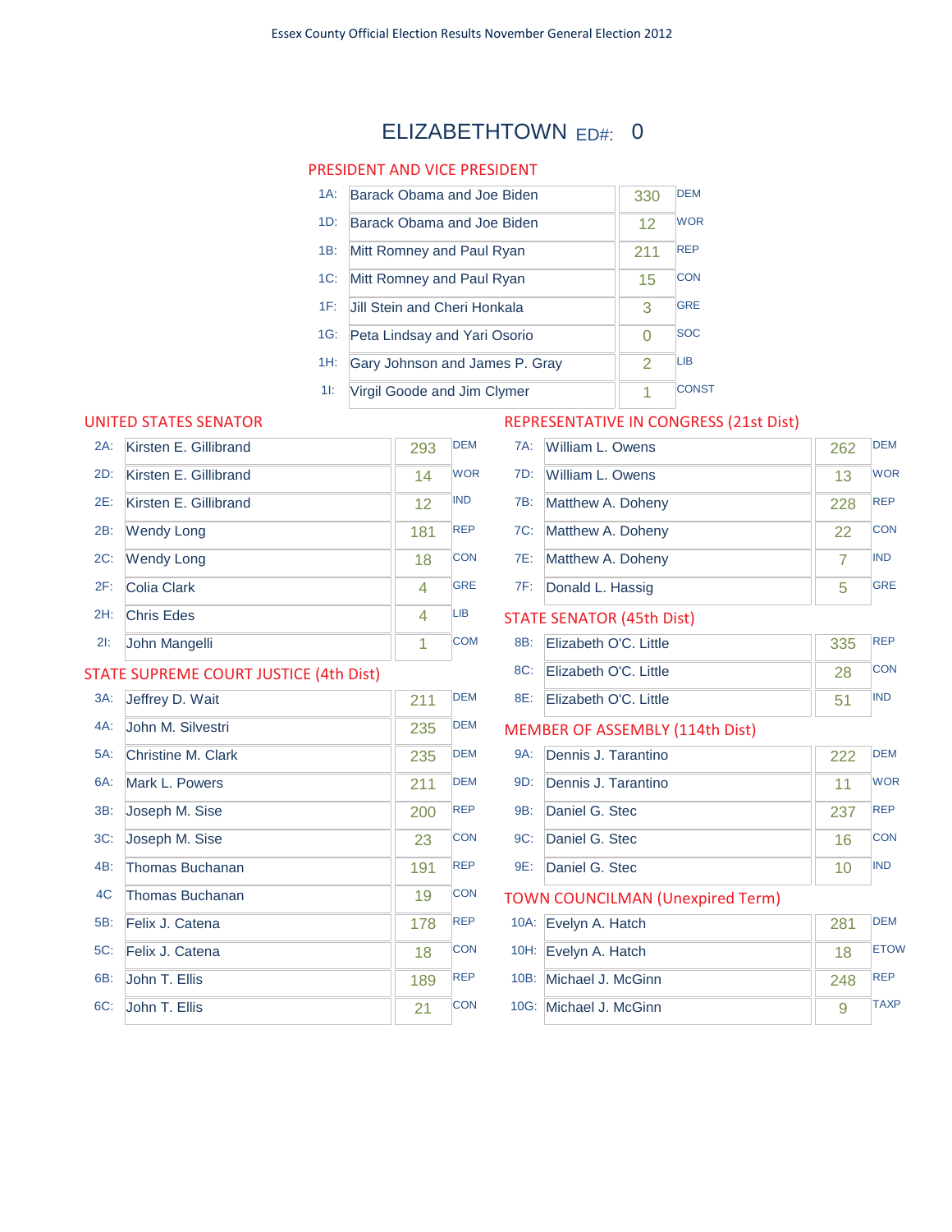Essex County Official Election Results November General Election 2012

# ELIZABETHTOWN ED#: 0

## PRESIDENT AND VICE PRESIDENT

| Line | Candidate | Votes | Party |
|---|---|---|---|
| 1A: | Barack Obama and Joe Biden | 330 | DEM |
| 1D: | Barack Obama and Joe Biden | 12 | WOR |
| 1B: | Mitt Romney and Paul Ryan | 211 | REP |
| 1C: | Mitt Romney and Paul Ryan | 15 | CON |
| 1F: | Jill Stein and Cheri Honkala | 3 | GRE |
| 1G: | Peta Lindsay and Yari Osorio | 0 | SOC |
| 1H: | Gary Johnson and James P. Gray | 2 | LIB |
| 1I: | Virgil Goode and Jim Clymer | 1 | CONST |

## UNITED STATES SENATOR

| Line | Candidate | Votes | Party |
|---|---|---|---|
| 2A: | Kirsten E. Gillibrand | 293 | DEM |
| 2D: | Kirsten E. Gillibrand | 14 | WOR |
| 2E: | Kirsten E. Gillibrand | 12 | IND |
| 2B: | Wendy Long | 181 | REP |
| 2C: | Wendy Long | 18 | CON |
| 2F: | Colia Clark | 4 | GRE |
| 2H: | Chris Edes | 4 | LIB |
| 2I: | John Mangelli | 1 | COM |

## STATE SUPREME COURT JUSTICE (4th Dist)

| Line | Candidate | Votes | Party |
|---|---|---|---|
| 3A: | Jeffrey D. Wait | 211 | DEM |
| 4A: | John M. Silvestri | 235 | DEM |
| 5A: | Christine M. Clark | 235 | DEM |
| 6A: | Mark L. Powers | 211 | DEM |
| 3B: | Joseph M. Sise | 200 | REP |
| 3C: | Joseph M. Sise | 23 | CON |
| 4B: | Thomas Buchanan | 191 | REP |
| 4C | Thomas Buchanan | 19 | CON |
| 5B: | Felix J. Catena | 178 | REP |
| 5C: | Felix J. Catena | 18 | CON |
| 6B: | John T. Ellis | 189 | REP |
| 6C: | John T. Ellis | 21 | CON |

## REPRESENTATIVE IN CONGRESS (21st Dist)

| Line | Candidate | Votes | Party |
|---|---|---|---|
| 7A: | William L. Owens | 262 | DEM |
| 7D: | William L. Owens | 13 | WOR |
| 7B: | Matthew A. Doheny | 228 | REP |
| 7C: | Matthew A. Doheny | 22 | CON |
| 7E: | Matthew A. Doheny | 7 | IND |
| 7F: | Donald L. Hassig | 5 | GRE |

## STATE SENATOR (45th Dist)

| Line | Candidate | Votes | Party |
|---|---|---|---|
| 8B: | Elizabeth O'C. Little | 335 | REP |
| 8C: | Elizabeth O'C. Little | 28 | CON |
| 8E: | Elizabeth O'C. Little | 51 | IND |

## MEMBER OF ASSEMBLY (114th Dist)

| Line | Candidate | Votes | Party |
|---|---|---|---|
| 9A: | Dennis J. Tarantino | 222 | DEM |
| 9D: | Dennis J. Tarantino | 11 | WOR |
| 9B: | Daniel G. Stec | 237 | REP |
| 9C: | Daniel G. Stec | 16 | CON |
| 9E: | Daniel G. Stec | 10 | IND |

## TOWN COUNCILMAN (Unexpired Term)

| Line | Candidate | Votes | Party |
|---|---|---|---|
| 10A: | Evelyn A. Hatch | 281 | DEM |
| 10H: | Evelyn A. Hatch | 18 | ETOW |
| 10B: | Michael J. McGinn | 248 | REP |
| 10G: | Michael J. McGinn | 9 | TAXP |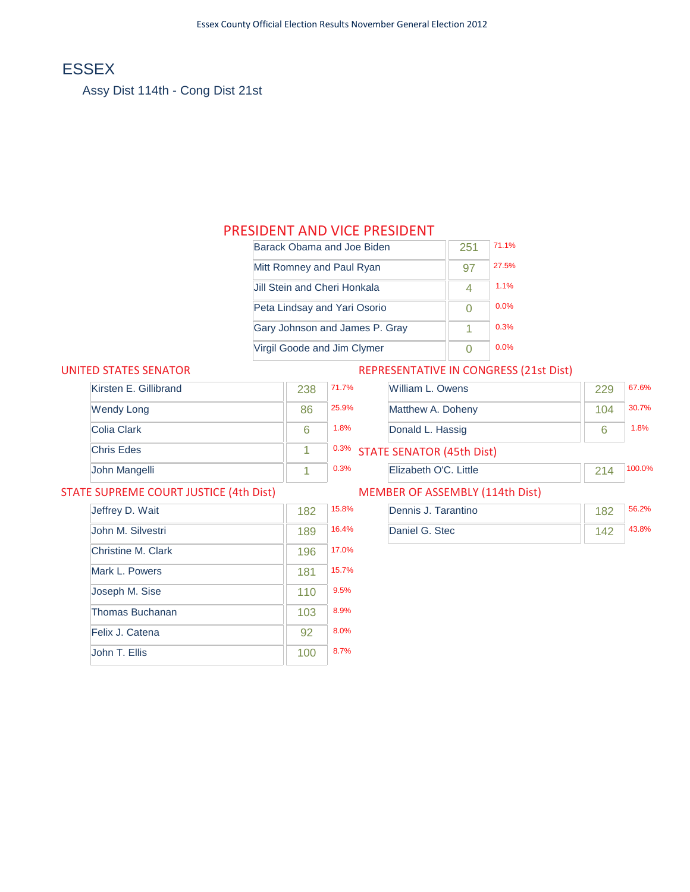# ESSEX

## Assy Dist 114th - Cong Dist 21st

### PRESIDENT AND VICE PRESIDENT

| Candidate | Votes | Percent |
|---|---|---|
| Barack Obama and Joe Biden | 251 | 71.1% |
| Mitt Romney and Paul Ryan | 97 | 27.5% |
| Jill Stein and Cheri Honkala | 4 | 1.1% |
| Peta Lindsay and Yari Osorio | 0 | 0.0% |
| Gary Johnson and James P. Gray | 1 | 0.3% |
| Virgil Goode and Jim Clymer | 0 | 0.0% |

### UNITED STATES SENATOR

| Candidate | Votes | Percent |
|---|---|---|
| Kirsten E. Gillibrand | 238 | 71.7% |
| Wendy Long | 86 | 25.9% |
| Colia Clark | 6 | 1.8% |
| Chris Edes | 1 | 0.3% |
| John Mangelli | 1 | 0.3% |

### REPRESENTATIVE IN CONGRESS (21st Dist)

| Candidate | Votes | Percent |
|---|---|---|
| William L. Owens | 229 | 67.6% |
| Matthew A. Doheny | 104 | 30.7% |
| Donald L. Hassig | 6 | 1.8% |

### STATE SENATOR (45th Dist)

| Candidate | Votes | Percent |
|---|---|---|
| Elizabeth O'C. Little | 214 | 100.0% |

### STATE SUPREME COURT JUSTICE (4th Dist)

| Candidate | Votes | Percent |
|---|---|---|
| Jeffrey D. Wait | 182 | 15.8% |
| John M. Silvestri | 189 | 16.4% |
| Christine M. Clark | 196 | 17.0% |
| Mark L. Powers | 181 | 15.7% |
| Joseph M. Sise | 110 | 9.5% |
| Thomas Buchanan | 103 | 8.9% |
| Felix J. Catena | 92 | 8.0% |
| John T. Ellis | 100 | 8.7% |

### MEMBER OF ASSEMBLY (114th Dist)

| Candidate | Votes | Percent |
|---|---|---|
| Dennis J. Tarantino | 182 | 56.2% |
| Daniel G. Stec | 142 | 43.8% |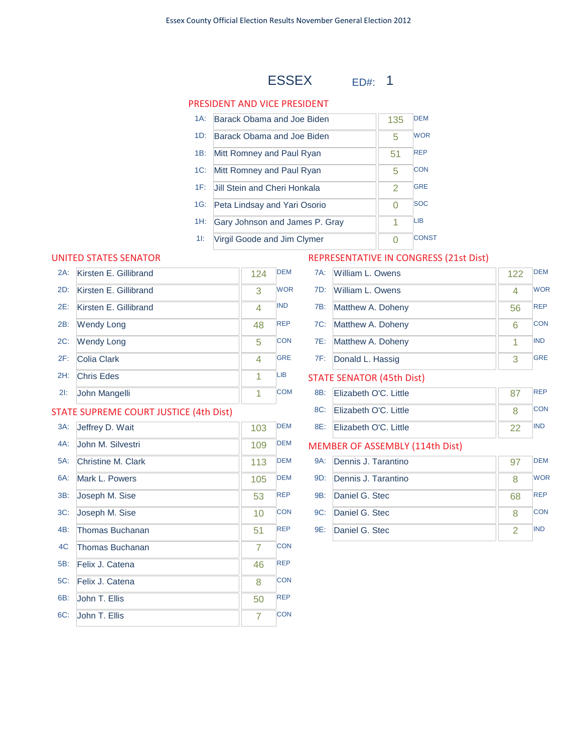Essex County Official Election Results November General Election 2012

# ESSEX ED#: 1

## PRESIDENT AND VICE PRESIDENT

| | Candidate | Votes | Party |
|---|---|---|---|
| 1A: | Barack Obama and Joe Biden | 135 | DEM |
| 1D: | Barack Obama and Joe Biden | 5 | WOR |
| 1B: | Mitt Romney and Paul Ryan | 51 | REP |
| 1C: | Mitt Romney and Paul Ryan | 5 | CON |
| 1F: | Jill Stein and Cheri Honkala | 2 | GRE |
| 1G: | Peta Lindsay and Yari Osorio | 0 | SOC |
| 1H: | Gary Johnson and James P. Gray | 1 | LIB |
| 1I: | Virgil Goode and Jim Clymer | 0 | CONST |

## UNITED STATES SENATOR

| | Candidate | Votes | Party |
|---|---|---|---|
| 2A: | Kirsten E. Gillibrand | 124 | DEM |
| 2D: | Kirsten E. Gillibrand | 3 | WOR |
| 2E: | Kirsten E. Gillibrand | 4 | IND |
| 2B: | Wendy Long | 48 | REP |
| 2C: | Wendy Long | 5 | CON |
| 2F: | Colia Clark | 4 | GRE |
| 2H: | Chris Edes | 1 | LIB |
| 2I: | John Mangelli | 1 | COM |

## STATE SUPREME COURT JUSTICE (4th Dist)

| | Candidate | Votes | Party |
|---|---|---|---|
| 3A: | Jeffrey D. Wait | 103 | DEM |
| 4A: | John M. Silvestri | 109 | DEM |
| 5A: | Christine M. Clark | 113 | DEM |
| 6A: | Mark L. Powers | 105 | DEM |
| 3B: | Joseph M. Sise | 53 | REP |
| 3C: | Joseph M. Sise | 10 | CON |
| 4B: | Thomas Buchanan | 51 | REP |
| 4C | Thomas Buchanan | 7 | CON |
| 5B: | Felix J. Catena | 46 | REP |
| 5C: | Felix J. Catena | 8 | CON |
| 6B: | John T. Ellis | 50 | REP |
| 6C: | John T. Ellis | 7 | CON |

## REPRESENTATIVE IN CONGRESS (21st Dist)

| | Candidate | Votes | Party |
|---|---|---|---|
| 7A: | William L. Owens | 122 | DEM |
| 7D: | William L. Owens | 4 | WOR |
| 7B: | Matthew A. Doheny | 56 | REP |
| 7C: | Matthew A. Doheny | 6 | CON |
| 7E: | Matthew A. Doheny | 1 | IND |
| 7F: | Donald L. Hassig | 3 | GRE |

## STATE SENATOR (45th Dist)

| | Candidate | Votes | Party |
|---|---|---|---|
| 8B: | Elizabeth O'C. Little | 87 | REP |
| 8C: | Elizabeth O'C. Little | 8 | CON |
| 8E: | Elizabeth O'C. Little | 22 | IND |

## MEMBER OF ASSEMBLY (114th Dist)

| | Candidate | Votes | Party |
|---|---|---|---|
| 9A: | Dennis J. Tarantino | 97 | DEM |
| 9D: | Dennis J. Tarantino | 8 | WOR |
| 9B: | Daniel G. Stec | 68 | REP |
| 9C: | Daniel G. Stec | 8 | CON |
| 9E: | Daniel G. Stec | 2 | IND |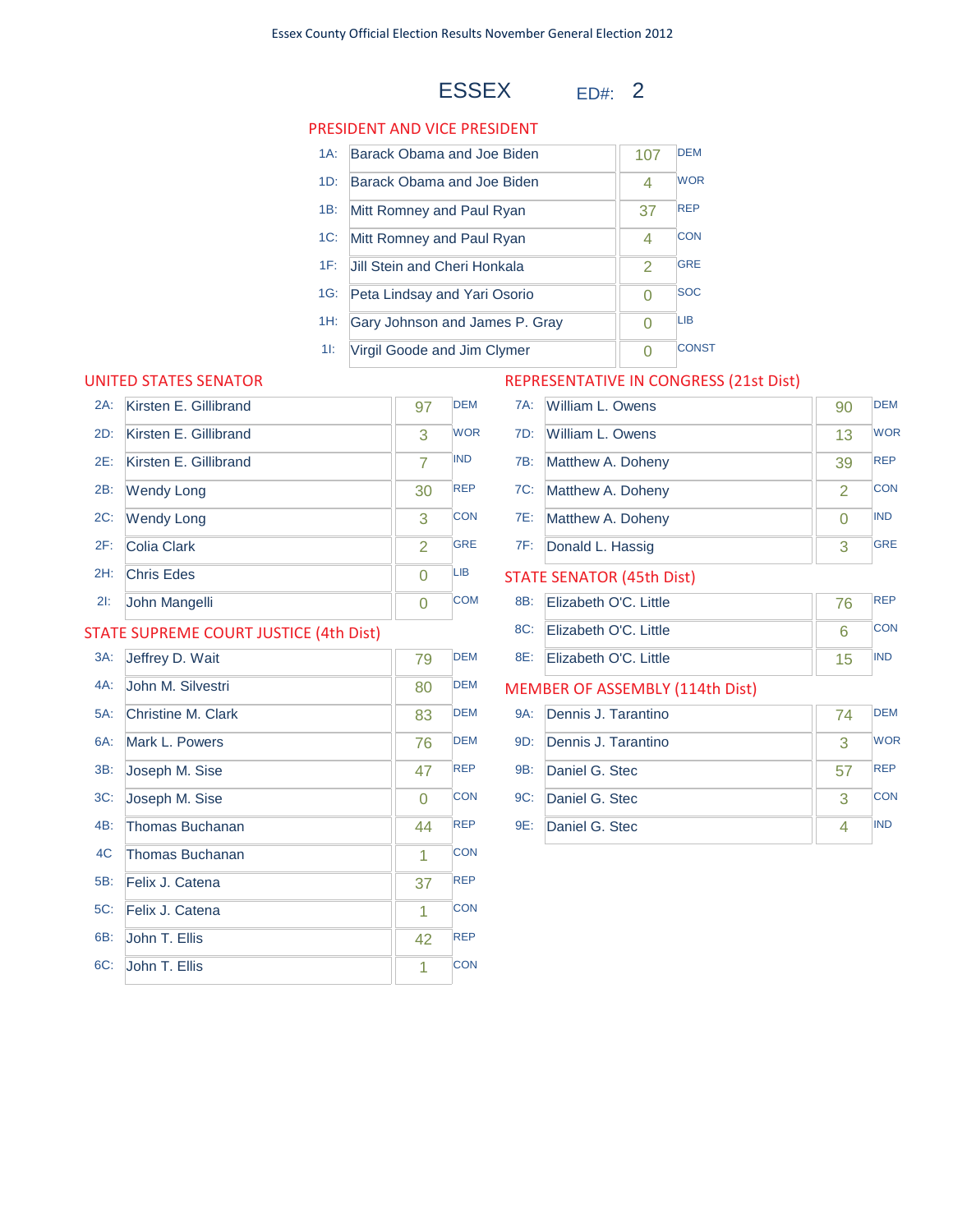Essex County Official Election Results November General Election 2012

# ESSEX ED#: 2

## PRESIDENT AND VICE PRESIDENT

| | Candidate | Votes | Party |
|---|---|---|---|
| 1A: | Barack Obama and Joe Biden | 107 | DEM |
| 1D: | Barack Obama and Joe Biden | 4 | WOR |
| 1B: | Mitt Romney and Paul Ryan | 37 | REP |
| 1C: | Mitt Romney and Paul Ryan | 4 | CON |
| 1F: | Jill Stein and Cheri Honkala | 2 | GRE |
| 1G: | Peta Lindsay and Yari Osorio | 0 | SOC |
| 1H: | Gary Johnson and James P. Gray | 0 | LIB |
| 1I: | Virgil Goode and Jim Clymer | 0 | CONST |

## UNITED STATES SENATOR

| | Candidate | Votes | Party |
|---|---|---|---|
| 2A: | Kirsten E. Gillibrand | 97 | DEM |
| 2D: | Kirsten E. Gillibrand | 3 | WOR |
| 2E: | Kirsten E. Gillibrand | 7 | IND |
| 2B: | Wendy Long | 30 | REP |
| 2C: | Wendy Long | 3 | CON |
| 2F: | Colia Clark | 2 | GRE |
| 2H: | Chris Edes | 0 | LIB |
| 2I: | John Mangelli | 0 | COM |

## STATE SUPREME COURT JUSTICE (4th Dist)

| | Candidate | Votes | Party |
|---|---|---|---|
| 3A: | Jeffrey D. Wait | 79 | DEM |
| 4A: | John M. Silvestri | 80 | DEM |
| 5A: | Christine M. Clark | 83 | DEM |
| 6A: | Mark L. Powers | 76 | DEM |
| 3B: | Joseph M. Sise | 47 | REP |
| 3C: | Joseph M. Sise | 0 | CON |
| 4B: | Thomas Buchanan | 44 | REP |
| 4C | Thomas Buchanan | 1 | CON |
| 5B: | Felix J. Catena | 37 | REP |
| 5C: | Felix J. Catena | 1 | CON |
| 6B: | John T. Ellis | 42 | REP |
| 6C: | John T. Ellis | 1 | CON |

## REPRESENTATIVE IN CONGRESS (21st Dist)

| | Candidate | Votes | Party |
|---|---|---|---|
| 7A: | William L. Owens | 90 | DEM |
| 7D: | William L. Owens | 13 | WOR |
| 7B: | Matthew A. Doheny | 39 | REP |
| 7C: | Matthew A. Doheny | 2 | CON |
| 7E: | Matthew A. Doheny | 0 | IND |
| 7F: | Donald L. Hassig | 3 | GRE |

## STATE SENATOR (45th Dist)

| | Candidate | Votes | Party |
|---|---|---|---|
| 8B: | Elizabeth O'C. Little | 76 | REP |
| 8C: | Elizabeth O'C. Little | 6 | CON |
| 8E: | Elizabeth O'C. Little | 15 | IND |

## MEMBER OF ASSEMBLY (114th Dist)

| | Candidate | Votes | Party |
|---|---|---|---|
| 9A: | Dennis J. Tarantino | 74 | DEM |
| 9D: | Dennis J. Tarantino | 3 | WOR |
| 9B: | Daniel G. Stec | 57 | REP |
| 9C: | Daniel G. Stec | 3 | CON |
| 9E: | Daniel G. Stec | 4 | IND |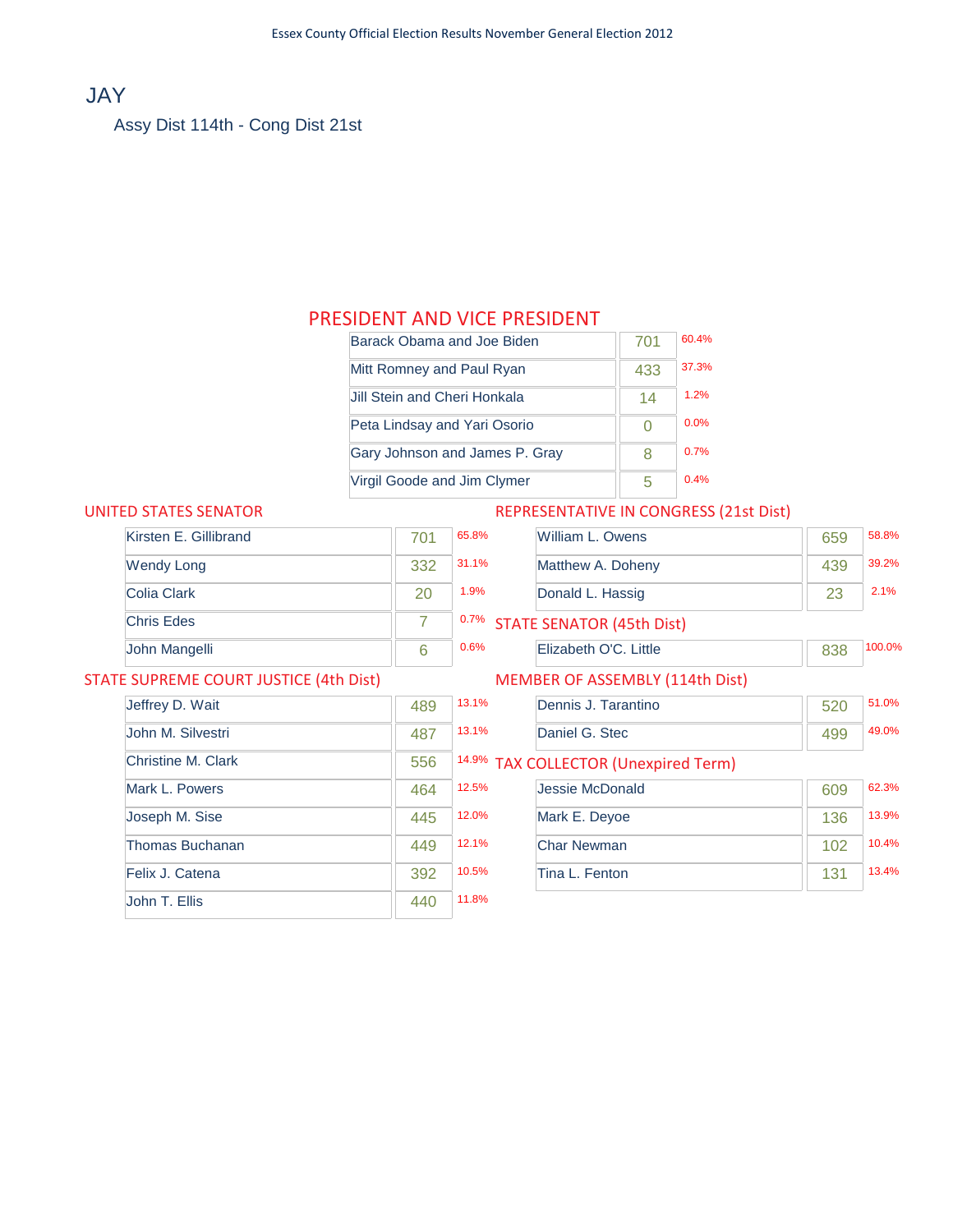# JAY

## Assy Dist 114th - Cong Dist 21st

### PRESIDENT AND VICE PRESIDENT

| Candidate | Votes | % |
|---|---|---|
| Barack Obama and Joe Biden | 701 | 60.4% |
| Mitt Romney and Paul Ryan | 433 | 37.3% |
| Jill Stein and Cheri Honkala | 14 | 1.2% |
| Peta Lindsay and Yari Osorio | 0 | 0.0% |
| Gary Johnson and James P. Gray | 8 | 0.7% |
| Virgil Goode and Jim Clymer | 5 | 0.4% |

### UNITED STATES SENATOR

| Candidate | Votes | % |
|---|---|---|
| Kirsten E. Gillibrand | 701 | 65.8% |
| Wendy Long | 332 | 31.1% |
| Colia Clark | 20 | 1.9% |
| Chris Edes | 7 | 0.7% |
| John Mangelli | 6 | 0.6% |

### STATE SUPREME COURT JUSTICE (4th Dist)

| Candidate | Votes | % |
|---|---|---|
| Jeffrey D. Wait | 489 | 13.1% |
| John M. Silvestri | 487 | 13.1% |
| Christine M. Clark | 556 | 14.9% |
| Mark L. Powers | 464 | 12.5% |
| Joseph M. Sise | 445 | 12.0% |
| Thomas Buchanan | 449 | 12.1% |
| Felix J. Catena | 392 | 10.5% |
| John T. Ellis | 440 | 11.8% |

### REPRESENTATIVE IN CONGRESS (21st Dist)

| Candidate | Votes | % |
|---|---|---|
| William L. Owens | 659 | 58.8% |
| Matthew A. Doheny | 439 | 39.2% |
| Donald L. Hassig | 23 | 2.1% |

### STATE SENATOR (45th Dist)

| Candidate | Votes | % |
|---|---|---|
| Elizabeth O'C. Little | 838 | 100.0% |

### MEMBER OF ASSEMBLY (114th Dist)

| Candidate | Votes | % |
|---|---|---|
| Dennis J. Tarantino | 520 | 51.0% |
| Daniel G. Stec | 499 | 49.0% |

### TAX COLLECTOR (Unexpired Term)

| Candidate | Votes | % |
|---|---|---|
| Jessie McDonald | 609 | 62.3% |
| Mark E. Deyoe | 136 | 13.9% |
| Char Newman | 102 | 10.4% |
| Tina L. Fenton | 131 | 13.4% |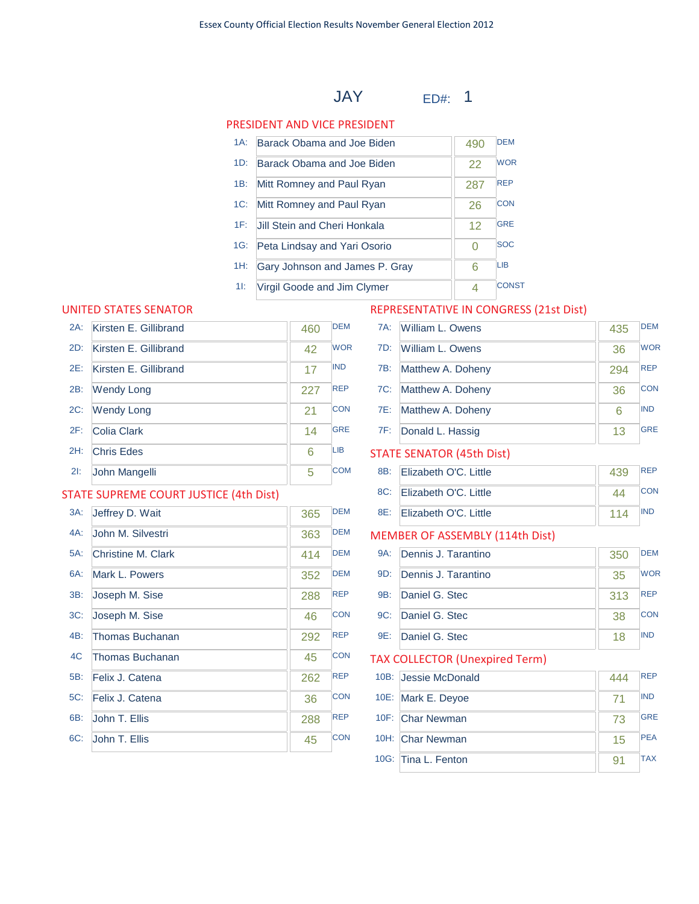Essex County Official Election Results November General Election 2012

# JAY ED#: 1

## PRESIDENT AND VICE PRESIDENT

| | Candidate | Votes | Party |
|---|---|---|---|
| 1A: | Barack Obama and Joe Biden | 490 | DEM |
| 1D: | Barack Obama and Joe Biden | 22 | WOR |
| 1B: | Mitt Romney and Paul Ryan | 287 | REP |
| 1C: | Mitt Romney and Paul Ryan | 26 | CON |
| 1F: | Jill Stein and Cheri Honkala | 12 | GRE |
| 1G: | Peta Lindsay and Yari Osorio | 0 | SOC |
| 1H: | Gary Johnson and James P. Gray | 6 | LIB |
| 1I: | Virgil Goode and Jim Clymer | 4 | CONST |

## UNITED STATES SENATOR

| | Candidate | Votes | Party |
|---|---|---|---|
| 2A: | Kirsten E. Gillibrand | 460 | DEM |
| 2D: | Kirsten E. Gillibrand | 42 | WOR |
| 2E: | Kirsten E. Gillibrand | 17 | IND |
| 2B: | Wendy Long | 227 | REP |
| 2C: | Wendy Long | 21 | CON |
| 2F: | Colia Clark | 14 | GRE |
| 2H: | Chris Edes | 6 | LIB |
| 2I: | John Mangelli | 5 | COM |

## STATE SUPREME COURT JUSTICE (4th Dist)

| | Candidate | Votes | Party |
|---|---|---|---|
| 3A: | Jeffrey D. Wait | 365 | DEM |
| 4A: | John M. Silvestri | 363 | DEM |
| 5A: | Christine M. Clark | 414 | DEM |
| 6A: | Mark L. Powers | 352 | DEM |
| 3B: | Joseph M. Sise | 288 | REP |
| 3C: | Joseph M. Sise | 46 | CON |
| 4B: | Thomas Buchanan | 292 | REP |
| 4C | Thomas Buchanan | 45 | CON |
| 5B: | Felix J. Catena | 262 | REP |
| 5C: | Felix J. Catena | 36 | CON |
| 6B: | John T. Ellis | 288 | REP |
| 6C: | John T. Ellis | 45 | CON |

## REPRESENTATIVE IN CONGRESS (21st Dist)

| | Candidate | Votes | Party |
|---|---|---|---|
| 7A: | William L. Owens | 435 | DEM |
| 7D: | William L. Owens | 36 | WOR |
| 7B: | Matthew A. Doheny | 294 | REP |
| 7C: | Matthew A. Doheny | 36 | CON |
| 7E: | Matthew A. Doheny | 6 | IND |
| 7F: | Donald L. Hassig | 13 | GRE |

## STATE SENATOR (45th Dist)

| | Candidate | Votes | Party |
|---|---|---|---|
| 8B: | Elizabeth O'C. Little | 439 | REP |
| 8C: | Elizabeth O'C. Little | 44 | CON |
| 8E: | Elizabeth O'C. Little | 114 | IND |

## MEMBER OF ASSEMBLY (114th Dist)

| | Candidate | Votes | Party |
|---|---|---|---|
| 9A: | Dennis J. Tarantino | 350 | DEM |
| 9D: | Dennis J. Tarantino | 35 | WOR |
| 9B: | Daniel G. Stec | 313 | REP |
| 9C: | Daniel G. Stec | 38 | CON |
| 9E: | Daniel G. Stec | 18 | IND |

## TAX COLLECTOR (Unexpired Term)

| | Candidate | Votes | Party |
|---|---|---|---|
| 10B: | Jessie McDonald | 444 | REP |
| 10E: | Mark E. Deyoe | 71 | IND |
| 10F: | Char Newman | 73 | GRE |
| 10H: | Char Newman | 15 | PEA |
| 10G: | Tina L. Fenton | 91 | TAX |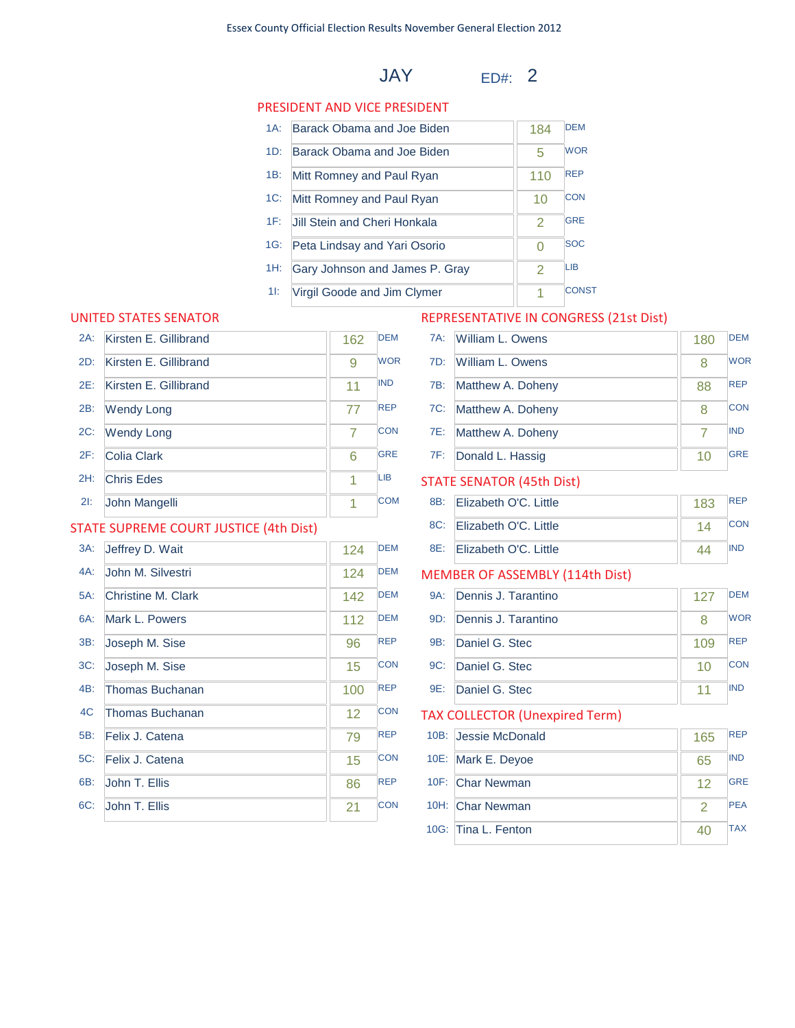Essex County Official Election Results November General Election 2012

# JAY ED#: 2

## PRESIDENT AND VICE PRESIDENT

| Line | Candidate | Votes | Party |
|---|---|---|---|
| 1A: | Barack Obama and Joe Biden | 184 | DEM |
| 1D: | Barack Obama and Joe Biden | 5 | WOR |
| 1B: | Mitt Romney and Paul Ryan | 110 | REP |
| 1C: | Mitt Romney and Paul Ryan | 10 | CON |
| 1F: | Jill Stein and Cheri Honkala | 2 | GRE |
| 1G: | Peta Lindsay and Yari Osorio | 0 | SOC |
| 1H: | Gary Johnson and James P. Gray | 2 | LIB |
| 1I: | Virgil Goode and Jim Clymer | 1 | CONST |

## UNITED STATES SENATOR

| Line | Candidate | Votes | Party |
|---|---|---|---|
| 2A: | Kirsten E. Gillibrand | 162 | DEM |
| 2D: | Kirsten E. Gillibrand | 9 | WOR |
| 2E: | Kirsten E. Gillibrand | 11 | IND |
| 2B: | Wendy Long | 77 | REP |
| 2C: | Wendy Long | 7 | CON |
| 2F: | Colia Clark | 6 | GRE |
| 2H: | Chris Edes | 1 | LIB |
| 2I: | John Mangelli | 1 | COM |

## STATE SUPREME COURT JUSTICE (4th Dist)

| Line | Candidate | Votes | Party |
|---|---|---|---|
| 3A: | Jeffrey D. Wait | 124 | DEM |
| 4A: | John M. Silvestri | 124 | DEM |
| 5A: | Christine M. Clark | 142 | DEM |
| 6A: | Mark L. Powers | 112 | DEM |
| 3B: | Joseph M. Sise | 96 | REP |
| 3C: | Joseph M. Sise | 15 | CON |
| 4B: | Thomas Buchanan | 100 | REP |
| 4C | Thomas Buchanan | 12 | CON |
| 5B: | Felix J. Catena | 79 | REP |
| 5C: | Felix J. Catena | 15 | CON |
| 6B: | John T. Ellis | 86 | REP |
| 6C: | John T. Ellis | 21 | CON |

## REPRESENTATIVE IN CONGRESS (21st Dist)

| Line | Candidate | Votes | Party |
|---|---|---|---|
| 7A: | William L. Owens | 180 | DEM |
| 7D: | William L. Owens | 8 | WOR |
| 7B: | Matthew A. Doheny | 88 | REP |
| 7C: | Matthew A. Doheny | 8 | CON |
| 7E: | Matthew A. Doheny | 7 | IND |
| 7F: | Donald L. Hassig | 10 | GRE |

## STATE SENATOR (45th Dist)

| Line | Candidate | Votes | Party |
|---|---|---|---|
| 8B: | Elizabeth O'C. Little | 183 | REP |
| 8C: | Elizabeth O'C. Little | 14 | CON |
| 8E: | Elizabeth O'C. Little | 44 | IND |

## MEMBER OF ASSEMBLY (114th Dist)

| Line | Candidate | Votes | Party |
|---|---|---|---|
| 9A: | Dennis J. Tarantino | 127 | DEM |
| 9D: | Dennis J. Tarantino | 8 | WOR |
| 9B: | Daniel G. Stec | 109 | REP |
| 9C: | Daniel G. Stec | 10 | CON |
| 9E: | Daniel G. Stec | 11 | IND |

## TAX COLLECTOR (Unexpired Term)

| Line | Candidate | Votes | Party |
|---|---|---|---|
| 10B: | Jessie McDonald | 165 | REP |
| 10E: | Mark E. Deyoe | 65 | IND |
| 10F: | Char Newman | 12 | GRE |
| 10H: | Char Newman | 2 | PEA |
| 10G: | Tina L. Fenton | 40 | TAX |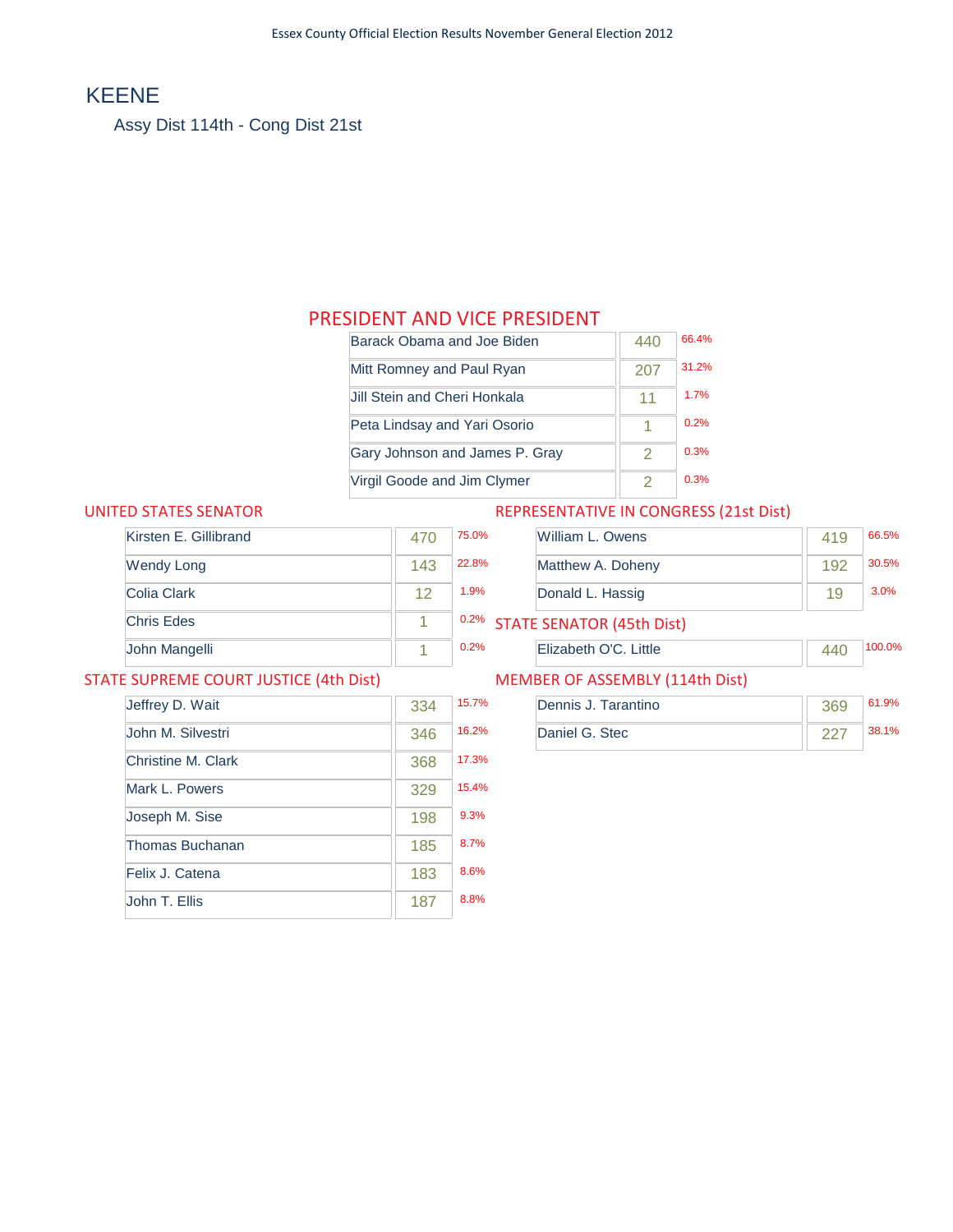# KEENE

Assy Dist 114th - Cong Dist 21st

## PRESIDENT AND VICE PRESIDENT

| Candidate | Votes | % |
|---|---|---|
| Barack Obama and Joe Biden | 440 | 66.4% |
| Mitt Romney and Paul Ryan | 207 | 31.2% |
| Jill Stein and Cheri Honkala | 11 | 1.7% |
| Peta Lindsay and Yari Osorio | 1 | 0.2% |
| Gary Johnson and James P. Gray | 2 | 0.3% |
| Virgil Goode and Jim Clymer | 2 | 0.3% |

## UNITED STATES SENATOR

| Candidate | Votes | % |
|---|---|---|
| Kirsten E. Gillibrand | 470 | 75.0% |
| Wendy Long | 143 | 22.8% |
| Colia Clark | 12 | 1.9% |
| Chris Edes | 1 | 0.2% |
| John Mangelli | 1 | 0.2% |

## REPRESENTATIVE IN CONGRESS (21st Dist)

| Candidate | Votes | % |
|---|---|---|
| William L. Owens | 419 | 66.5% |
| Matthew A. Doheny | 192 | 30.5% |
| Donald L. Hassig | 19 | 3.0% |

## STATE SENATOR (45th Dist)

| Candidate | Votes | % |
|---|---|---|
| Elizabeth O'C. Little | 440 | 100.0% |

## STATE SUPREME COURT JUSTICE (4th Dist)

| Candidate | Votes | % |
|---|---|---|
| Jeffrey D. Wait | 334 | 15.7% |
| John M. Silvestri | 346 | 16.2% |
| Christine M. Clark | 368 | 17.3% |
| Mark L. Powers | 329 | 15.4% |
| Joseph M. Sise | 198 | 9.3% |
| Thomas Buchanan | 185 | 8.7% |
| Felix J. Catena | 183 | 8.6% |
| John T. Ellis | 187 | 8.8% |

## MEMBER OF ASSEMBLY (114th Dist)

| Candidate | Votes | % |
|---|---|---|
| Dennis J. Tarantino | 369 | 61.9% |
| Daniel G. Stec | 227 | 38.1% |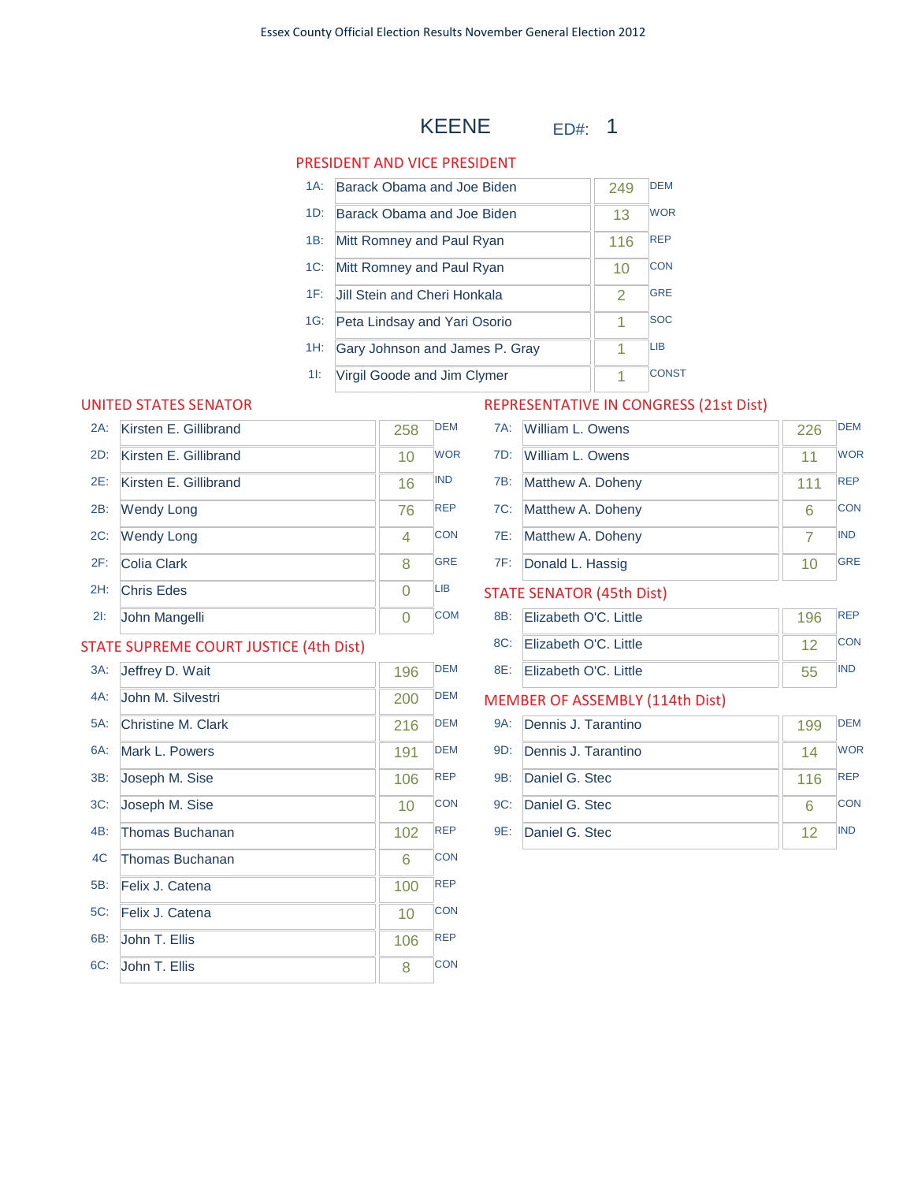Essex County Official Election Results November General Election 2012

# KEENE ED#: 1

## PRESIDENT AND VICE PRESIDENT

| Code | Candidate | Votes | Party |
|---|---|---|---|
| 1A: | Barack Obama and Joe Biden | 249 | DEM |
| 1D: | Barack Obama and Joe Biden | 13 | WOR |
| 1B: | Mitt Romney and Paul Ryan | 116 | REP |
| 1C: | Mitt Romney and Paul Ryan | 10 | CON |
| 1F: | Jill Stein and Cheri Honkala | 2 | GRE |
| 1G: | Peta Lindsay and Yari Osorio | 1 | SOC |
| 1H: | Gary Johnson and James P. Gray | 1 | LIB |
| 1I: | Virgil Goode and Jim Clymer | 1 | CONST |

## UNITED STATES SENATOR

| Code | Candidate | Votes | Party |
|---|---|---|---|
| 2A: | Kirsten E. Gillibrand | 258 | DEM |
| 2D: | Kirsten E. Gillibrand | 10 | WOR |
| 2E: | Kirsten E. Gillibrand | 16 | IND |
| 2B: | Wendy Long | 76 | REP |
| 2C: | Wendy Long | 4 | CON |
| 2F: | Colia Clark | 8 | GRE |
| 2H: | Chris Edes | 0 | LIB |
| 2I: | John Mangelli | 0 | COM |

## STATE SUPREME COURT JUSTICE (4th Dist)

| Code | Candidate | Votes | Party |
|---|---|---|---|
| 3A: | Jeffrey D. Wait | 196 | DEM |
| 4A: | John M. Silvestri | 200 | DEM |
| 5A: | Christine M. Clark | 216 | DEM |
| 6A: | Mark L. Powers | 191 | DEM |
| 3B: | Joseph M. Sise | 106 | REP |
| 3C: | Joseph M. Sise | 10 | CON |
| 4B: | Thomas Buchanan | 102 | REP |
| 4C | Thomas Buchanan | 6 | CON |
| 5B: | Felix J. Catena | 100 | REP |
| 5C: | Felix J. Catena | 10 | CON |
| 6B: | John T. Ellis | 106 | REP |
| 6C: | John T. Ellis | 8 | CON |

## REPRESENTATIVE IN CONGRESS (21st Dist)

| Code | Candidate | Votes | Party |
|---|---|---|---|
| 7A: | William L. Owens | 226 | DEM |
| 7D: | William L. Owens | 11 | WOR |
| 7B: | Matthew A. Doheny | 111 | REP |
| 7C: | Matthew A. Doheny | 6 | CON |
| 7E: | Matthew A. Doheny | 7 | IND |
| 7F: | Donald L. Hassig | 10 | GRE |

## STATE SENATOR (45th Dist)

| Code | Candidate | Votes | Party |
|---|---|---|---|
| 8B: | Elizabeth O'C. Little | 196 | REP |
| 8C: | Elizabeth O'C. Little | 12 | CON |
| 8E: | Elizabeth O'C. Little | 55 | IND |

## MEMBER OF ASSEMBLY (114th Dist)

| Code | Candidate | Votes | Party |
|---|---|---|---|
| 9A: | Dennis J. Tarantino | 199 | DEM |
| 9D: | Dennis J. Tarantino | 14 | WOR |
| 9B: | Daniel G. Stec | 116 | REP |
| 9C: | Daniel G. Stec | 6 | CON |
| 9E: | Daniel G. Stec | 12 | IND |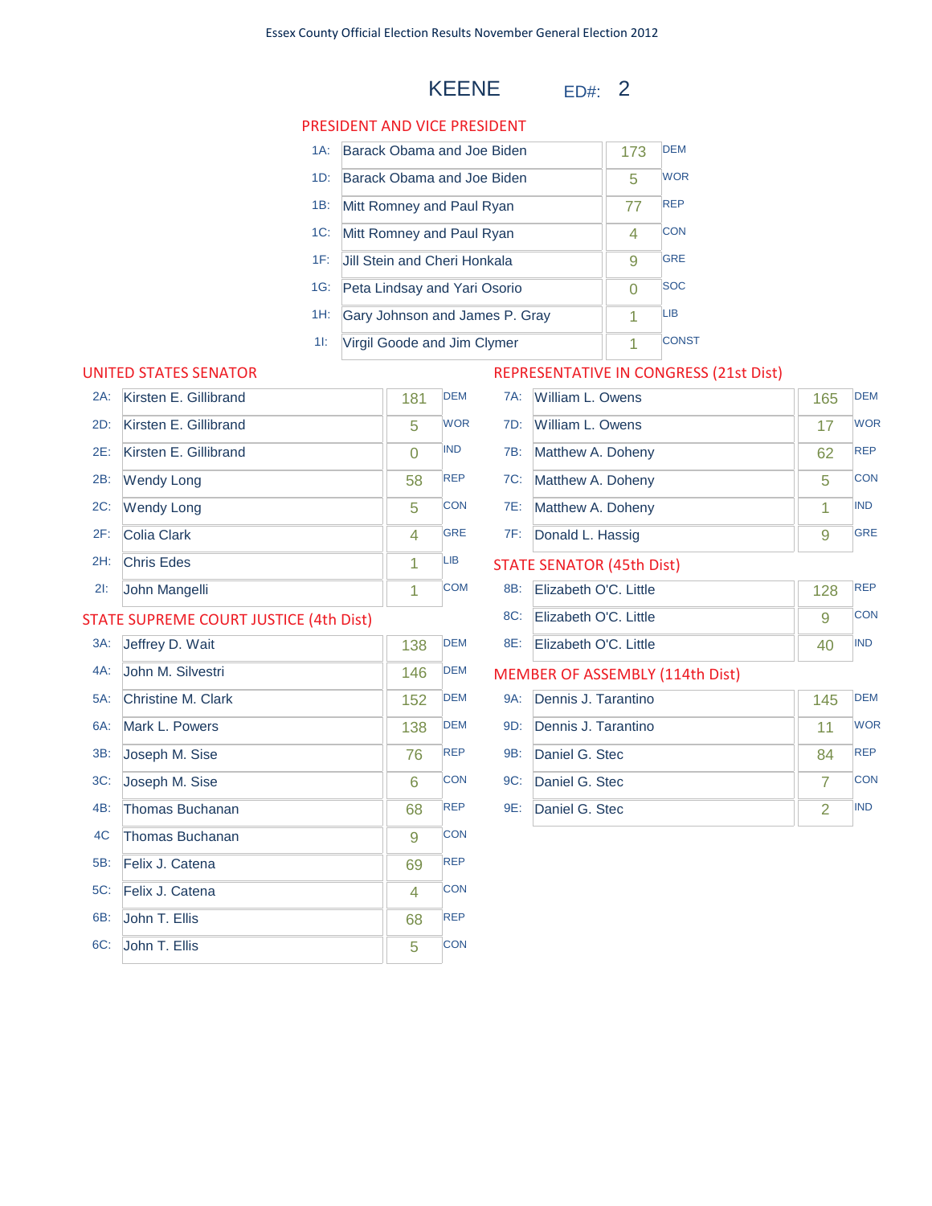Essex County Official Election Results November General Election 2012

# KEENE ED#: 2

## PRESIDENT AND VICE PRESIDENT

| Code | Candidate | Votes | Party |
|---|---|---|---|
| 1A: | Barack Obama and Joe Biden | 173 | DEM |
| 1D: | Barack Obama and Joe Biden | 5 | WOR |
| 1B: | Mitt Romney and Paul Ryan | 77 | REP |
| 1C: | Mitt Romney and Paul Ryan | 4 | CON |
| 1F: | Jill Stein and Cheri Honkala | 9 | GRE |
| 1G: | Peta Lindsay and Yari Osorio | 0 | SOC |
| 1H: | Gary Johnson and James P. Gray | 1 | LIB |
| 1I: | Virgil Goode and Jim Clymer | 1 | CONST |

## UNITED STATES SENATOR

| Code | Candidate | Votes | Party |
|---|---|---|---|
| 2A: | Kirsten E. Gillibrand | 181 | DEM |
| 2D: | Kirsten E. Gillibrand | 5 | WOR |
| 2E: | Kirsten E. Gillibrand | 0 | IND |
| 2B: | Wendy Long | 58 | REP |
| 2C: | Wendy Long | 5 | CON |
| 2F: | Colia Clark | 4 | GRE |
| 2H: | Chris Edes | 1 | LIB |
| 2I: | John Mangelli | 1 | COM |

## STATE SUPREME COURT JUSTICE (4th Dist)

| Code | Candidate | Votes | Party |
|---|---|---|---|
| 3A: | Jeffrey D. Wait | 138 | DEM |
| 4A: | John M. Silvestri | 146 | DEM |
| 5A: | Christine M. Clark | 152 | DEM |
| 6A: | Mark L. Powers | 138 | DEM |
| 3B: | Joseph M. Sise | 76 | REP |
| 3C: | Joseph M. Sise | 6 | CON |
| 4B: | Thomas Buchanan | 68 | REP |
| 4C | Thomas Buchanan | 9 | CON |
| 5B: | Felix J. Catena | 69 | REP |
| 5C: | Felix J. Catena | 4 | CON |
| 6B: | John T. Ellis | 68 | REP |
| 6C: | John T. Ellis | 5 | CON |

## REPRESENTATIVE IN CONGRESS (21st Dist)

| Code | Candidate | Votes | Party |
|---|---|---|---|
| 7A: | William L. Owens | 165 | DEM |
| 7D: | William L. Owens | 17 | WOR |
| 7B: | Matthew A. Doheny | 62 | REP |
| 7C: | Matthew A. Doheny | 5 | CON |
| 7E: | Matthew A. Doheny | 1 | IND |
| 7F: | Donald L. Hassig | 9 | GRE |

## STATE SENATOR (45th Dist)

| Code | Candidate | Votes | Party |
|---|---|---|---|
| 8B: | Elizabeth O'C. Little | 128 | REP |
| 8C: | Elizabeth O'C. Little | 9 | CON |
| 8E: | Elizabeth O'C. Little | 40 | IND |

## MEMBER OF ASSEMBLY (114th Dist)

| Code | Candidate | Votes | Party |
|---|---|---|---|
| 9A: | Dennis J. Tarantino | 145 | DEM |
| 9D: | Dennis J. Tarantino | 11 | WOR |
| 9B: | Daniel G. Stec | 84 | REP |
| 9C: | Daniel G. Stec | 7 | CON |
| 9E: | Daniel G. Stec | 2 | IND |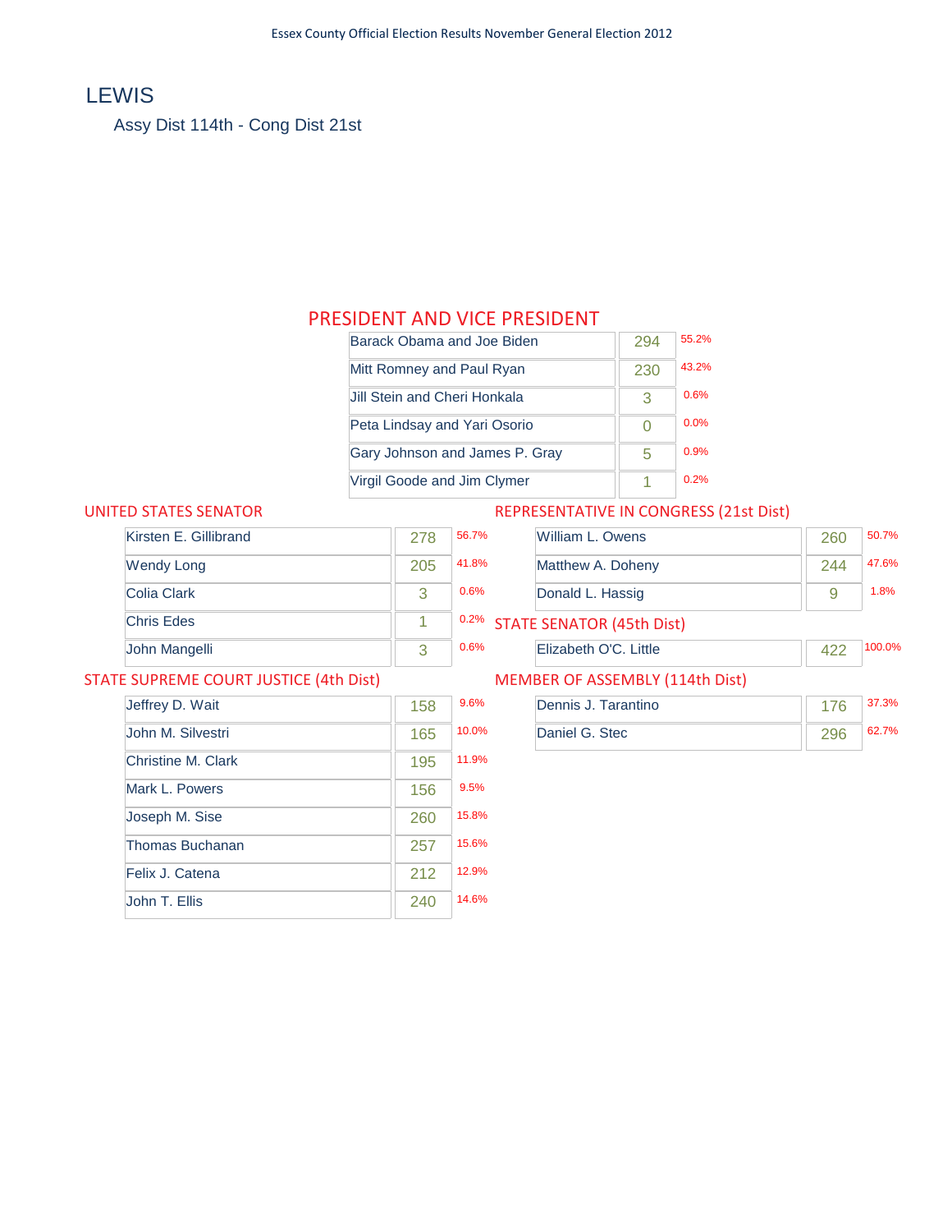# LEWIS

Assy Dist 114th - Cong Dist 21st

## PRESIDENT AND VICE PRESIDENT

| Candidate | Votes | % |
| --- | --- | --- |
| Barack Obama and Joe Biden | 294 | 55.2% |
| Mitt Romney and Paul Ryan | 230 | 43.2% |
| Jill Stein and Cheri Honkala | 3 | 0.6% |
| Peta Lindsay and Yari Osorio | 0 | 0.0% |
| Gary Johnson and James P. Gray | 5 | 0.9% |
| Virgil Goode and Jim Clymer | 1 | 0.2% |

## UNITED STATES SENATOR

| Candidate | Votes | % |
| --- | --- | --- |
| Kirsten E. Gillibrand | 278 | 56.7% |
| Wendy Long | 205 | 41.8% |
| Colia Clark | 3 | 0.6% |
| Chris Edes | 1 | 0.2% |
| John Mangelli | 3 | 0.6% |

## REPRESENTATIVE IN CONGRESS (21st Dist)

| Candidate | Votes | % |
| --- | --- | --- |
| William L. Owens | 260 | 50.7% |
| Matthew A. Doheny | 244 | 47.6% |
| Donald L. Hassig | 9 | 1.8% |

## STATE SENATOR (45th Dist)

| Candidate | Votes | % |
| --- | --- | --- |
| Elizabeth O'C. Little | 422 | 100.0% |

## STATE SUPREME COURT JUSTICE (4th Dist)

| Candidate | Votes | % |
| --- | --- | --- |
| Jeffrey D. Wait | 158 | 9.6% |
| John M. Silvestri | 165 | 10.0% |
| Christine M. Clark | 195 | 11.9% |
| Mark L. Powers | 156 | 9.5% |
| Joseph M. Sise | 260 | 15.8% |
| Thomas Buchanan | 257 | 15.6% |
| Felix J. Catena | 212 | 12.9% |
| John T. Ellis | 240 | 14.6% |

## MEMBER OF ASSEMBLY (114th Dist)

| Candidate | Votes | % |
| --- | --- | --- |
| Dennis J. Tarantino | 176 | 37.3% |
| Daniel G. Stec | 296 | 62.7% |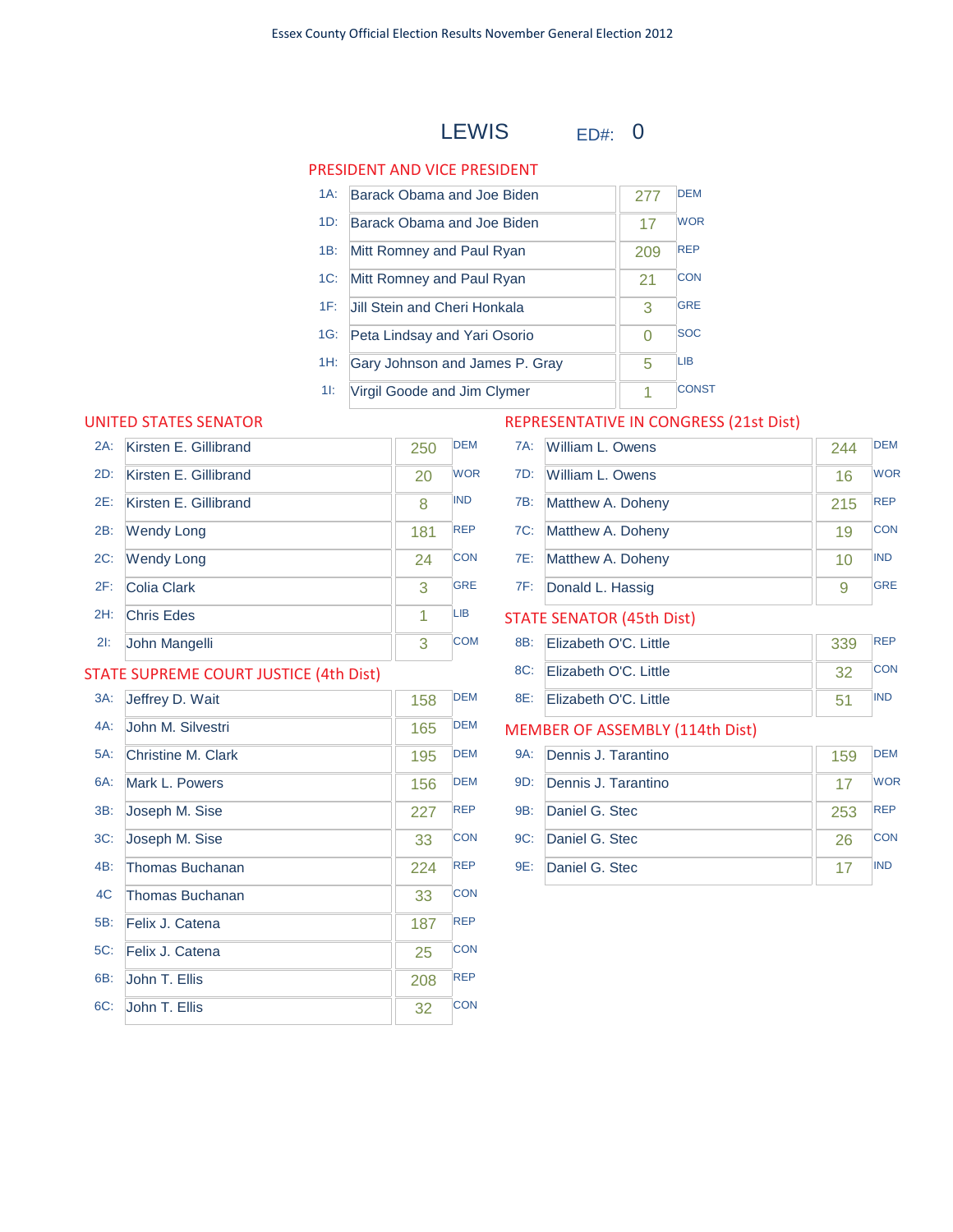# LEWIS

ED#: 0

## PRESIDENT AND VICE PRESIDENT

| Code | Candidate | Votes | Party |
|---|---|---|---|
| 1A: | Barack Obama and Joe Biden | 277 | DEM |
| 1D: | Barack Obama and Joe Biden | 17 | WOR |
| 1B: | Mitt Romney and Paul Ryan | 209 | REP |
| 1C: | Mitt Romney and Paul Ryan | 21 | CON |
| 1F: | Jill Stein and Cheri Honkala | 3 | GRE |
| 1G: | Peta Lindsay and Yari Osorio | 0 | SOC |
| 1H: | Gary Johnson and James P. Gray | 5 | LIB |
| 1I: | Virgil Goode and Jim Clymer | 1 | CONST |

## UNITED STATES SENATOR

| Code | Candidate | Votes | Party |
|---|---|---|---|
| 2A: | Kirsten E. Gillibrand | 250 | DEM |
| 2D: | Kirsten E. Gillibrand | 20 | WOR |
| 2E: | Kirsten E. Gillibrand | 8 | IND |
| 2B: | Wendy Long | 181 | REP |
| 2C: | Wendy Long | 24 | CON |
| 2F: | Colia Clark | 3 | GRE |
| 2H: | Chris Edes | 1 | LIB |
| 2I: | John Mangelli | 3 | COM |

## STATE SUPREME COURT JUSTICE (4th Dist)

| Code | Candidate | Votes | Party |
|---|---|---|---|
| 3A: | Jeffrey D. Wait | 158 | DEM |
| 4A: | John M. Silvestri | 165 | DEM |
| 5A: | Christine M. Clark | 195 | DEM |
| 6A: | Mark L. Powers | 156 | DEM |
| 3B: | Joseph M. Sise | 227 | REP |
| 3C: | Joseph M. Sise | 33 | CON |
| 4B: | Thomas Buchanan | 224 | REP |
| 4C | Thomas Buchanan | 33 | CON |
| 5B: | Felix J. Catena | 187 | REP |
| 5C: | Felix J. Catena | 25 | CON |
| 6B: | John T. Ellis | 208 | REP |
| 6C: | John T. Ellis | 32 | CON |

## REPRESENTATIVE IN CONGRESS (21st Dist)

| Code | Candidate | Votes | Party |
|---|---|---|---|
| 7A: | William L. Owens | 244 | DEM |
| 7D: | William L. Owens | 16 | WOR |
| 7B: | Matthew A. Doheny | 215 | REP |
| 7C: | Matthew A. Doheny | 19 | CON |
| 7E: | Matthew A. Doheny | 10 | IND |
| 7F: | Donald L. Hassig | 9 | GRE |

## STATE SENATOR (45th Dist)

| Code | Candidate | Votes | Party |
|---|---|---|---|
| 8B: | Elizabeth O'C. Little | 339 | REP |
| 8C: | Elizabeth O'C. Little | 32 | CON |
| 8E: | Elizabeth O'C. Little | 51 | IND |

## MEMBER OF ASSEMBLY (114th Dist)

| Code | Candidate | Votes | Party |
|---|---|---|---|
| 9A: | Dennis J. Tarantino | 159 | DEM |
| 9D: | Dennis J. Tarantino | 17 | WOR |
| 9B: | Daniel G. Stec | 253 | REP |
| 9C: | Daniel G. Stec | 26 | CON |
| 9E: | Daniel G. Stec | 17 | IND |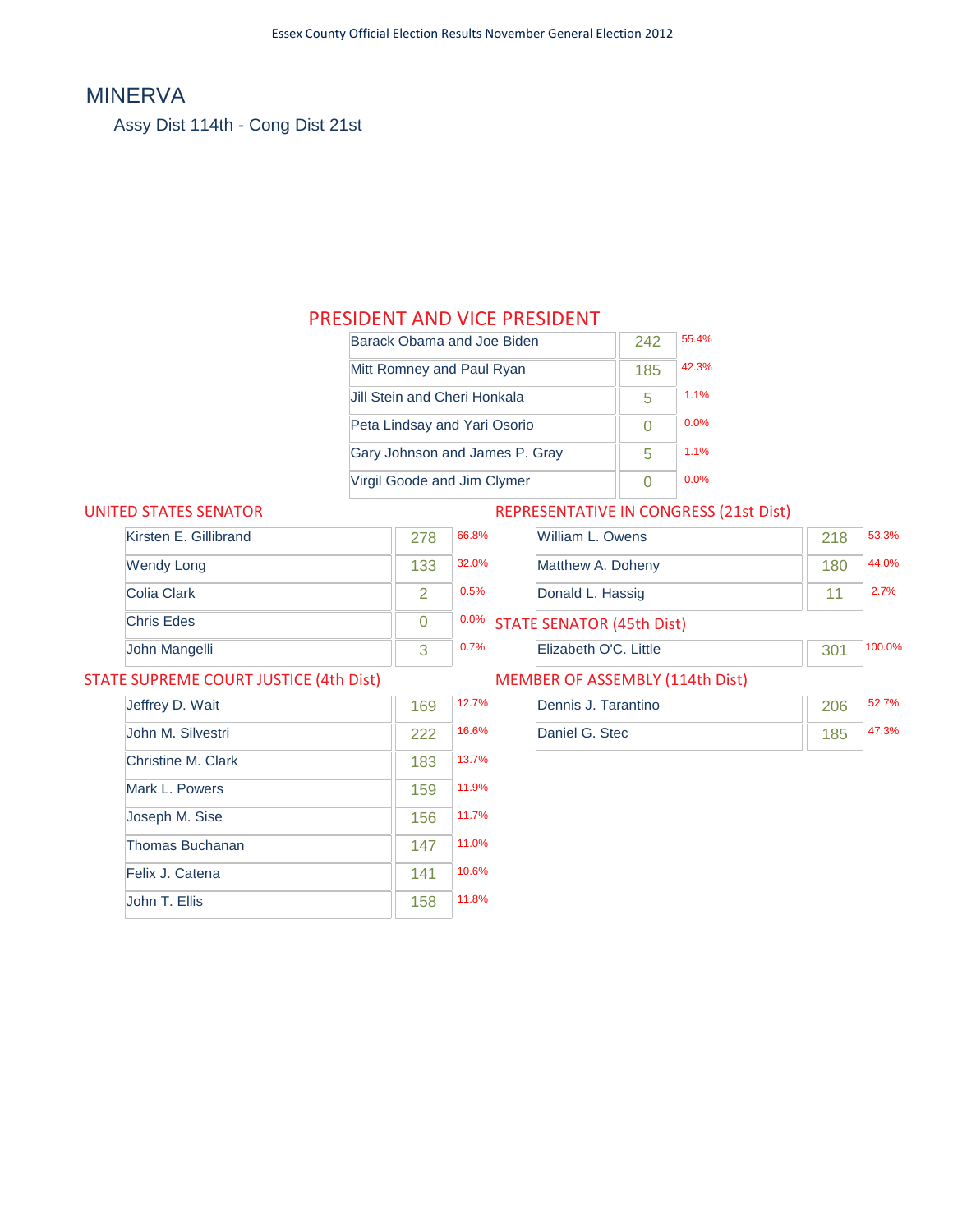# MINERVA

Assy Dist 114th - Cong Dist 21st

## PRESIDENT AND VICE PRESIDENT

| Candidate | Votes | % |
|---|---|---|
| Barack Obama and Joe Biden | 242 | 55.4% |
| Mitt Romney and Paul Ryan | 185 | 42.3% |
| Jill Stein and Cheri Honkala | 5 | 1.1% |
| Peta Lindsay and Yari Osorio | 0 | 0.0% |
| Gary Johnson and James P. Gray | 5 | 1.1% |
| Virgil Goode and Jim Clymer | 0 | 0.0% |

## UNITED STATES SENATOR

| Candidate | Votes | % |
|---|---|---|
| Kirsten E. Gillibrand | 278 | 66.8% |
| Wendy Long | 133 | 32.0% |
| Colia Clark | 2 | 0.5% |
| Chris Edes | 0 | 0.0% |
| John Mangelli | 3 | 0.7% |

## REPRESENTATIVE IN CONGRESS (21st Dist)

| Candidate | Votes | % |
|---|---|---|
| William L. Owens | 218 | 53.3% |
| Matthew A. Doheny | 180 | 44.0% |
| Donald L. Hassig | 11 | 2.7% |

## STATE SENATOR (45th Dist)

| Candidate | Votes | % |
|---|---|---|
| Elizabeth O'C. Little | 301 | 100.0% |

## STATE SUPREME COURT JUSTICE (4th Dist)

| Candidate | Votes | % |
|---|---|---|
| Jeffrey D. Wait | 169 | 12.7% |
| John M. Silvestri | 222 | 16.6% |
| Christine M. Clark | 183 | 13.7% |
| Mark L. Powers | 159 | 11.9% |
| Joseph M. Sise | 156 | 11.7% |
| Thomas Buchanan | 147 | 11.0% |
| Felix J. Catena | 141 | 10.6% |
| John T. Ellis | 158 | 11.8% |

## MEMBER OF ASSEMBLY (114th Dist)

| Candidate | Votes | % |
|---|---|---|
| Dennis J. Tarantino | 206 | 52.7% |
| Daniel G. Stec | 185 | 47.3% |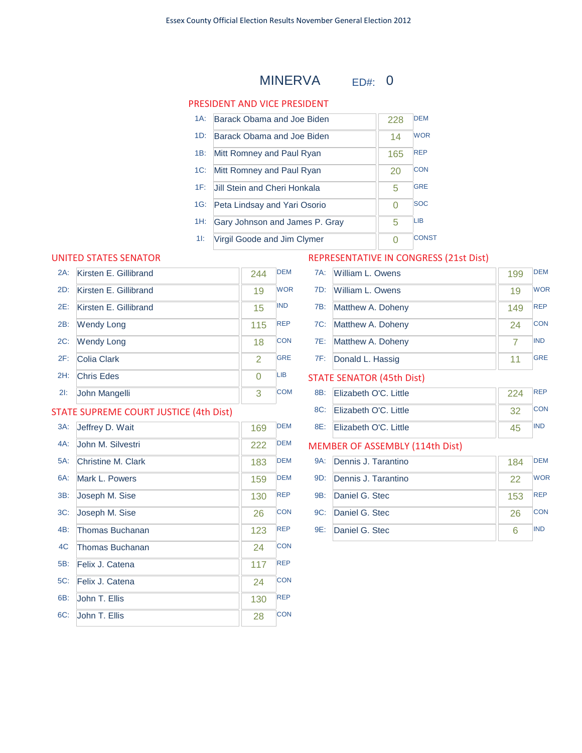Essex County Official Election Results November General Election 2012

# MINERVA ED#: 0

## PRESIDENT AND VICE PRESIDENT

| Code | Candidate | Votes | Party |
|---|---|---|---|
| 1A: | Barack Obama and Joe Biden | 228 | DEM |
| 1D: | Barack Obama and Joe Biden | 14 | WOR |
| 1B: | Mitt Romney and Paul Ryan | 165 | REP |
| 1C: | Mitt Romney and Paul Ryan | 20 | CON |
| 1F: | Jill Stein and Cheri Honkala | 5 | GRE |
| 1G: | Peta Lindsay and Yari Osorio | 0 | SOC |
| 1H: | Gary Johnson and James P. Gray | 5 | LIB |
| 1I: | Virgil Goode and Jim Clymer | 0 | CONST |

## UNITED STATES SENATOR

| Code | Candidate | Votes | Party |
|---|---|---|---|
| 2A: | Kirsten E. Gillibrand | 244 | DEM |
| 2D: | Kirsten E. Gillibrand | 19 | WOR |
| 2E: | Kirsten E. Gillibrand | 15 | IND |
| 2B: | Wendy Long | 115 | REP |
| 2C: | Wendy Long | 18 | CON |
| 2F: | Colia Clark | 2 | GRE |
| 2H: | Chris Edes | 0 | LIB |
| 2I: | John Mangelli | 3 | COM |

## STATE SUPREME COURT JUSTICE (4th Dist)

| Code | Candidate | Votes | Party |
|---|---|---|---|
| 3A: | Jeffrey D. Wait | 169 | DEM |
| 4A: | John M. Silvestri | 222 | DEM |
| 5A: | Christine M. Clark | 183 | DEM |
| 6A: | Mark L. Powers | 159 | DEM |
| 3B: | Joseph M. Sise | 130 | REP |
| 3C: | Joseph M. Sise | 26 | CON |
| 4B: | Thomas Buchanan | 123 | REP |
| 4C | Thomas Buchanan | 24 | CON |
| 5B: | Felix J. Catena | 117 | REP |
| 5C: | Felix J. Catena | 24 | CON |
| 6B: | John T. Ellis | 130 | REP |
| 6C: | John T. Ellis | 28 | CON |

## REPRESENTATIVE IN CONGRESS (21st Dist)

| Code | Candidate | Votes | Party |
|---|---|---|---|
| 7A: | William L. Owens | 199 | DEM |
| 7D: | William L. Owens | 19 | WOR |
| 7B: | Matthew A. Doheny | 149 | REP |
| 7C: | Matthew A. Doheny | 24 | CON |
| 7E: | Matthew A. Doheny | 7 | IND |
| 7F: | Donald L. Hassig | 11 | GRE |

## STATE SENATOR (45th Dist)

| Code | Candidate | Votes | Party |
|---|---|---|---|
| 8B: | Elizabeth O'C. Little | 224 | REP |
| 8C: | Elizabeth O'C. Little | 32 | CON |
| 8E: | Elizabeth O'C. Little | 45 | IND |

## MEMBER OF ASSEMBLY (114th Dist)

| Code | Candidate | Votes | Party |
|---|---|---|---|
| 9A: | Dennis J. Tarantino | 184 | DEM |
| 9D: | Dennis J. Tarantino | 22 | WOR |
| 9B: | Daniel G. Stec | 153 | REP |
| 9C: | Daniel G. Stec | 26 | CON |
| 9E: | Daniel G. Stec | 6 | IND |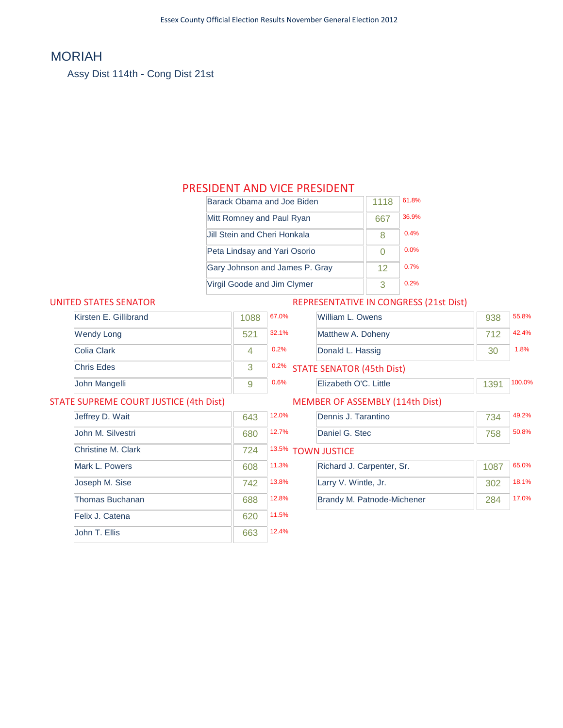# MORIAH

Assy Dist 114th - Cong Dist 21st

## PRESIDENT AND VICE PRESIDENT

| Candidate | Votes | % |
|---|---|---|
| Barack Obama and Joe Biden | 1118 | 61.8% |
| Mitt Romney and Paul Ryan | 667 | 36.9% |
| Jill Stein and Cheri Honkala | 8 | 0.4% |
| Peta Lindsay and Yari Osorio | 0 | 0.0% |
| Gary Johnson and James P. Gray | 12 | 0.7% |
| Virgil Goode and Jim Clymer | 3 | 0.2% |

## UNITED STATES SENATOR

| Candidate | Votes | % |
|---|---|---|
| Kirsten E. Gillibrand | 1088 | 67.0% |
| Wendy Long | 521 | 32.1% |
| Colia Clark | 4 | 0.2% |
| Chris Edes | 3 | 0.2% |
| John Mangelli | 9 | 0.6% |

## REPRESENTATIVE IN CONGRESS (21st Dist)

| Candidate | Votes | % |
|---|---|---|
| William L. Owens | 938 | 55.8% |
| Matthew A. Doheny | 712 | 42.4% |
| Donald L. Hassig | 30 | 1.8% |

## STATE SENATOR (45th Dist)

| Candidate | Votes | % |
|---|---|---|
| Elizabeth O'C. Little | 1391 | 100.0% |

## STATE SUPREME COURT JUSTICE (4th Dist)

| Candidate | Votes | % |
|---|---|---|
| Jeffrey D. Wait | 643 | 12.0% |
| John M. Silvestri | 680 | 12.7% |
| Christine M. Clark | 724 | 13.5% |
| Mark L. Powers | 608 | 11.3% |
| Joseph M. Sise | 742 | 13.8% |
| Thomas Buchanan | 688 | 12.8% |
| Felix J. Catena | 620 | 11.5% |
| John T. Ellis | 663 | 12.4% |

## MEMBER OF ASSEMBLY (114th Dist)

| Candidate | Votes | % |
|---|---|---|
| Dennis J. Tarantino | 734 | 49.2% |
| Daniel G. Stec | 758 | 50.8% |

## TOWN JUSTICE

| Candidate | Votes | % |
|---|---|---|
| Richard J. Carpenter, Sr. | 1087 | 65.0% |
| Larry V. Wintle, Jr. | 302 | 18.1% |
| Brandy M. Patnode-Michener | 284 | 17.0% |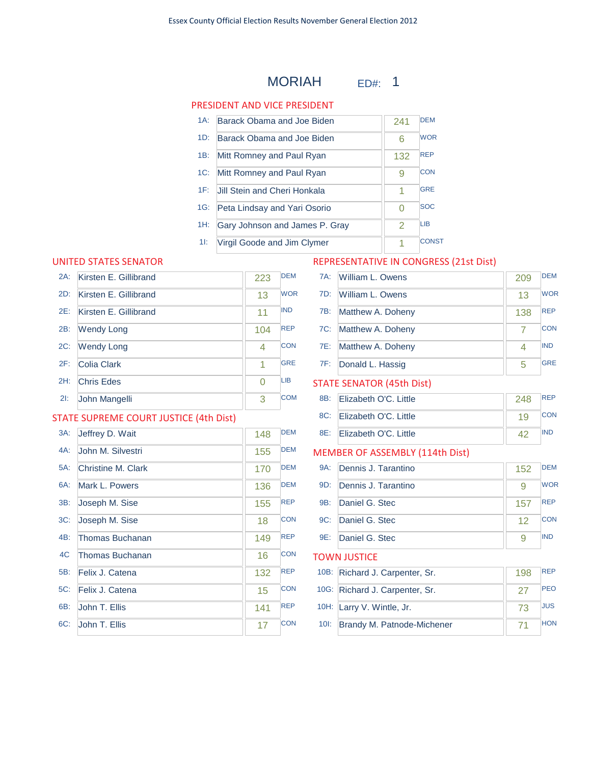# MORIAH ED#: 1

## PRESIDENT AND VICE PRESIDENT

| Code | Candidate | Votes | Party |
|---|---|---|---|
| 1A: | Barack Obama and Joe Biden | 241 | DEM |
| 1D: | Barack Obama and Joe Biden | 6 | WOR |
| 1B: | Mitt Romney and Paul Ryan | 132 | REP |
| 1C: | Mitt Romney and Paul Ryan | 9 | CON |
| 1F: | Jill Stein and Cheri Honkala | 1 | GRE |
| 1G: | Peta Lindsay and Yari Osorio | 0 | SOC |
| 1H: | Gary Johnson and James P. Gray | 2 | LIB |
| 1I: | Virgil Goode and Jim Clymer | 1 | CONST |

## UNITED STATES SENATOR

| Code | Candidate | Votes | Party |
|---|---|---|---|
| 2A: | Kirsten E. Gillibrand | 223 | DEM |
| 2D: | Kirsten E. Gillibrand | 13 | WOR |
| 2E: | Kirsten E. Gillibrand | 11 | IND |
| 2B: | Wendy Long | 104 | REP |
| 2C: | Wendy Long | 4 | CON |
| 2F: | Colia Clark | 1 | GRE |
| 2H: | Chris Edes | 0 | LIB |
| 2I: | John Mangelli | 3 | COM |

## STATE SUPREME COURT JUSTICE (4th Dist)

| Code | Candidate | Votes | Party |
|---|---|---|---|
| 3A: | Jeffrey D. Wait | 148 | DEM |
| 4A: | John M. Silvestri | 155 | DEM |
| 5A: | Christine M. Clark | 170 | DEM |
| 6A: | Mark L. Powers | 136 | DEM |
| 3B: | Joseph M. Sise | 155 | REP |
| 3C: | Joseph M. Sise | 18 | CON |
| 4B: | Thomas Buchanan | 149 | REP |
| 4C | Thomas Buchanan | 16 | CON |
| 5B: | Felix J. Catena | 132 | REP |
| 5C: | Felix J. Catena | 15 | CON |
| 6B: | John T. Ellis | 141 | REP |
| 6C: | John T. Ellis | 17 | CON |

## REPRESENTATIVE IN CONGRESS (21st Dist)

| Code | Candidate | Votes | Party |
|---|---|---|---|
| 7A: | William L. Owens | 209 | DEM |
| 7D: | William L. Owens | 13 | WOR |
| 7B: | Matthew A. Doheny | 138 | REP |
| 7C: | Matthew A. Doheny | 7 | CON |
| 7E: | Matthew A. Doheny | 4 | IND |
| 7F: | Donald L. Hassig | 5 | GRE |

## STATE SENATOR (45th Dist)

| Code | Candidate | Votes | Party |
|---|---|---|---|
| 8B: | Elizabeth O'C. Little | 248 | REP |
| 8C: | Elizabeth O'C. Little | 19 | CON |
| 8E: | Elizabeth O'C. Little | 42 | IND |

## MEMBER OF ASSEMBLY (114th Dist)

| Code | Candidate | Votes | Party |
|---|---|---|---|
| 9A: | Dennis J. Tarantino | 152 | DEM |
| 9D: | Dennis J. Tarantino | 9 | WOR |
| 9B: | Daniel G. Stec | 157 | REP |
| 9C: | Daniel G. Stec | 12 | CON |
| 9E: | Daniel G. Stec | 9 | IND |

## TOWN JUSTICE

| Code | Candidate | Votes | Party |
|---|---|---|---|
| 10B: | Richard J. Carpenter, Sr. | 198 | REP |
| 10G: | Richard J. Carpenter, Sr. | 27 | PEO |
| 10H: | Larry V. Wintle, Jr. | 73 | JUS |
| 10I: | Brandy M. Patnode-Michener | 71 | HON |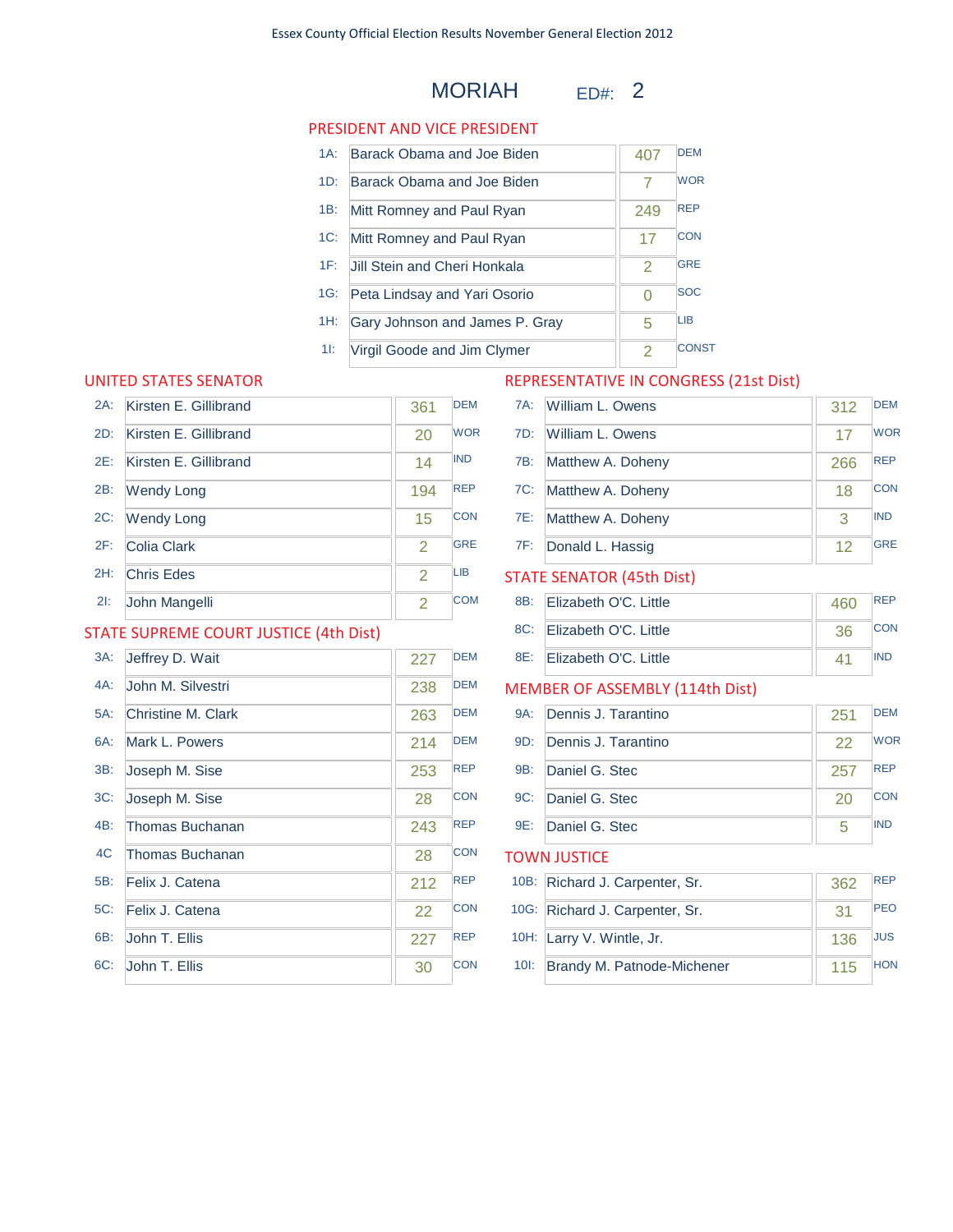Essex County Official Election Results November General Election 2012

# MORIAH ED#: 2

## PRESIDENT AND VICE PRESIDENT

| | Candidate | Votes | Party |
|---|---|---|---|
| 1A: | Barack Obama and Joe Biden | 407 | DEM |
| 1D: | Barack Obama and Joe Biden | 7 | WOR |
| 1B: | Mitt Romney and Paul Ryan | 249 | REP |
| 1C: | Mitt Romney and Paul Ryan | 17 | CON |
| 1F: | Jill Stein and Cheri Honkala | 2 | GRE |
| 1G: | Peta Lindsay and Yari Osorio | 0 | SOC |
| 1H: | Gary Johnson and James P. Gray | 5 | LIB |
| 1I: | Virgil Goode and Jim Clymer | 2 | CONST |

## UNITED STATES SENATOR

| | Candidate | Votes | Party |
|---|---|---|---|
| 2A: | Kirsten E. Gillibrand | 361 | DEM |
| 2D: | Kirsten E. Gillibrand | 20 | WOR |
| 2E: | Kirsten E. Gillibrand | 14 | IND |
| 2B: | Wendy Long | 194 | REP |
| 2C: | Wendy Long | 15 | CON |
| 2F: | Colia Clark | 2 | GRE |
| 2H: | Chris Edes | 2 | LIB |
| 2I: | John Mangelli | 2 | COM |

## STATE SUPREME COURT JUSTICE (4th Dist)

| | Candidate | Votes | Party |
|---|---|---|---|
| 3A: | Jeffrey D. Wait | 227 | DEM |
| 4A: | John M. Silvestri | 238 | DEM |
| 5A: | Christine M. Clark | 263 | DEM |
| 6A: | Mark L. Powers | 214 | DEM |
| 3B: | Joseph M. Sise | 253 | REP |
| 3C: | Joseph M. Sise | 28 | CON |
| 4B: | Thomas Buchanan | 243 | REP |
| 4C | Thomas Buchanan | 28 | CON |
| 5B: | Felix J. Catena | 212 | REP |
| 5C: | Felix J. Catena | 22 | CON |
| 6B: | John T. Ellis | 227 | REP |
| 6C: | John T. Ellis | 30 | CON |

## REPRESENTATIVE IN CONGRESS (21st Dist)

| | Candidate | Votes | Party |
|---|---|---|---|
| 7A: | William L. Owens | 312 | DEM |
| 7D: | William L. Owens | 17 | WOR |
| 7B: | Matthew A. Doheny | 266 | REP |
| 7C: | Matthew A. Doheny | 18 | CON |
| 7E: | Matthew A. Doheny | 3 | IND |
| 7F: | Donald L. Hassig | 12 | GRE |

## STATE SENATOR (45th Dist)

| | Candidate | Votes | Party |
|---|---|---|---|
| 8B: | Elizabeth O'C. Little | 460 | REP |
| 8C: | Elizabeth O'C. Little | 36 | CON |
| 8E: | Elizabeth O'C. Little | 41 | IND |

## MEMBER OF ASSEMBLY (114th Dist)

| | Candidate | Votes | Party |
|---|---|---|---|
| 9A: | Dennis J. Tarantino | 251 | DEM |
| 9D: | Dennis J. Tarantino | 22 | WOR |
| 9B: | Daniel G. Stec | 257 | REP |
| 9C: | Daniel G. Stec | 20 | CON |
| 9E: | Daniel G. Stec | 5 | IND |

## TOWN JUSTICE

| | Candidate | Votes | Party |
|---|---|---|---|
| 10B: | Richard J. Carpenter, Sr. | 362 | REP |
| 10G: | Richard J. Carpenter, Sr. | 31 | PEO |
| 10H: | Larry V. Wintle, Jr. | 136 | JUS |
| 10I: | Brandy M. Patnode-Michener | 115 | HON |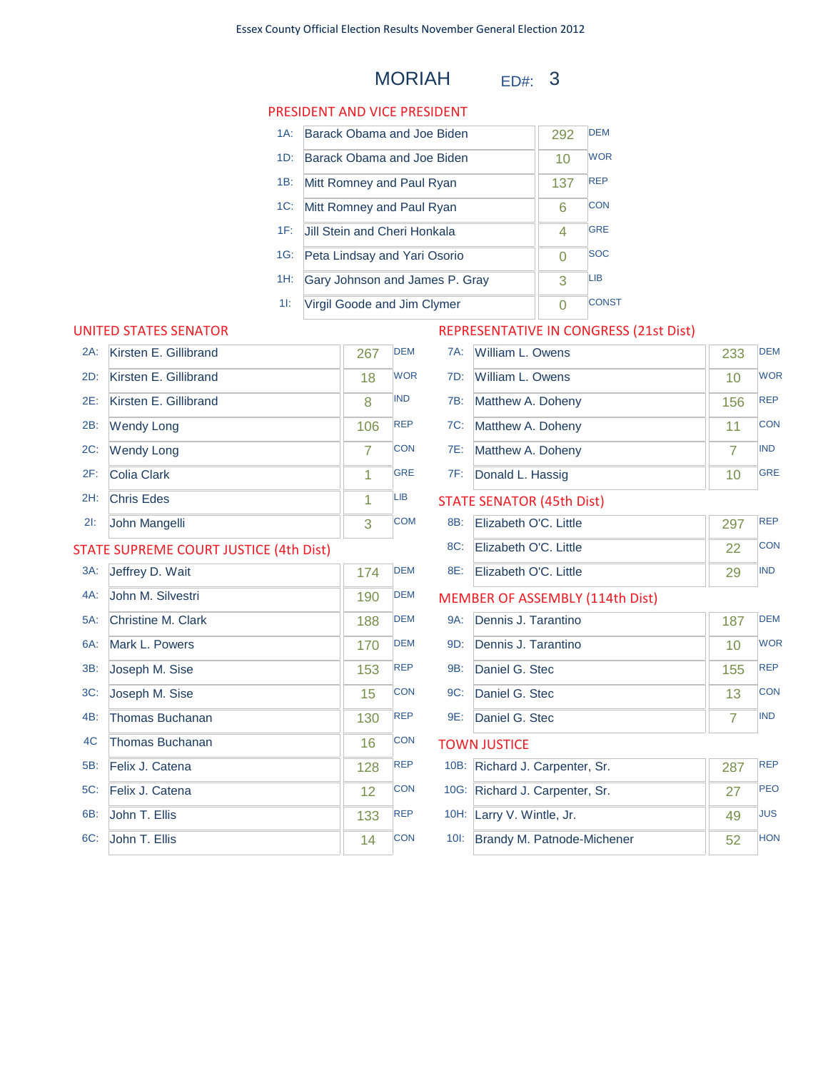Essex County Official Election Results November General Election 2012

# MORIAH ED#: 3

## PRESIDENT AND VICE PRESIDENT

| Code | Candidate | Votes | Party |
|---|---|---|---|
| 1A: | Barack Obama and Joe Biden | 292 | DEM |
| 1D: | Barack Obama and Joe Biden | 10 | WOR |
| 1B: | Mitt Romney and Paul Ryan | 137 | REP |
| 1C: | Mitt Romney and Paul Ryan | 6 | CON |
| 1F: | Jill Stein and Cheri Honkala | 4 | GRE |
| 1G: | Peta Lindsay and Yari Osorio | 0 | SOC |
| 1H: | Gary Johnson and James P. Gray | 3 | LIB |
| 1I: | Virgil Goode and Jim Clymer | 0 | CONST |

## UNITED STATES SENATOR

| Code | Candidate | Votes | Party |
|---|---|---|---|
| 2A: | Kirsten E. Gillibrand | 267 | DEM |
| 2D: | Kirsten E. Gillibrand | 18 | WOR |
| 2E: | Kirsten E. Gillibrand | 8 | IND |
| 2B: | Wendy Long | 106 | REP |
| 2C: | Wendy Long | 7 | CON |
| 2F: | Colia Clark | 1 | GRE |
| 2H: | Chris Edes | 1 | LIB |
| 2I: | John Mangelli | 3 | COM |

## STATE SUPREME COURT JUSTICE (4th Dist)

| Code | Candidate | Votes | Party |
|---|---|---|---|
| 3A: | Jeffrey D. Wait | 174 | DEM |
| 4A: | John M. Silvestri | 190 | DEM |
| 5A: | Christine M. Clark | 188 | DEM |
| 6A: | Mark L. Powers | 170 | DEM |
| 3B: | Joseph M. Sise | 153 | REP |
| 3C: | Joseph M. Sise | 15 | CON |
| 4B: | Thomas Buchanan | 130 | REP |
| 4C | Thomas Buchanan | 16 | CON |
| 5B: | Felix J. Catena | 128 | REP |
| 5C: | Felix J. Catena | 12 | CON |
| 6B: | John T. Ellis | 133 | REP |
| 6C: | John T. Ellis | 14 | CON |

## REPRESENTATIVE IN CONGRESS (21st Dist)

| Code | Candidate | Votes | Party |
|---|---|---|---|
| 7A: | William L. Owens | 233 | DEM |
| 7D: | William L. Owens | 10 | WOR |
| 7B: | Matthew A. Doheny | 156 | REP |
| 7C: | Matthew A. Doheny | 11 | CON |
| 7E: | Matthew A. Doheny | 7 | IND |
| 7F: | Donald L. Hassig | 10 | GRE |

## STATE SENATOR (45th Dist)

| Code | Candidate | Votes | Party |
|---|---|---|---|
| 8B: | Elizabeth O'C. Little | 297 | REP |
| 8C: | Elizabeth O'C. Little | 22 | CON |
| 8E: | Elizabeth O'C. Little | 29 | IND |

## MEMBER OF ASSEMBLY (114th Dist)

| Code | Candidate | Votes | Party |
|---|---|---|---|
| 9A: | Dennis J. Tarantino | 187 | DEM |
| 9D: | Dennis J. Tarantino | 10 | WOR |
| 9B: | Daniel G. Stec | 155 | REP |
| 9C: | Daniel G. Stec | 13 | CON |
| 9E: | Daniel G. Stec | 7 | IND |

## TOWN JUSTICE

| Code | Candidate | Votes | Party |
|---|---|---|---|
| 10B: | Richard J. Carpenter, Sr. | 287 | REP |
| 10G: | Richard J. Carpenter, Sr. | 27 | PEO |
| 10H: | Larry V. Wintle, Jr. | 49 | JUS |
| 10I: | Brandy M. Patnode-Michener | 52 | HON |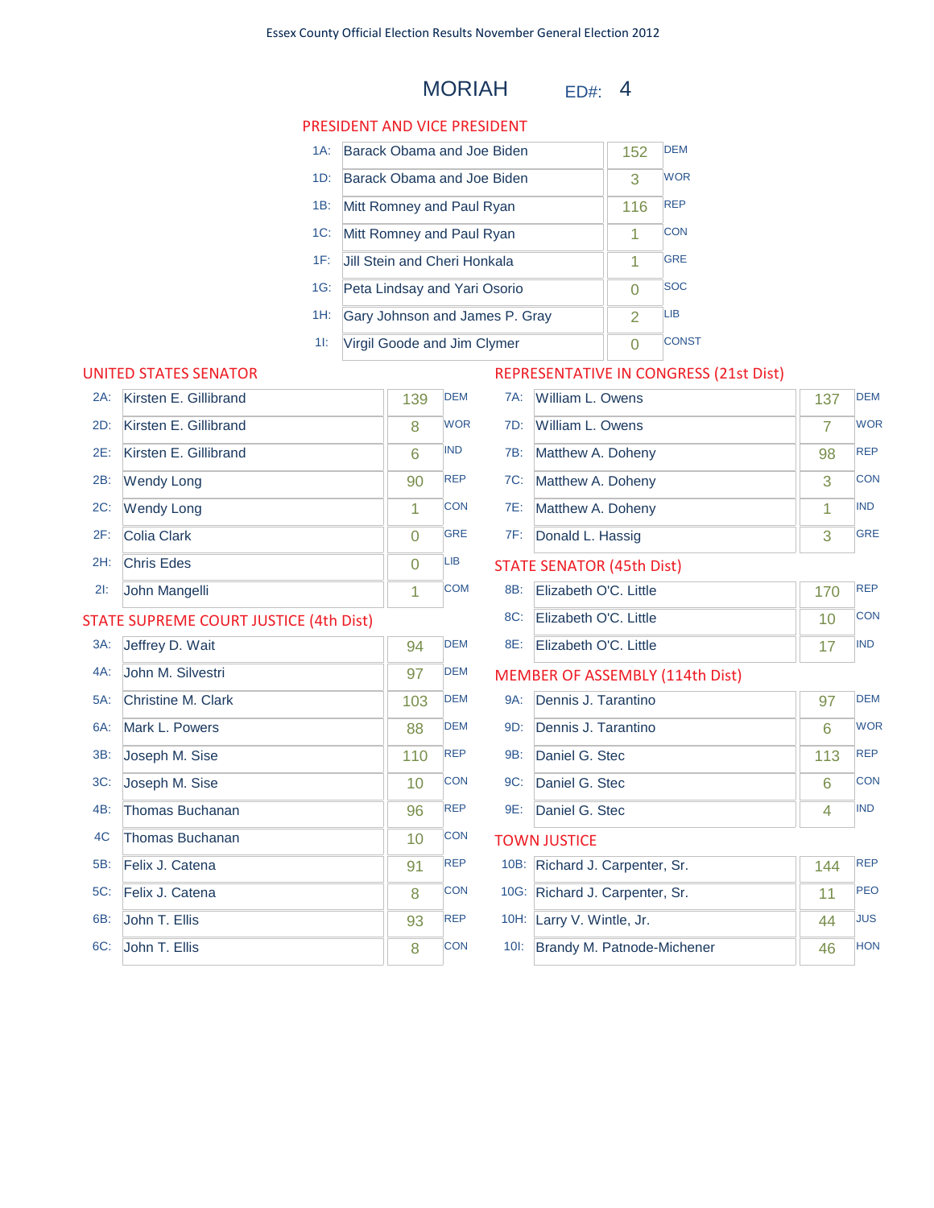Essex County Official Election Results November General Election 2012

# MORIAH ED#: 4

## PRESIDENT AND VICE PRESIDENT

| Code | Candidate | Votes | Party |
|---|---|---|---|
| 1A: | Barack Obama and Joe Biden | 152 | DEM |
| 1D: | Barack Obama and Joe Biden | 3 | WOR |
| 1B: | Mitt Romney and Paul Ryan | 116 | REP |
| 1C: | Mitt Romney and Paul Ryan | 1 | CON |
| 1F: | Jill Stein and Cheri Honkala | 1 | GRE |
| 1G: | Peta Lindsay and Yari Osorio | 0 | SOC |
| 1H: | Gary Johnson and James P. Gray | 2 | LIB |
| 1I: | Virgil Goode and Jim Clymer | 0 | CONST |

## UNITED STATES SENATOR

| Code | Candidate | Votes | Party |
|---|---|---|---|
| 2A: | Kirsten E. Gillibrand | 139 | DEM |
| 2D: | Kirsten E. Gillibrand | 8 | WOR |
| 2E: | Kirsten E. Gillibrand | 6 | IND |
| 2B: | Wendy Long | 90 | REP |
| 2C: | Wendy Long | 1 | CON |
| 2F: | Colia Clark | 0 | GRE |
| 2H: | Chris Edes | 0 | LIB |
| 2I: | John Mangelli | 1 | COM |

## STATE SUPREME COURT JUSTICE (4th Dist)

| Code | Candidate | Votes | Party |
|---|---|---|---|
| 3A: | Jeffrey D. Wait | 94 | DEM |
| 4A: | John M. Silvestri | 97 | DEM |
| 5A: | Christine M. Clark | 103 | DEM |
| 6A: | Mark L. Powers | 88 | DEM |
| 3B: | Joseph M. Sise | 110 | REP |
| 3C: | Joseph M. Sise | 10 | CON |
| 4B: | Thomas Buchanan | 96 | REP |
| 4C | Thomas Buchanan | 10 | CON |
| 5B: | Felix J. Catena | 91 | REP |
| 5C: | Felix J. Catena | 8 | CON |
| 6B: | John T. Ellis | 93 | REP |
| 6C: | John T. Ellis | 8 | CON |

## REPRESENTATIVE IN CONGRESS (21st Dist)

| Code | Candidate | Votes | Party |
|---|---|---|---|
| 7A: | William L. Owens | 137 | DEM |
| 7D: | William L. Owens | 7 | WOR |
| 7B: | Matthew A. Doheny | 98 | REP |
| 7C: | Matthew A. Doheny | 3 | CON |
| 7E: | Matthew A. Doheny | 1 | IND |
| 7F: | Donald L. Hassig | 3 | GRE |

## STATE SENATOR (45th Dist)

| Code | Candidate | Votes | Party |
|---|---|---|---|
| 8B: | Elizabeth O'C. Little | 170 | REP |
| 8C: | Elizabeth O'C. Little | 10 | CON |
| 8E: | Elizabeth O'C. Little | 17 | IND |

## MEMBER OF ASSEMBLY (114th Dist)

| Code | Candidate | Votes | Party |
|---|---|---|---|
| 9A: | Dennis J. Tarantino | 97 | DEM |
| 9D: | Dennis J. Tarantino | 6 | WOR |
| 9B: | Daniel G. Stec | 113 | REP |
| 9C: | Daniel G. Stec | 6 | CON |
| 9E: | Daniel G. Stec | 4 | IND |

## TOWN JUSTICE

| Code | Candidate | Votes | Party |
|---|---|---|---|
| 10B: | Richard J. Carpenter, Sr. | 144 | REP |
| 10G: | Richard J. Carpenter, Sr. | 11 | PEO |
| 10H: | Larry V. Wintle, Jr. | 44 | JUS |
| 10I: | Brandy M. Patnode-Michener | 46 | HON |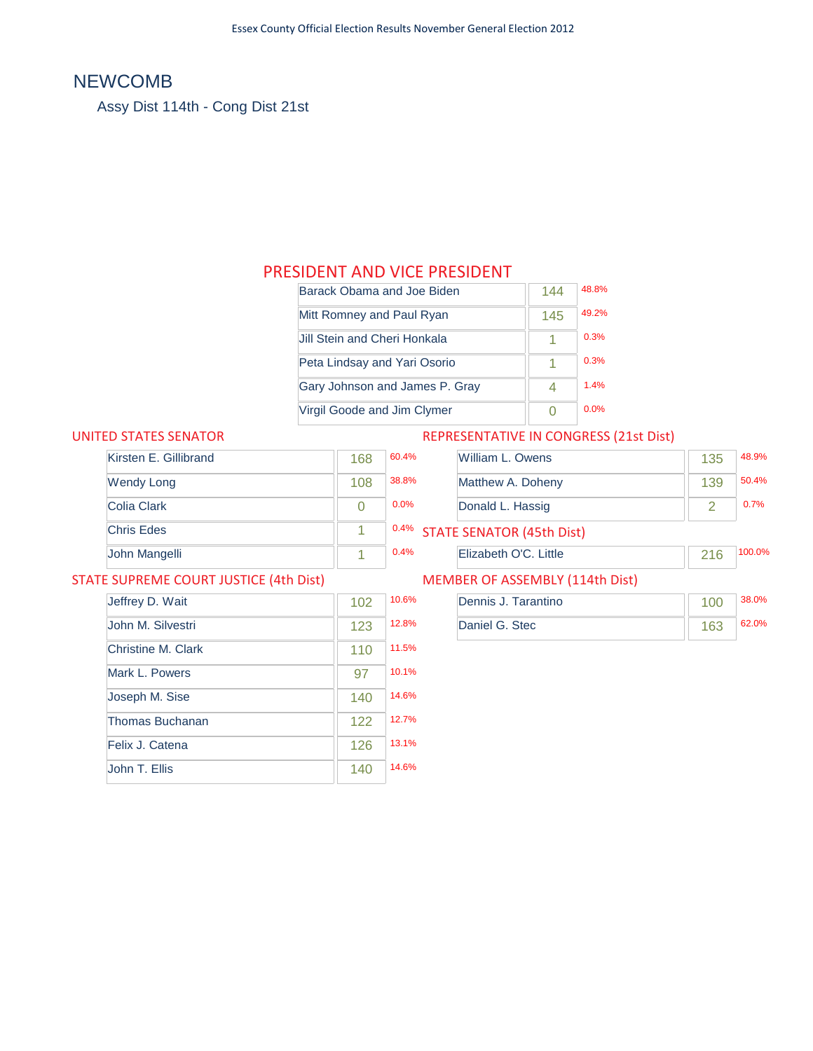# NEWCOMB

Assy Dist 114th - Cong Dist 21st

## PRESIDENT AND VICE PRESIDENT

| Candidate | Votes | Percent |
|---|---|---|
| Barack Obama and Joe Biden | 144 | 48.8% |
| Mitt Romney and Paul Ryan | 145 | 49.2% |
| Jill Stein and Cheri Honkala | 1 | 0.3% |
| Peta Lindsay and Yari Osorio | 1 | 0.3% |
| Gary Johnson and James P. Gray | 4 | 1.4% |
| Virgil Goode and Jim Clymer | 0 | 0.0% |

## UNITED STATES SENATOR

| Candidate | Votes | Percent |
|---|---|---|
| Kirsten E. Gillibrand | 168 | 60.4% |
| Wendy Long | 108 | 38.8% |
| Colia Clark | 0 | 0.0% |
| Chris Edes | 1 | 0.4% |
| John Mangelli | 1 | 0.4% |

## REPRESENTATIVE IN CONGRESS (21st Dist)

| Candidate | Votes | Percent |
|---|---|---|
| William L. Owens | 135 | 48.9% |
| Matthew A. Doheny | 139 | 50.4% |
| Donald L. Hassig | 2 | 0.7% |

## STATE SENATOR (45th Dist)

| Candidate | Votes | Percent |
|---|---|---|
| Elizabeth O'C. Little | 216 | 100.0% |

## STATE SUPREME COURT JUSTICE (4th Dist)

| Candidate | Votes | Percent |
|---|---|---|
| Jeffrey D. Wait | 102 | 10.6% |
| John M. Silvestri | 123 | 12.8% |
| Christine M. Clark | 110 | 11.5% |
| Mark L. Powers | 97 | 10.1% |
| Joseph M. Sise | 140 | 14.6% |
| Thomas Buchanan | 122 | 12.7% |
| Felix J. Catena | 126 | 13.1% |
| John T. Ellis | 140 | 14.6% |

## MEMBER OF ASSEMBLY (114th Dist)

| Candidate | Votes | Percent |
|---|---|---|
| Dennis J. Tarantino | 100 | 38.0% |
| Daniel G. Stec | 163 | 62.0% |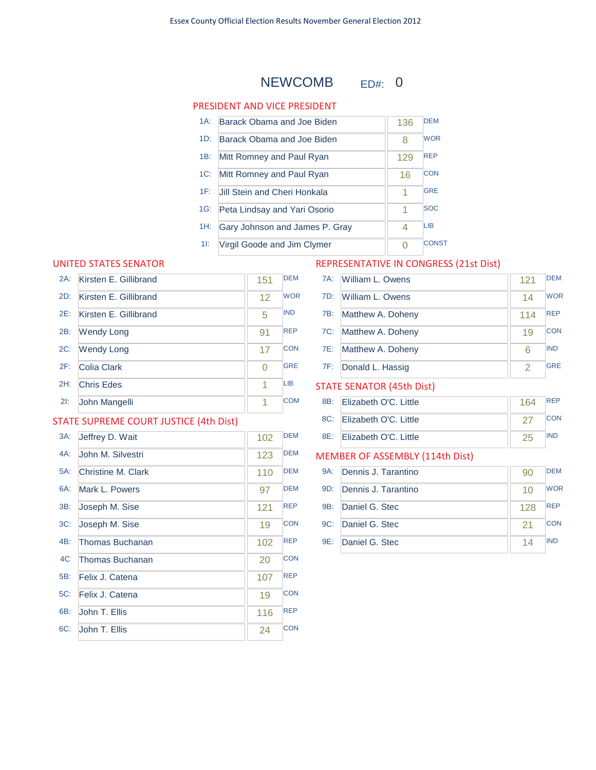Essex County Official Election Results November General Election 2012

# NEWCOMB ED#: 0

## PRESIDENT AND VICE PRESIDENT

| Code | Candidate | Votes | Party |
|---|---|---|---|
| 1A: | Barack Obama and Joe Biden | 136 | DEM |
| 1D: | Barack Obama and Joe Biden | 8 | WOR |
| 1B: | Mitt Romney and Paul Ryan | 129 | REP |
| 1C: | Mitt Romney and Paul Ryan | 16 | CON |
| 1F: | Jill Stein and Cheri Honkala | 1 | GRE |
| 1G: | Peta Lindsay and Yari Osorio | 1 | SOC |
| 1H: | Gary Johnson and James P. Gray | 4 | LIB |
| 1I: | Virgil Goode and Jim Clymer | 0 | CONST |

## UNITED STATES SENATOR

| Code | Candidate | Votes | Party |
|---|---|---|---|
| 2A: | Kirsten E. Gillibrand | 151 | DEM |
| 2D: | Kirsten E. Gillibrand | 12 | WOR |
| 2E: | Kirsten E. Gillibrand | 5 | IND |
| 2B: | Wendy Long | 91 | REP |
| 2C: | Wendy Long | 17 | CON |
| 2F: | Colia Clark | 0 | GRE |
| 2H: | Chris Edes | 1 | LIB |
| 2I: | John Mangelli | 1 | COM |

## STATE SUPREME COURT JUSTICE (4th Dist)

| Code | Candidate | Votes | Party |
|---|---|---|---|
| 3A: | Jeffrey D. Wait | 102 | DEM |
| 4A: | John M. Silvestri | 123 | DEM |
| 5A: | Christine M. Clark | 110 | DEM |
| 6A: | Mark L. Powers | 97 | DEM |
| 3B: | Joseph M. Sise | 121 | REP |
| 3C: | Joseph M. Sise | 19 | CON |
| 4B: | Thomas Buchanan | 102 | REP |
| 4C | Thomas Buchanan | 20 | CON |
| 5B: | Felix J. Catena | 107 | REP |
| 5C: | Felix J. Catena | 19 | CON |
| 6B: | John T. Ellis | 116 | REP |
| 6C: | John T. Ellis | 24 | CON |

## REPRESENTATIVE IN CONGRESS (21st Dist)

| Code | Candidate | Votes | Party |
|---|---|---|---|
| 7A: | William L. Owens | 121 | DEM |
| 7D: | William L. Owens | 14 | WOR |
| 7B: | Matthew A. Doheny | 114 | REP |
| 7C: | Matthew A. Doheny | 19 | CON |
| 7E: | Matthew A. Doheny | 6 | IND |
| 7F: | Donald L. Hassig | 2 | GRE |

## STATE SENATOR (45th Dist)

| Code | Candidate | Votes | Party |
|---|---|---|---|
| 8B: | Elizabeth O'C. Little | 164 | REP |
| 8C: | Elizabeth O'C. Little | 27 | CON |
| 8E: | Elizabeth O'C. Little | 25 | IND |

## MEMBER OF ASSEMBLY (114th Dist)

| Code | Candidate | Votes | Party |
|---|---|---|---|
| 9A: | Dennis J. Tarantino | 90 | DEM |
| 9D: | Dennis J. Tarantino | 10 | WOR |
| 9B: | Daniel G. Stec | 128 | REP |
| 9C: | Daniel G. Stec | 21 | CON |
| 9E: | Daniel G. Stec | 14 | IND |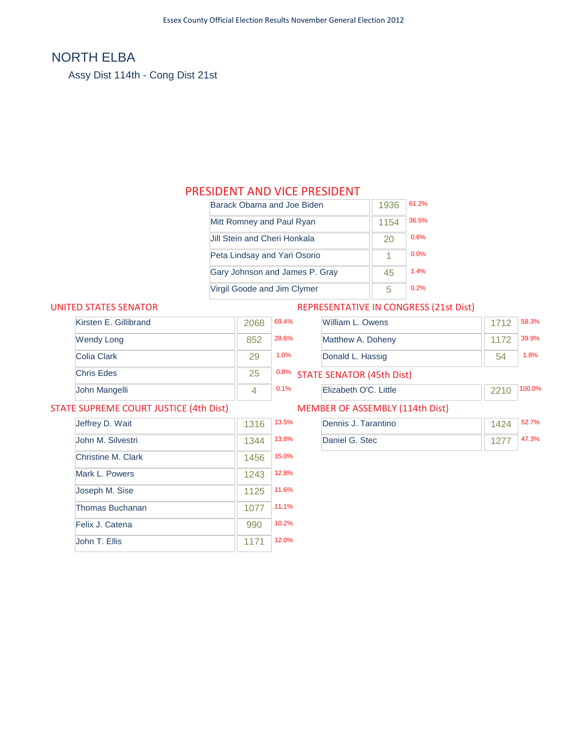# NORTH ELBA

Assy Dist 114th - Cong Dist 21st

## PRESIDENT AND VICE PRESIDENT

| Candidate | Votes | % |
|---|---|---|
| Barack Obama and Joe Biden | 1936 | 61.2% |
| Mitt Romney and Paul Ryan | 1154 | 36.5% |
| Jill Stein and Cheri Honkala | 20 | 0.6% |
| Peta Lindsay and Yari Osorio | 1 | 0.0% |
| Gary Johnson and James P. Gray | 45 | 1.4% |
| Virgil Goode and Jim Clymer | 5 | 0.2% |

## UNITED STATES SENATOR

| Candidate | Votes | % |
|---|---|---|
| Kirsten E. Gillibrand | 2068 | 69.4% |
| Wendy Long | 852 | 28.6% |
| Colia Clark | 29 | 1.0% |
| Chris Edes | 25 | 0.8% |
| John Mangelli | 4 | 0.1% |

## STATE SUPREME COURT JUSTICE (4th Dist)

| Candidate | Votes | % |
|---|---|---|
| Jeffrey D. Wait | 1316 | 13.5% |
| John M. Silvestri | 1344 | 13.8% |
| Christine M. Clark | 1456 | 15.0% |
| Mark L. Powers | 1243 | 12.8% |
| Joseph M. Sise | 1125 | 11.6% |
| Thomas Buchanan | 1077 | 11.1% |
| Felix J. Catena | 990 | 10.2% |
| John T. Ellis | 1171 | 12.0% |

## REPRESENTATIVE IN CONGRESS (21st Dist)

| Candidate | Votes | % |
|---|---|---|
| William L. Owens | 1712 | 58.3% |
| Matthew A. Doheny | 1172 | 39.9% |
| Donald L. Hassig | 54 | 1.8% |

## STATE SENATOR (45th Dist)

| Candidate | Votes | % |
|---|---|---|
| Elizabeth O'C. Little | 2210 | 100.0% |

## MEMBER OF ASSEMBLY (114th Dist)

| Candidate | Votes | % |
|---|---|---|
| Dennis J. Tarantino | 1424 | 52.7% |
| Daniel G. Stec | 1277 | 47.3% |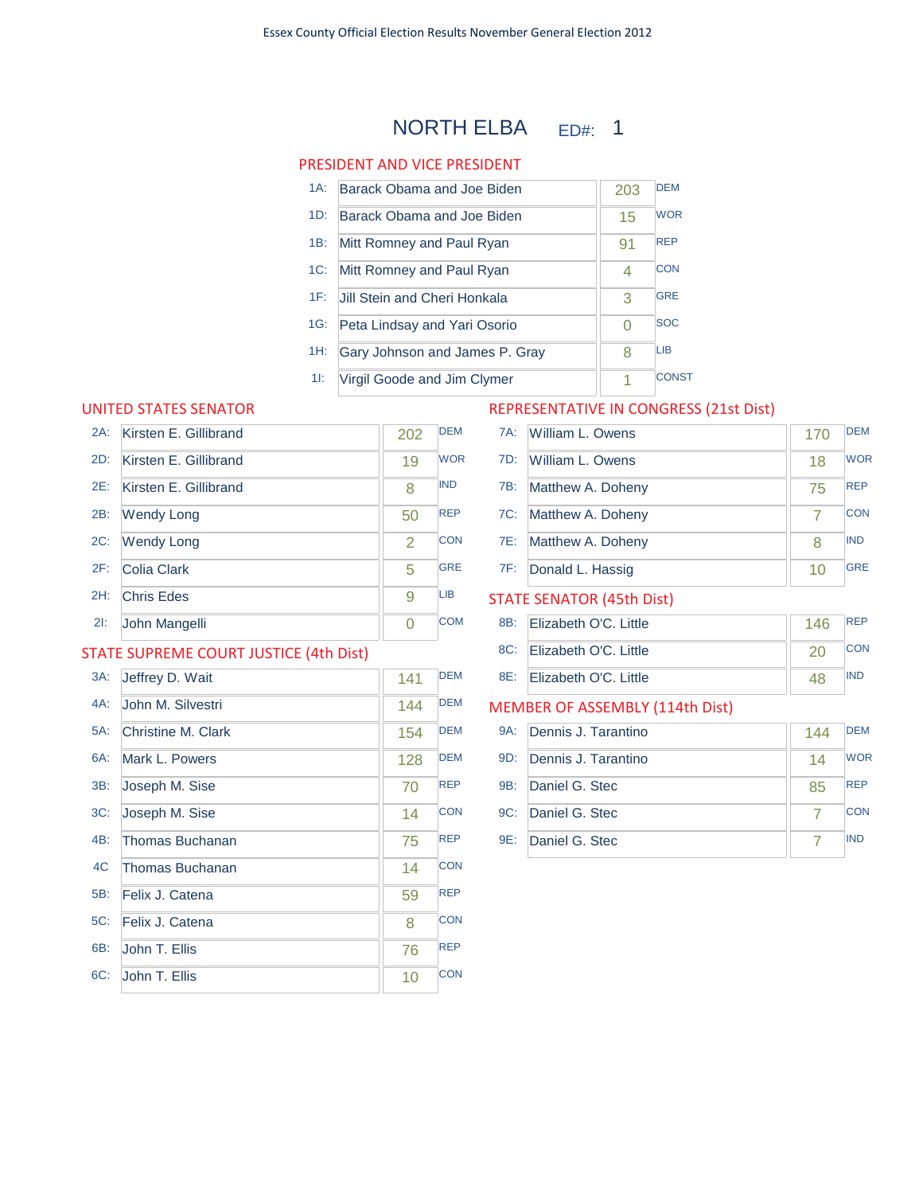Essex County Official Election Results November General Election 2012

# NORTH ELBA ED#: 1

## PRESIDENT AND VICE PRESIDENT

| Code | Candidate | Votes | Party |
|---|---|---|---|
| 1A: | Barack Obama and Joe Biden | 203 | DEM |
| 1D: | Barack Obama and Joe Biden | 15 | WOR |
| 1B: | Mitt Romney and Paul Ryan | 91 | REP |
| 1C: | Mitt Romney and Paul Ryan | 4 | CON |
| 1F: | Jill Stein and Cheri Honkala | 3 | GRE |
| 1G: | Peta Lindsay and Yari Osorio | 0 | SOC |
| 1H: | Gary Johnson and James P. Gray | 8 | LIB |
| 1I: | Virgil Goode and Jim Clymer | 1 | CONST |

## UNITED STATES SENATOR

| Code | Candidate | Votes | Party |
|---|---|---|---|
| 2A: | Kirsten E. Gillibrand | 202 | DEM |
| 2D: | Kirsten E. Gillibrand | 19 | WOR |
| 2E: | Kirsten E. Gillibrand | 8 | IND |
| 2B: | Wendy Long | 50 | REP |
| 2C: | Wendy Long | 2 | CON |
| 2F: | Colia Clark | 5 | GRE |
| 2H: | Chris Edes | 9 | LIB |
| 2I: | John Mangelli | 0 | COM |

## STATE SUPREME COURT JUSTICE (4th Dist)

| Code | Candidate | Votes | Party |
|---|---|---|---|
| 3A: | Jeffrey D. Wait | 141 | DEM |
| 4A: | John M. Silvestri | 144 | DEM |
| 5A: | Christine M. Clark | 154 | DEM |
| 6A: | Mark L. Powers | 128 | DEM |
| 3B: | Joseph M. Sise | 70 | REP |
| 3C: | Joseph M. Sise | 14 | CON |
| 4B: | Thomas Buchanan | 75 | REP |
| 4C | Thomas Buchanan | 14 | CON |
| 5B: | Felix J. Catena | 59 | REP |
| 5C: | Felix J. Catena | 8 | CON |
| 6B: | John T. Ellis | 76 | REP |
| 6C: | John T. Ellis | 10 | CON |

## REPRESENTATIVE IN CONGRESS (21st Dist)

| Code | Candidate | Votes | Party |
|---|---|---|---|
| 7A: | William L. Owens | 170 | DEM |
| 7D: | William L. Owens | 18 | WOR |
| 7B: | Matthew A. Doheny | 75 | REP |
| 7C: | Matthew A. Doheny | 7 | CON |
| 7E: | Matthew A. Doheny | 8 | IND |
| 7F: | Donald L. Hassig | 10 | GRE |

## STATE SENATOR (45th Dist)

| Code | Candidate | Votes | Party |
|---|---|---|---|
| 8B: | Elizabeth O'C. Little | 146 | REP |
| 8C: | Elizabeth O'C. Little | 20 | CON |
| 8E: | Elizabeth O'C. Little | 48 | IND |

## MEMBER OF ASSEMBLY (114th Dist)

| Code | Candidate | Votes | Party |
|---|---|---|---|
| 9A: | Dennis J. Tarantino | 144 | DEM |
| 9D: | Dennis J. Tarantino | 14 | WOR |
| 9B: | Daniel G. Stec | 85 | REP |
| 9C: | Daniel G. Stec | 7 | CON |
| 9E: | Daniel G. Stec | 7 | IND |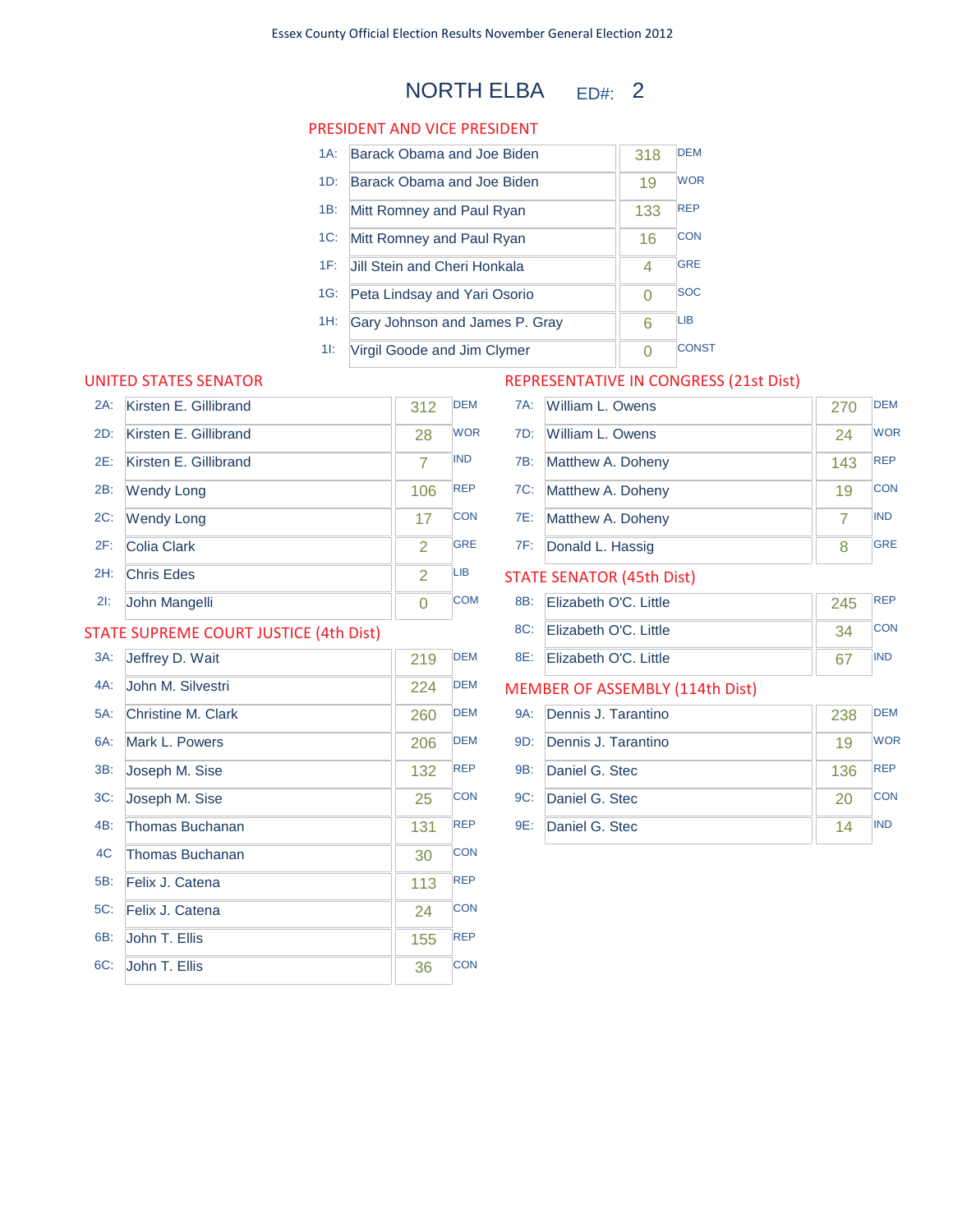Essex County Official Election Results November General Election 2012

# NORTH ELBA ED#: 2

## PRESIDENT AND VICE PRESIDENT

| Code | Candidate | Votes | Party |
|---|---|---|---|
| 1A: | Barack Obama and Joe Biden | 318 | DEM |
| 1D: | Barack Obama and Joe Biden | 19 | WOR |
| 1B: | Mitt Romney and Paul Ryan | 133 | REP |
| 1C: | Mitt Romney and Paul Ryan | 16 | CON |
| 1F: | Jill Stein and Cheri Honkala | 4 | GRE |
| 1G: | Peta Lindsay and Yari Osorio | 0 | SOC |
| 1H: | Gary Johnson and James P. Gray | 6 | LIB |
| 1I: | Virgil Goode and Jim Clymer | 0 | CONST |

## UNITED STATES SENATOR

| Code | Candidate | Votes | Party |
|---|---|---|---|
| 2A: | Kirsten E. Gillibrand | 312 | DEM |
| 2D: | Kirsten E. Gillibrand | 28 | WOR |
| 2E: | Kirsten E. Gillibrand | 7 | IND |
| 2B: | Wendy Long | 106 | REP |
| 2C: | Wendy Long | 17 | CON |
| 2F: | Colia Clark | 2 | GRE |
| 2H: | Chris Edes | 2 | LIB |
| 2I: | John Mangelli | 0 | COM |

## STATE SUPREME COURT JUSTICE (4th Dist)

| Code | Candidate | Votes | Party |
|---|---|---|---|
| 3A: | Jeffrey D. Wait | 219 | DEM |
| 4A: | John M. Silvestri | 224 | DEM |
| 5A: | Christine M. Clark | 260 | DEM |
| 6A: | Mark L. Powers | 206 | DEM |
| 3B: | Joseph M. Sise | 132 | REP |
| 3C: | Joseph M. Sise | 25 | CON |
| 4B: | Thomas Buchanan | 131 | REP |
| 4C | Thomas Buchanan | 30 | CON |
| 5B: | Felix J. Catena | 113 | REP |
| 5C: | Felix J. Catena | 24 | CON |
| 6B: | John T. Ellis | 155 | REP |
| 6C: | John T. Ellis | 36 | CON |

## REPRESENTATIVE IN CONGRESS (21st Dist)

| Code | Candidate | Votes | Party |
|---|---|---|---|
| 7A: | William L. Owens | 270 | DEM |
| 7D: | William L. Owens | 24 | WOR |
| 7B: | Matthew A. Doheny | 143 | REP |
| 7C: | Matthew A. Doheny | 19 | CON |
| 7E: | Matthew A. Doheny | 7 | IND |
| 7F: | Donald L. Hassig | 8 | GRE |

## STATE SENATOR (45th Dist)

| Code | Candidate | Votes | Party |
|---|---|---|---|
| 8B: | Elizabeth O'C. Little | 245 | REP |
| 8C: | Elizabeth O'C. Little | 34 | CON |
| 8E: | Elizabeth O'C. Little | 67 | IND |

## MEMBER OF ASSEMBLY (114th Dist)

| Code | Candidate | Votes | Party |
|---|---|---|---|
| 9A: | Dennis J. Tarantino | 238 | DEM |
| 9D: | Dennis J. Tarantino | 19 | WOR |
| 9B: | Daniel G. Stec | 136 | REP |
| 9C: | Daniel G. Stec | 20 | CON |
| 9E: | Daniel G. Stec | 14 | IND |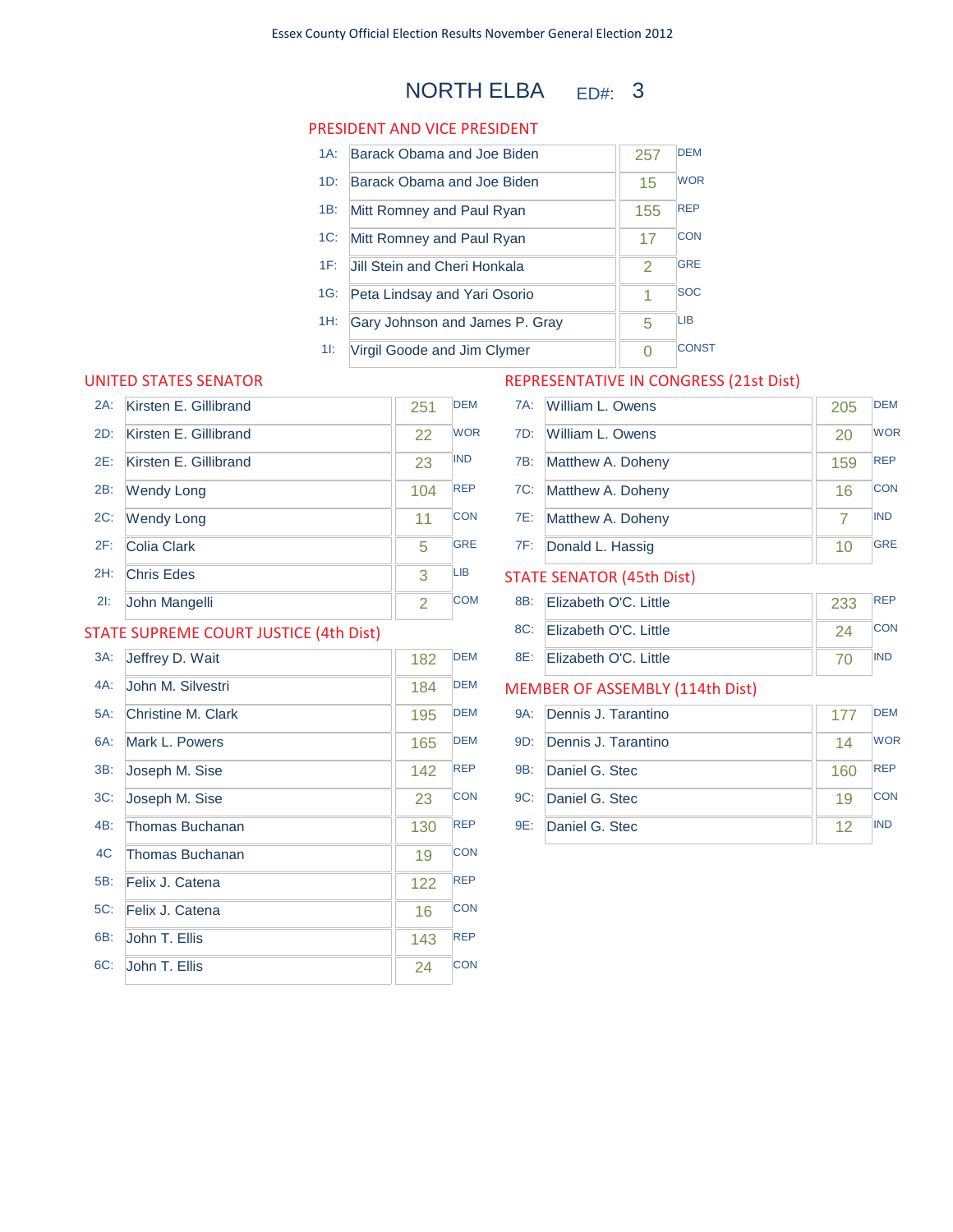Essex County Official Election Results November General Election 2012

# NORTH ELBA ED#: 3

## PRESIDENT AND VICE PRESIDENT

| Code | Candidate | Votes | Party |
|---|---|---|---|
| 1A: | Barack Obama and Joe Biden | 257 | DEM |
| 1D: | Barack Obama and Joe Biden | 15 | WOR |
| 1B: | Mitt Romney and Paul Ryan | 155 | REP |
| 1C: | Mitt Romney and Paul Ryan | 17 | CON |
| 1F: | Jill Stein and Cheri Honkala | 2 | GRE |
| 1G: | Peta Lindsay and Yari Osorio | 1 | SOC |
| 1H: | Gary Johnson and James P. Gray | 5 | LIB |
| 1I: | Virgil Goode and Jim Clymer | 0 | CONST |

## UNITED STATES SENATOR

| Code | Candidate | Votes | Party |
|---|---|---|---|
| 2A: | Kirsten E. Gillibrand | 251 | DEM |
| 2D: | Kirsten E. Gillibrand | 22 | WOR |
| 2E: | Kirsten E. Gillibrand | 23 | IND |
| 2B: | Wendy Long | 104 | REP |
| 2C: | Wendy Long | 11 | CON |
| 2F: | Colia Clark | 5 | GRE |
| 2H: | Chris Edes | 3 | LIB |
| 2I: | John Mangelli | 2 | COM |

## STATE SUPREME COURT JUSTICE (4th Dist)

| Code | Candidate | Votes | Party |
|---|---|---|---|
| 3A: | Jeffrey D. Wait | 182 | DEM |
| 4A: | John M. Silvestri | 184 | DEM |
| 5A: | Christine M. Clark | 195 | DEM |
| 6A: | Mark L. Powers | 165 | DEM |
| 3B: | Joseph M. Sise | 142 | REP |
| 3C: | Joseph M. Sise | 23 | CON |
| 4B: | Thomas Buchanan | 130 | REP |
| 4C | Thomas Buchanan | 19 | CON |
| 5B: | Felix J. Catena | 122 | REP |
| 5C: | Felix J. Catena | 16 | CON |
| 6B: | John T. Ellis | 143 | REP |
| 6C: | John T. Ellis | 24 | CON |

## REPRESENTATIVE IN CONGRESS (21st Dist)

| Code | Candidate | Votes | Party |
|---|---|---|---|
| 7A: | William L. Owens | 205 | DEM |
| 7D: | William L. Owens | 20 | WOR |
| 7B: | Matthew A. Doheny | 159 | REP |
| 7C: | Matthew A. Doheny | 16 | CON |
| 7E: | Matthew A. Doheny | 7 | IND |
| 7F: | Donald L. Hassig | 10 | GRE |

## STATE SENATOR (45th Dist)

| Code | Candidate | Votes | Party |
|---|---|---|---|
| 8B: | Elizabeth O'C. Little | 233 | REP |
| 8C: | Elizabeth O'C. Little | 24 | CON |
| 8E: | Elizabeth O'C. Little | 70 | IND |

## MEMBER OF ASSEMBLY (114th Dist)

| Code | Candidate | Votes | Party |
|---|---|---|---|
| 9A: | Dennis J. Tarantino | 177 | DEM |
| 9D: | Dennis J. Tarantino | 14 | WOR |
| 9B: | Daniel G. Stec | 160 | REP |
| 9C: | Daniel G. Stec | 19 | CON |
| 9E: | Daniel G. Stec | 12 | IND |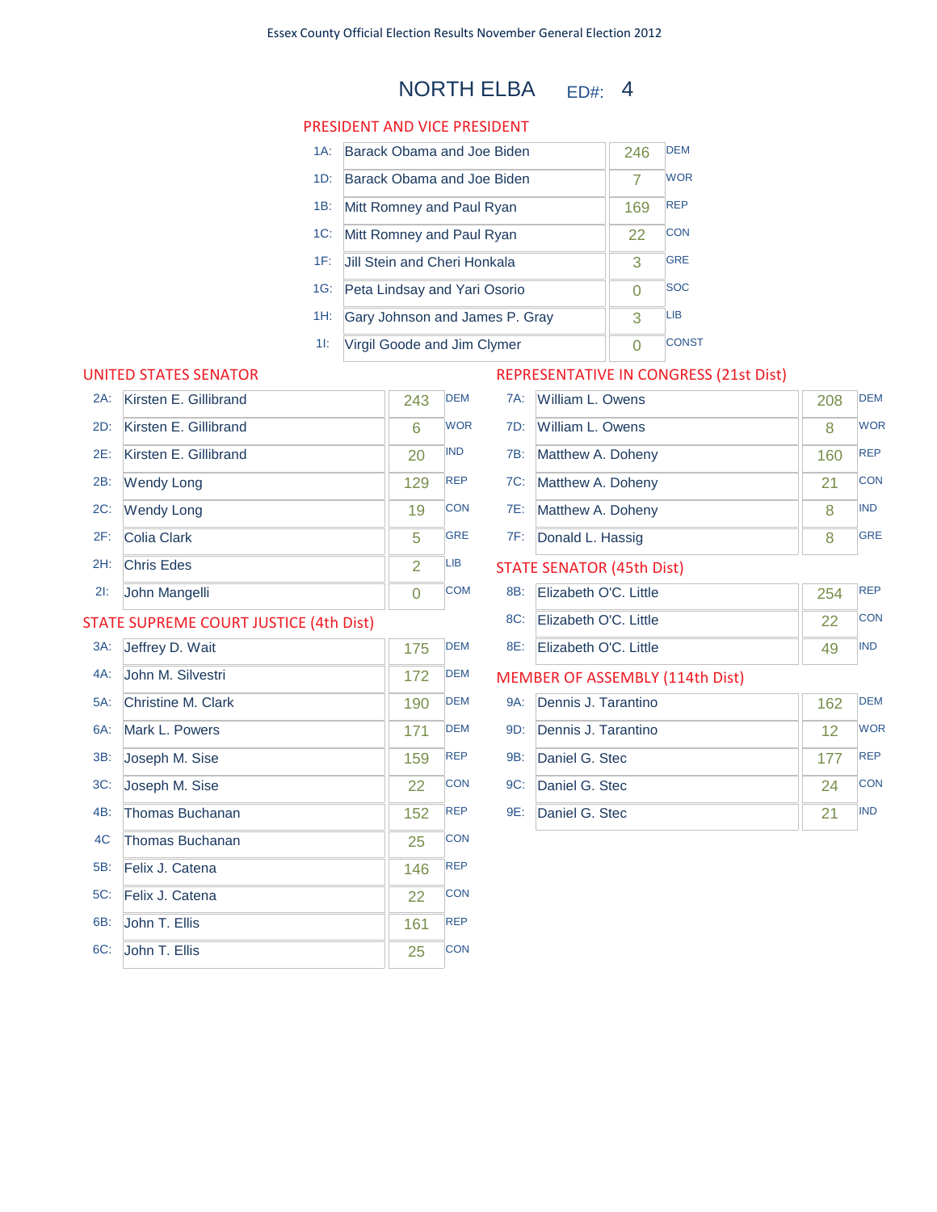Essex County Official Election Results November General Election 2012

# NORTH ELBA ED#: 4

## PRESIDENT AND VICE PRESIDENT

| | Candidate | Votes | Party |
|---|---|---|---|
| 1A: | Barack Obama and Joe Biden | 246 | DEM |
| 1D: | Barack Obama and Joe Biden | 7 | WOR |
| 1B: | Mitt Romney and Paul Ryan | 169 | REP |
| 1C: | Mitt Romney and Paul Ryan | 22 | CON |
| 1F: | Jill Stein and Cheri Honkala | 3 | GRE |
| 1G: | Peta Lindsay and Yari Osorio | 0 | SOC |
| 1H: | Gary Johnson and James P. Gray | 3 | LIB |
| 1I: | Virgil Goode and Jim Clymer | 0 | CONST |

## UNITED STATES SENATOR

| | Candidate | Votes | Party |
|---|---|---|---|
| 2A: | Kirsten E. Gillibrand | 243 | DEM |
| 2D: | Kirsten E. Gillibrand | 6 | WOR |
| 2E: | Kirsten E. Gillibrand | 20 | IND |
| 2B: | Wendy Long | 129 | REP |
| 2C: | Wendy Long | 19 | CON |
| 2F: | Colia Clark | 5 | GRE |
| 2H: | Chris Edes | 2 | LIB |
| 2I: | John Mangelli | 0 | COM |

## STATE SUPREME COURT JUSTICE (4th Dist)

| | Candidate | Votes | Party |
|---|---|---|---|
| 3A: | Jeffrey D. Wait | 175 | DEM |
| 4A: | John M. Silvestri | 172 | DEM |
| 5A: | Christine M. Clark | 190 | DEM |
| 6A: | Mark L. Powers | 171 | DEM |
| 3B: | Joseph M. Sise | 159 | REP |
| 3C: | Joseph M. Sise | 22 | CON |
| 4B: | Thomas Buchanan | 152 | REP |
| 4C | Thomas Buchanan | 25 | CON |
| 5B: | Felix J. Catena | 146 | REP |
| 5C: | Felix J. Catena | 22 | CON |
| 6B: | John T. Ellis | 161 | REP |
| 6C: | John T. Ellis | 25 | CON |

## REPRESENTATIVE IN CONGRESS (21st Dist)

| | Candidate | Votes | Party |
|---|---|---|---|
| 7A: | William L. Owens | 208 | DEM |
| 7D: | William L. Owens | 8 | WOR |
| 7B: | Matthew A. Doheny | 160 | REP |
| 7C: | Matthew A. Doheny | 21 | CON |
| 7E: | Matthew A. Doheny | 8 | IND |
| 7F: | Donald L. Hassig | 8 | GRE |

## STATE SENATOR (45th Dist)

| | Candidate | Votes | Party |
|---|---|---|---|
| 8B: | Elizabeth O'C. Little | 254 | REP |
| 8C: | Elizabeth O'C. Little | 22 | CON |
| 8E: | Elizabeth O'C. Little | 49 | IND |

## MEMBER OF ASSEMBLY (114th Dist)

| | Candidate | Votes | Party |
|---|---|---|---|
| 9A: | Dennis J. Tarantino | 162 | DEM |
| 9D: | Dennis J. Tarantino | 12 | WOR |
| 9B: | Daniel G. Stec | 177 | REP |
| 9C: | Daniel G. Stec | 24 | CON |
| 9E: | Daniel G. Stec | 21 | IND |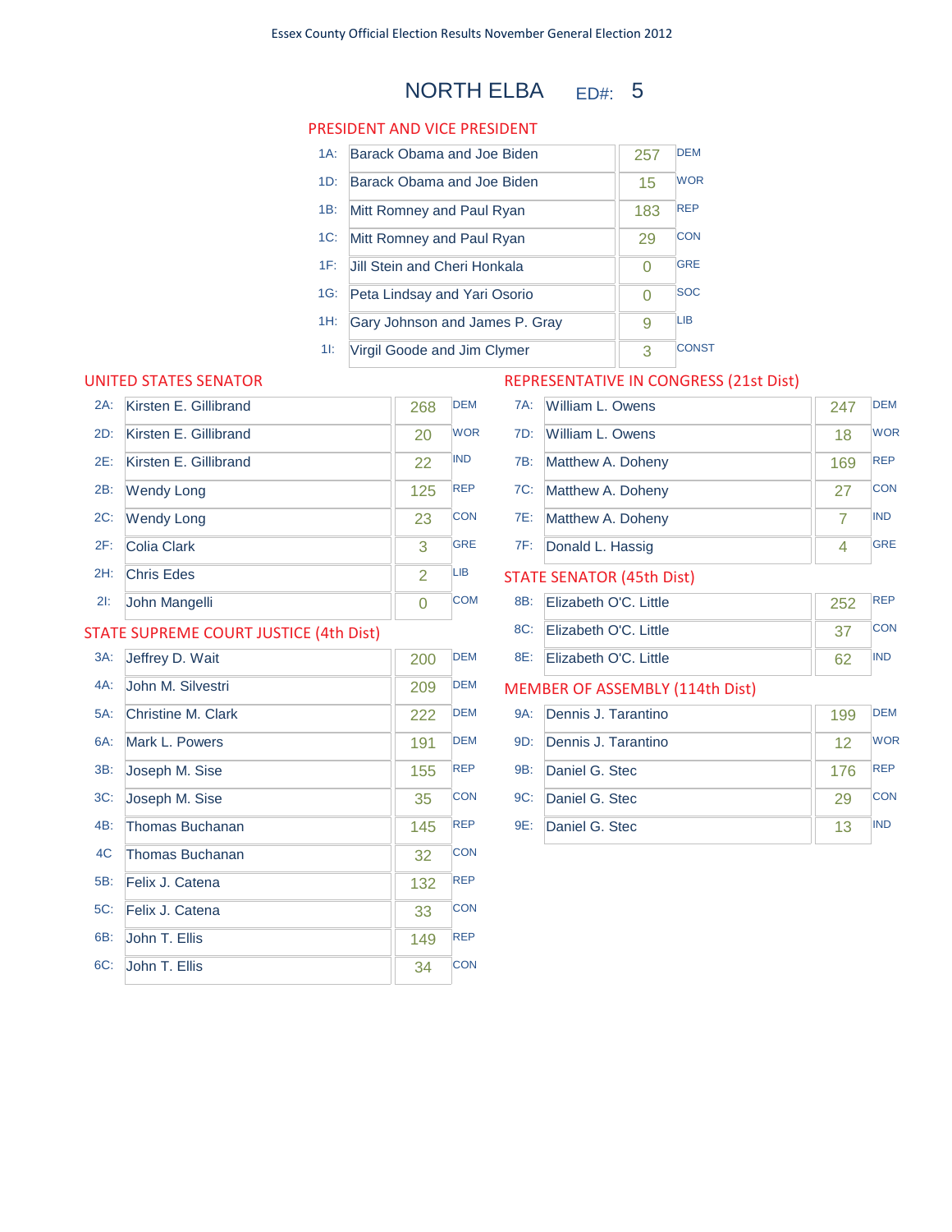Essex County Official Election Results November General Election 2012

# NORTH ELBA ED#: 5

## PRESIDENT AND VICE PRESIDENT

| Code | Candidate | Votes | Party |
|---|---|---|---|
| 1A: | Barack Obama and Joe Biden | 257 | DEM |
| 1D: | Barack Obama and Joe Biden | 15 | WOR |
| 1B: | Mitt Romney and Paul Ryan | 183 | REP |
| 1C: | Mitt Romney and Paul Ryan | 29 | CON |
| 1F: | Jill Stein and Cheri Honkala | 0 | GRE |
| 1G: | Peta Lindsay and Yari Osorio | 0 | SOC |
| 1H: | Gary Johnson and James P. Gray | 9 | LIB |
| 1I: | Virgil Goode and Jim Clymer | 3 | CONST |

## UNITED STATES SENATOR

| Code | Candidate | Votes | Party |
|---|---|---|---|
| 2A: | Kirsten E. Gillibrand | 268 | DEM |
| 2D: | Kirsten E. Gillibrand | 20 | WOR |
| 2E: | Kirsten E. Gillibrand | 22 | IND |
| 2B: | Wendy Long | 125 | REP |
| 2C: | Wendy Long | 23 | CON |
| 2F: | Colia Clark | 3 | GRE |
| 2H: | Chris Edes | 2 | LIB |
| 2I: | John Mangelli | 0 | COM |

## STATE SUPREME COURT JUSTICE (4th Dist)

| Code | Candidate | Votes | Party |
|---|---|---|---|
| 3A: | Jeffrey D. Wait | 200 | DEM |
| 4A: | John M. Silvestri | 209 | DEM |
| 5A: | Christine M. Clark | 222 | DEM |
| 6A: | Mark L. Powers | 191 | DEM |
| 3B: | Joseph M. Sise | 155 | REP |
| 3C: | Joseph M. Sise | 35 | CON |
| 4B: | Thomas Buchanan | 145 | REP |
| 4C | Thomas Buchanan | 32 | CON |
| 5B: | Felix J. Catena | 132 | REP |
| 5C: | Felix J. Catena | 33 | CON |
| 6B: | John T. Ellis | 149 | REP |
| 6C: | John T. Ellis | 34 | CON |

## REPRESENTATIVE IN CONGRESS (21st Dist)

| Code | Candidate | Votes | Party |
|---|---|---|---|
| 7A: | William L. Owens | 247 | DEM |
| 7D: | William L. Owens | 18 | WOR |
| 7B: | Matthew A. Doheny | 169 | REP |
| 7C: | Matthew A. Doheny | 27 | CON |
| 7E: | Matthew A. Doheny | 7 | IND |
| 7F: | Donald L. Hassig | 4 | GRE |

## STATE SENATOR (45th Dist)

| Code | Candidate | Votes | Party |
|---|---|---|---|
| 8B: | Elizabeth O'C. Little | 252 | REP |
| 8C: | Elizabeth O'C. Little | 37 | CON |
| 8E: | Elizabeth O'C. Little | 62 | IND |

## MEMBER OF ASSEMBLY (114th Dist)

| Code | Candidate | Votes | Party |
|---|---|---|---|
| 9A: | Dennis J. Tarantino | 199 | DEM |
| 9D: | Dennis J. Tarantino | 12 | WOR |
| 9B: | Daniel G. Stec | 176 | REP |
| 9C: | Daniel G. Stec | 29 | CON |
| 9E: | Daniel G. Stec | 13 | IND |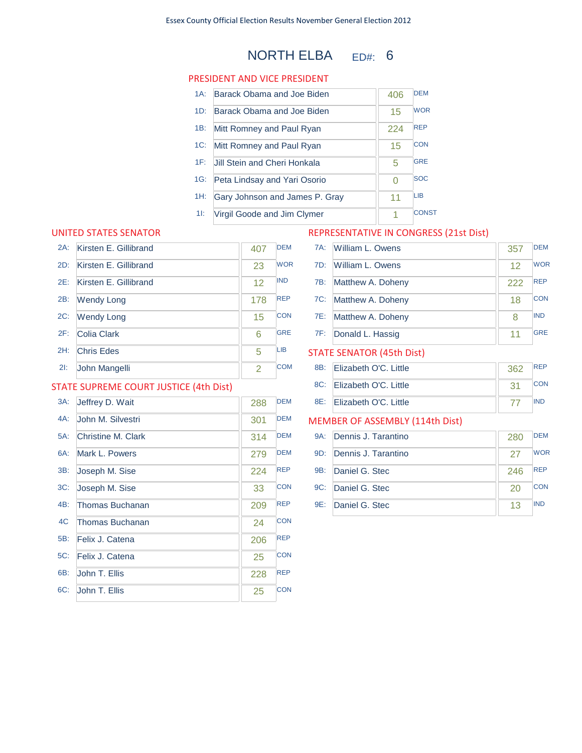Essex County Official Election Results November General Election 2012

# NORTH ELBA ED#: 6

## PRESIDENT AND VICE PRESIDENT

| | Candidate | Votes | Party |
|---|---|---|---|
| 1A: | Barack Obama and Joe Biden | 406 | DEM |
| 1D: | Barack Obama and Joe Biden | 15 | WOR |
| 1B: | Mitt Romney and Paul Ryan | 224 | REP |
| 1C: | Mitt Romney and Paul Ryan | 15 | CON |
| 1F: | Jill Stein and Cheri Honkala | 5 | GRE |
| 1G: | Peta Lindsay and Yari Osorio | 0 | SOC |
| 1H: | Gary Johnson and James P. Gray | 11 | LIB |
| 1I: | Virgil Goode and Jim Clymer | 1 | CONST |

## UNITED STATES SENATOR

| | Candidate | Votes | Party |
|---|---|---|---|
| 2A: | Kirsten E. Gillibrand | 407 | DEM |
| 2D: | Kirsten E. Gillibrand | 23 | WOR |
| 2E: | Kirsten E. Gillibrand | 12 | IND |
| 2B: | Wendy Long | 178 | REP |
| 2C: | Wendy Long | 15 | CON |
| 2F: | Colia Clark | 6 | GRE |
| 2H: | Chris Edes | 5 | LIB |
| 2I: | John Mangelli | 2 | COM |

## STATE SUPREME COURT JUSTICE (4th Dist)

| | Candidate | Votes | Party |
|---|---|---|---|
| 3A: | Jeffrey D. Wait | 288 | DEM |
| 4A: | John M. Silvestri | 301 | DEM |
| 5A: | Christine M. Clark | 314 | DEM |
| 6A: | Mark L. Powers | 279 | DEM |
| 3B: | Joseph M. Sise | 224 | REP |
| 3C: | Joseph M. Sise | 33 | CON |
| 4B: | Thomas Buchanan | 209 | REP |
| 4C | Thomas Buchanan | 24 | CON |
| 5B: | Felix J. Catena | 206 | REP |
| 5C: | Felix J. Catena | 25 | CON |
| 6B: | John T. Ellis | 228 | REP |
| 6C: | John T. Ellis | 25 | CON |

## REPRESENTATIVE IN CONGRESS (21st Dist)

| | Candidate | Votes | Party |
|---|---|---|---|
| 7A: | William L. Owens | 357 | DEM |
| 7D: | William L. Owens | 12 | WOR |
| 7B: | Matthew A. Doheny | 222 | REP |
| 7C: | Matthew A. Doheny | 18 | CON |
| 7E: | Matthew A. Doheny | 8 | IND |
| 7F: | Donald L. Hassig | 11 | GRE |

## STATE SENATOR (45th Dist)

| | Candidate | Votes | Party |
|---|---|---|---|
| 8B: | Elizabeth O'C. Little | 362 | REP |
| 8C: | Elizabeth O'C. Little | 31 | CON |
| 8E: | Elizabeth O'C. Little | 77 | IND |

## MEMBER OF ASSEMBLY (114th Dist)

| | Candidate | Votes | Party |
|---|---|---|---|
| 9A: | Dennis J. Tarantino | 280 | DEM |
| 9D: | Dennis J. Tarantino | 27 | WOR |
| 9B: | Daniel G. Stec | 246 | REP |
| 9C: | Daniel G. Stec | 20 | CON |
| 9E: | Daniel G. Stec | 13 | IND |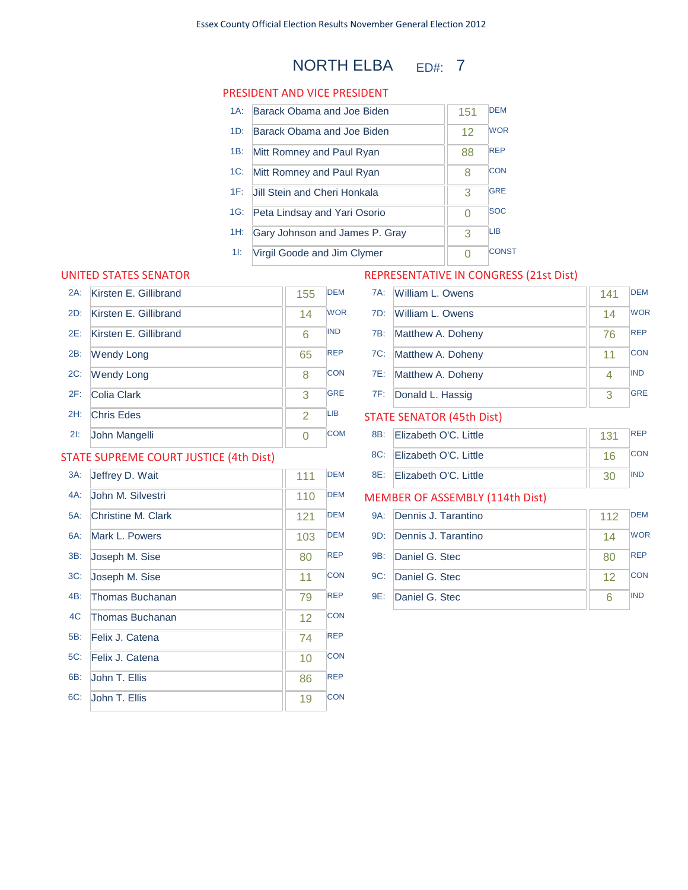Essex County Official Election Results November General Election 2012

# NORTH ELBA ED#: 7

## PRESIDENT AND VICE PRESIDENT

| Code | Candidate | Votes | Party |
|---|---|---|---|
| 1A: | Barack Obama and Joe Biden | 151 | DEM |
| 1D: | Barack Obama and Joe Biden | 12 | WOR |
| 1B: | Mitt Romney and Paul Ryan | 88 | REP |
| 1C: | Mitt Romney and Paul Ryan | 8 | CON |
| 1F: | Jill Stein and Cheri Honkala | 3 | GRE |
| 1G: | Peta Lindsay and Yari Osorio | 0 | SOC |
| 1H: | Gary Johnson and James P. Gray | 3 | LIB |
| 1I: | Virgil Goode and Jim Clymer | 0 | CONST |

## UNITED STATES SENATOR

| Code | Candidate | Votes | Party |
|---|---|---|---|
| 2A: | Kirsten E. Gillibrand | 155 | DEM |
| 2D: | Kirsten E. Gillibrand | 14 | WOR |
| 2E: | Kirsten E. Gillibrand | 6 | IND |
| 2B: | Wendy Long | 65 | REP |
| 2C: | Wendy Long | 8 | CON |
| 2F: | Colia Clark | 3 | GRE |
| 2H: | Chris Edes | 2 | LIB |
| 2I: | John Mangelli | 0 | COM |

## STATE SUPREME COURT JUSTICE (4th Dist)

| Code | Candidate | Votes | Party |
|---|---|---|---|
| 3A: | Jeffrey D. Wait | 111 | DEM |
| 4A: | John M. Silvestri | 110 | DEM |
| 5A: | Christine M. Clark | 121 | DEM |
| 6A: | Mark L. Powers | 103 | DEM |
| 3B: | Joseph M. Sise | 80 | REP |
| 3C: | Joseph M. Sise | 11 | CON |
| 4B: | Thomas Buchanan | 79 | REP |
| 4C | Thomas Buchanan | 12 | CON |
| 5B: | Felix J. Catena | 74 | REP |
| 5C: | Felix J. Catena | 10 | CON |
| 6B: | John T. Ellis | 86 | REP |
| 6C: | John T. Ellis | 19 | CON |

## REPRESENTATIVE IN CONGRESS (21st Dist)

| Code | Candidate | Votes | Party |
|---|---|---|---|
| 7A: | William L. Owens | 141 | DEM |
| 7D: | William L. Owens | 14 | WOR |
| 7B: | Matthew A. Doheny | 76 | REP |
| 7C: | Matthew A. Doheny | 11 | CON |
| 7E: | Matthew A. Doheny | 4 | IND |
| 7F: | Donald L. Hassig | 3 | GRE |

## STATE SENATOR (45th Dist)

| Code | Candidate | Votes | Party |
|---|---|---|---|
| 8B: | Elizabeth O'C. Little | 131 | REP |
| 8C: | Elizabeth O'C. Little | 16 | CON |
| 8E: | Elizabeth O'C. Little | 30 | IND |

## MEMBER OF ASSEMBLY (114th Dist)

| Code | Candidate | Votes | Party |
|---|---|---|---|
| 9A: | Dennis J. Tarantino | 112 | DEM |
| 9D: | Dennis J. Tarantino | 14 | WOR |
| 9B: | Daniel G. Stec | 80 | REP |
| 9C: | Daniel G. Stec | 12 | CON |
| 9E: | Daniel G. Stec | 6 | IND |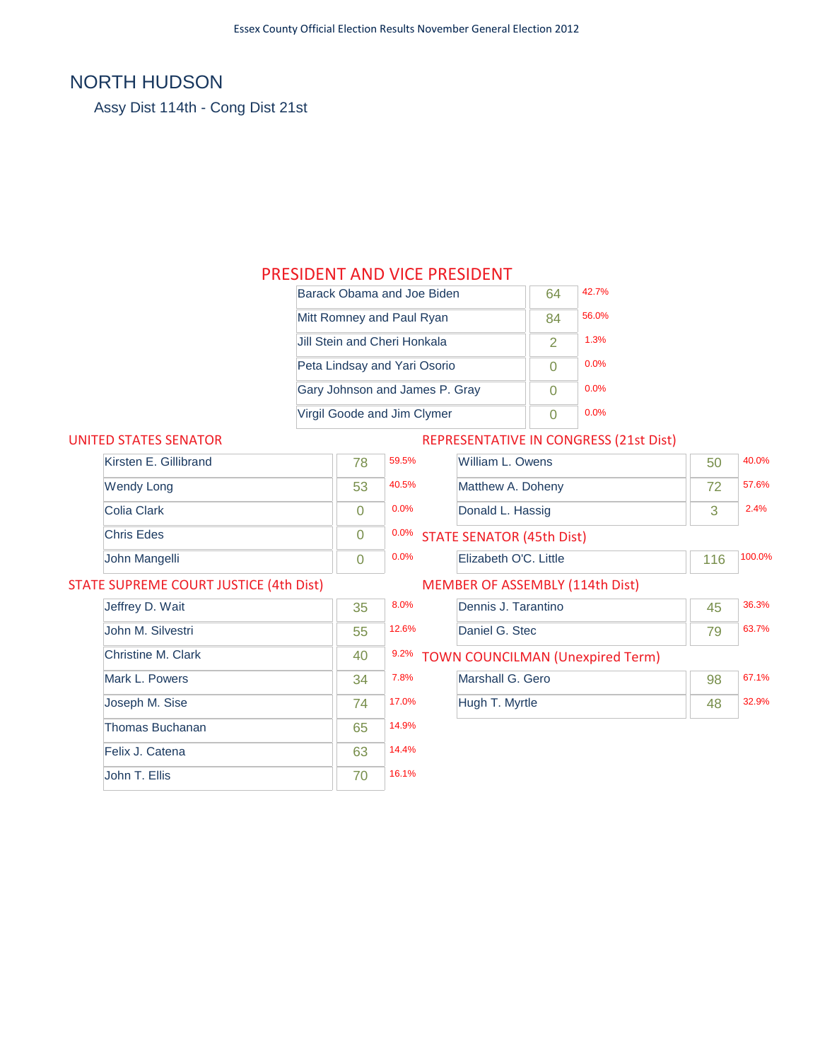Essex County Official Election Results November General Election 2012

# NORTH HUDSON

Assy Dist 114th - Cong Dist 21st

## PRESIDENT AND VICE PRESIDENT

| Candidate | Votes | % |
|---|---|---|
| Barack Obama and Joe Biden | 64 | 42.7% |
| Mitt Romney and Paul Ryan | 84 | 56.0% |
| Jill Stein and Cheri Honkala | 2 | 1.3% |
| Peta Lindsay and Yari Osorio | 0 | 0.0% |
| Gary Johnson and James P. Gray | 0 | 0.0% |
| Virgil Goode and Jim Clymer | 0 | 0.0% |

## UNITED STATES SENATOR

| Candidate | Votes | % |
|---|---|---|
| Kirsten E. Gillibrand | 78 | 59.5% |
| Wendy Long | 53 | 40.5% |
| Colia Clark | 0 | 0.0% |
| Chris Edes | 0 | 0.0% |
| John Mangelli | 0 | 0.0% |

## STATE SUPREME COURT JUSTICE (4th Dist)

| Candidate | Votes | % |
|---|---|---|
| Jeffrey D. Wait | 35 | 8.0% |
| John M. Silvestri | 55 | 12.6% |
| Christine M. Clark | 40 | 9.2% |
| Mark L. Powers | 34 | 7.8% |
| Joseph M. Sise | 74 | 17.0% |
| Thomas Buchanan | 65 | 14.9% |
| Felix J. Catena | 63 | 14.4% |
| John T. Ellis | 70 | 16.1% |

## REPRESENTATIVE IN CONGRESS (21st Dist)

| Candidate | Votes | % |
|---|---|---|
| William L. Owens | 50 | 40.0% |
| Matthew A. Doheny | 72 | 57.6% |
| Donald L. Hassig | 3 | 2.4% |

## STATE SENATOR (45th Dist)

| Candidate | Votes | % |
|---|---|---|
| Elizabeth O'C. Little | 116 | 100.0% |

## MEMBER OF ASSEMBLY (114th Dist)

| Candidate | Votes | % |
|---|---|---|
| Dennis J. Tarantino | 45 | 36.3% |
| Daniel G. Stec | 79 | 63.7% |

## TOWN COUNCILMAN (Unexpired Term)

| Candidate | Votes | % |
|---|---|---|
| Marshall G. Gero | 98 | 67.1% |
| Hugh T. Myrtle | 48 | 32.9% |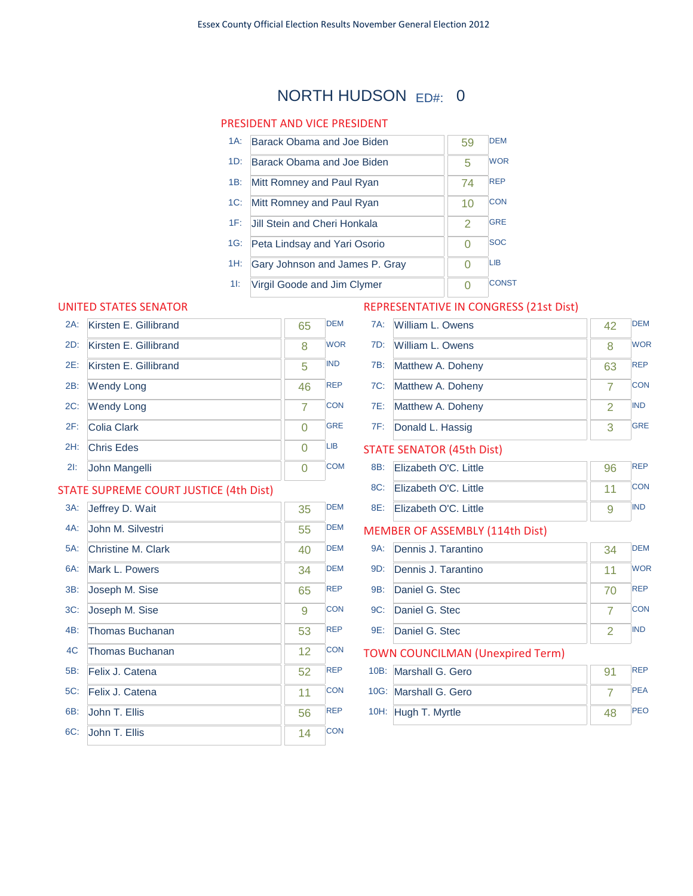# NORTH HUDSON ED#: 0

## PRESIDENT AND VICE PRESIDENT

| Line | Candidate | Votes | Party |
|---|---|---|---|
| 1A: | Barack Obama and Joe Biden | 59 | DEM |
| 1D: | Barack Obama and Joe Biden | 5 | WOR |
| 1B: | Mitt Romney and Paul Ryan | 74 | REP |
| 1C: | Mitt Romney and Paul Ryan | 10 | CON |
| 1F: | Jill Stein and Cheri Honkala | 2 | GRE |
| 1G: | Peta Lindsay and Yari Osorio | 0 | SOC |
| 1H: | Gary Johnson and James P. Gray | 0 | LIB |
| 1I: | Virgil Goode and Jim Clymer | 0 | CONST |

## UNITED STATES SENATOR

| Line | Candidate | Votes | Party |
|---|---|---|---|
| 2A: | Kirsten E. Gillibrand | 65 | DEM |
| 2D: | Kirsten E. Gillibrand | 8 | WOR |
| 2E: | Kirsten E. Gillibrand | 5 | IND |
| 2B: | Wendy Long | 46 | REP |
| 2C: | Wendy Long | 7 | CON |
| 2F: | Colia Clark | 0 | GRE |
| 2H: | Chris Edes | 0 | LIB |
| 2I: | John Mangelli | 0 | COM |

## STATE SUPREME COURT JUSTICE (4th Dist)

| Line | Candidate | Votes | Party |
|---|---|---|---|
| 3A: | Jeffrey D. Wait | 35 | DEM |
| 4A: | John M. Silvestri | 55 | DEM |
| 5A: | Christine M. Clark | 40 | DEM |
| 6A: | Mark L. Powers | 34 | DEM |
| 3B: | Joseph M. Sise | 65 | REP |
| 3C: | Joseph M. Sise | 9 | CON |
| 4B: | Thomas Buchanan | 53 | REP |
| 4C | Thomas Buchanan | 12 | CON |
| 5B: | Felix J. Catena | 52 | REP |
| 5C: | Felix J. Catena | 11 | CON |
| 6B: | John T. Ellis | 56 | REP |
| 6C: | John T. Ellis | 14 | CON |

## REPRESENTATIVE IN CONGRESS (21st Dist)

| Line | Candidate | Votes | Party |
|---|---|---|---|
| 7A: | William L. Owens | 42 | DEM |
| 7D: | William L. Owens | 8 | WOR |
| 7B: | Matthew A. Doheny | 63 | REP |
| 7C: | Matthew A. Doheny | 7 | CON |
| 7E: | Matthew A. Doheny | 2 | IND |
| 7F: | Donald L. Hassig | 3 | GRE |

## STATE SENATOR (45th Dist)

| Line | Candidate | Votes | Party |
|---|---|---|---|
| 8B: | Elizabeth O'C. Little | 96 | REP |
| 8C: | Elizabeth O'C. Little | 11 | CON |
| 8E: | Elizabeth O'C. Little | 9 | IND |

## MEMBER OF ASSEMBLY (114th Dist)

| Line | Candidate | Votes | Party |
|---|---|---|---|
| 9A: | Dennis J. Tarantino | 34 | DEM |
| 9D: | Dennis J. Tarantino | 11 | WOR |
| 9B: | Daniel G. Stec | 70 | REP |
| 9C: | Daniel G. Stec | 7 | CON |
| 9E: | Daniel G. Stec | 2 | IND |

## TOWN COUNCILMAN (Unexpired Term)

| Line | Candidate | Votes | Party |
|---|---|---|---|
| 10B: | Marshall G. Gero | 91 | REP |
| 10G: | Marshall G. Gero | 7 | PEA |
| 10H: | Hugh T. Myrtle | 48 | PEO |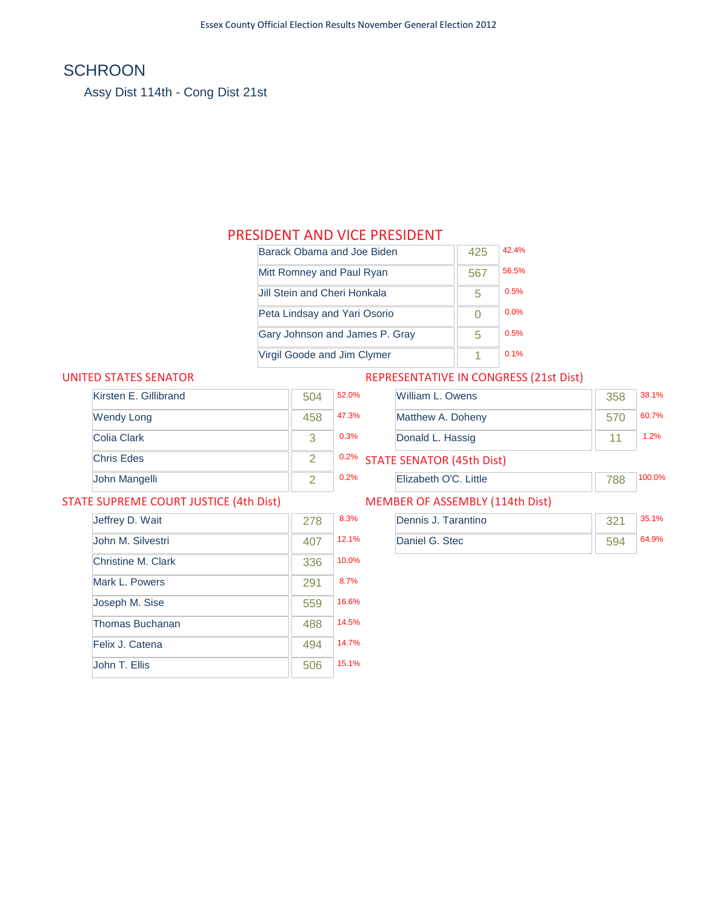# SCHROON

Assy Dist 114th - Cong Dist 21st

## PRESIDENT AND VICE PRESIDENT

| Candidate | Votes | % |
|---|---|---|
| Barack Obama and Joe Biden | 425 | 42.4% |
| Mitt Romney and Paul Ryan | 567 | 56.5% |
| Jill Stein and Cheri Honkala | 5 | 0.5% |
| Peta Lindsay and Yari Osorio | 0 | 0.0% |
| Gary Johnson and James P. Gray | 5 | 0.5% |
| Virgil Goode and Jim Clymer | 1 | 0.1% |

## UNITED STATES SENATOR

| Candidate | Votes | % |
|---|---|---|
| Kirsten E. Gillibrand | 504 | 52.0% |
| Wendy Long | 458 | 47.3% |
| Colia Clark | 3 | 0.3% |
| Chris Edes | 2 | 0.2% |
| John Mangelli | 2 | 0.2% |

## REPRESENTATIVE IN CONGRESS (21st Dist)

| Candidate | Votes | % |
|---|---|---|
| William L. Owens | 358 | 38.1% |
| Matthew A. Doheny | 570 | 60.7% |
| Donald L. Hassig | 11 | 1.2% |

## STATE SENATOR (45th Dist)

| Candidate | Votes | % |
|---|---|---|
| Elizabeth O'C. Little | 788 | 100.0% |

## STATE SUPREME COURT JUSTICE (4th Dist)

| Candidate | Votes | % |
|---|---|---|
| Jeffrey D. Wait | 278 | 8.3% |
| John M. Silvestri | 407 | 12.1% |
| Christine M. Clark | 336 | 10.0% |
| Mark L. Powers | 291 | 8.7% |
| Joseph M. Sise | 559 | 16.6% |
| Thomas Buchanan | 488 | 14.5% |
| Felix J. Catena | 494 | 14.7% |
| John T. Ellis | 506 | 15.1% |

## MEMBER OF ASSEMBLY (114th Dist)

| Candidate | Votes | % |
|---|---|---|
| Dennis J. Tarantino | 321 | 35.1% |
| Daniel G. Stec | 594 | 64.9% |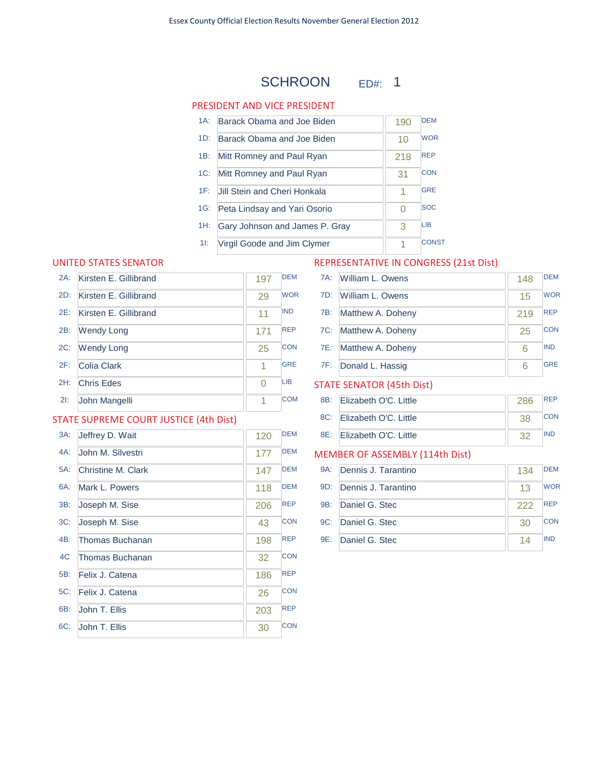Essex County Official Election Results November General Election 2012

# SCHROON ED#: 1

## PRESIDENT AND VICE PRESIDENT

| Code | Candidate | Votes | Party |
|---|---|---|---|
| 1A: | Barack Obama and Joe Biden | 190 | DEM |
| 1D: | Barack Obama and Joe Biden | 10 | WOR |
| 1B: | Mitt Romney and Paul Ryan | 218 | REP |
| 1C: | Mitt Romney and Paul Ryan | 31 | CON |
| 1F: | Jill Stein and Cheri Honkala | 1 | GRE |
| 1G: | Peta Lindsay and Yari Osorio | 0 | SOC |
| 1H: | Gary Johnson and James P. Gray | 3 | LIB |
| 1I: | Virgil Goode and Jim Clymer | 1 | CONST |

## UNITED STATES SENATOR

| Code | Candidate | Votes | Party |
|---|---|---|---|
| 2A: | Kirsten E. Gillibrand | 197 | DEM |
| 2D: | Kirsten E. Gillibrand | 29 | WOR |
| 2E: | Kirsten E. Gillibrand | 11 | IND |
| 2B: | Wendy Long | 171 | REP |
| 2C: | Wendy Long | 25 | CON |
| 2F: | Colia Clark | 1 | GRE |
| 2H: | Chris Edes | 0 | LIB |
| 2I: | John Mangelli | 1 | COM |

## STATE SUPREME COURT JUSTICE (4th Dist)

| Code | Candidate | Votes | Party |
|---|---|---|---|
| 3A: | Jeffrey D. Wait | 120 | DEM |
| 4A: | John M. Silvestri | 177 | DEM |
| 5A: | Christine M. Clark | 147 | DEM |
| 6A: | Mark L. Powers | 118 | DEM |
| 3B: | Joseph M. Sise | 206 | REP |
| 3C: | Joseph M. Sise | 43 | CON |
| 4B: | Thomas Buchanan | 198 | REP |
| 4C | Thomas Buchanan | 32 | CON |
| 5B: | Felix J. Catena | 186 | REP |
| 5C: | Felix J. Catena | 26 | CON |
| 6B: | John T. Ellis | 203 | REP |
| 6C: | John T. Ellis | 30 | CON |

## REPRESENTATIVE IN CONGRESS (21st Dist)

| Code | Candidate | Votes | Party |
|---|---|---|---|
| 7A: | William L. Owens | 148 | DEM |
| 7D: | William L. Owens | 15 | WOR |
| 7B: | Matthew A. Doheny | 219 | REP |
| 7C: | Matthew A. Doheny | 25 | CON |
| 7E: | Matthew A. Doheny | 6 | IND |
| 7F: | Donald L. Hassig | 6 | GRE |

## STATE SENATOR (45th Dist)

| Code | Candidate | Votes | Party |
|---|---|---|---|
| 8B: | Elizabeth O'C. Little | 286 | REP |
| 8C: | Elizabeth O'C. Little | 38 | CON |
| 8E: | Elizabeth O'C. Little | 32 | IND |

## MEMBER OF ASSEMBLY (114th Dist)

| Code | Candidate | Votes | Party |
|---|---|---|---|
| 9A: | Dennis J. Tarantino | 134 | DEM |
| 9D: | Dennis J. Tarantino | 13 | WOR |
| 9B: | Daniel G. Stec | 222 | REP |
| 9C: | Daniel G. Stec | 30 | CON |
| 9E: | Daniel G. Stec | 14 | IND |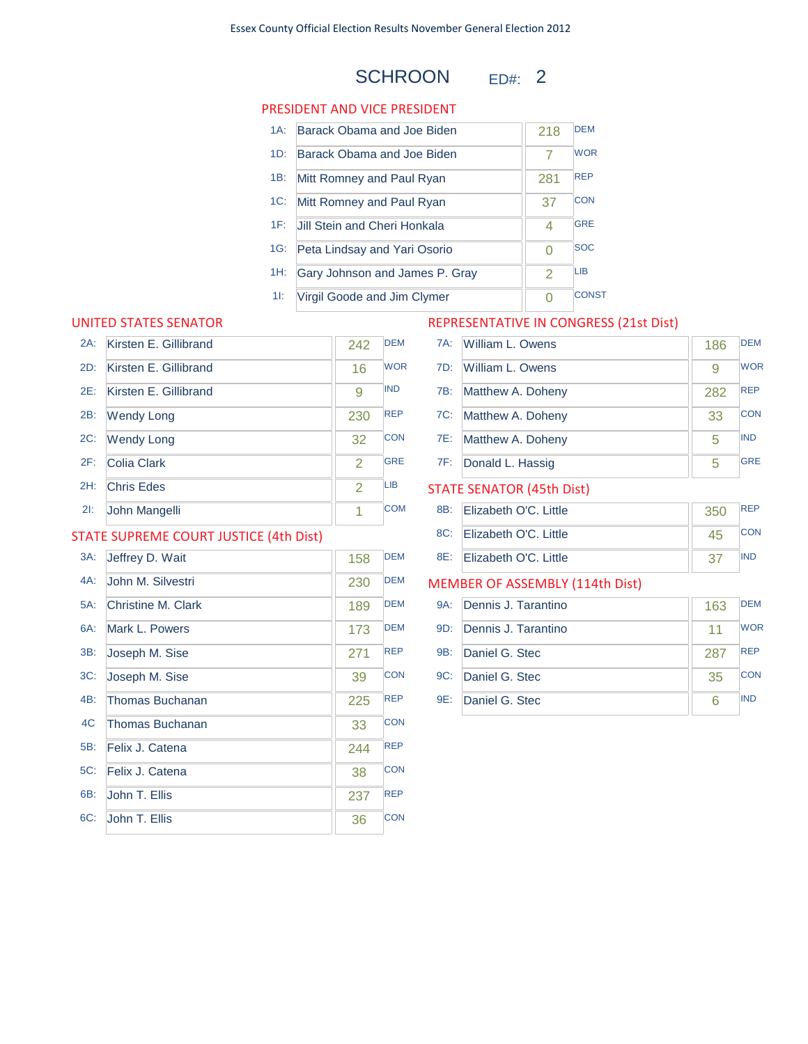Essex County Official Election Results November General Election 2012

# SCHROON ED#: 2

## PRESIDENT AND VICE PRESIDENT

| Line | Candidate | Votes | Party |
|---|---|---|---|
| 1A: | Barack Obama and Joe Biden | 218 | DEM |
| 1D: | Barack Obama and Joe Biden | 7 | WOR |
| 1B: | Mitt Romney and Paul Ryan | 281 | REP |
| 1C: | Mitt Romney and Paul Ryan | 37 | CON |
| 1F: | Jill Stein and Cheri Honkala | 4 | GRE |
| 1G: | Peta Lindsay and Yari Osorio | 0 | SOC |
| 1H: | Gary Johnson and James P. Gray | 2 | LIB |
| 1I: | Virgil Goode and Jim Clymer | 0 | CONST |

## UNITED STATES SENATOR

| Line | Candidate | Votes | Party |
|---|---|---|---|
| 2A: | Kirsten E. Gillibrand | 242 | DEM |
| 2D: | Kirsten E. Gillibrand | 16 | WOR |
| 2E: | Kirsten E. Gillibrand | 9 | IND |
| 2B: | Wendy Long | 230 | REP |
| 2C: | Wendy Long | 32 | CON |
| 2F: | Colia Clark | 2 | GRE |
| 2H: | Chris Edes | 2 | LIB |
| 2I: | John Mangelli | 1 | COM |

## STATE SUPREME COURT JUSTICE (4th Dist)

| Line | Candidate | Votes | Party |
|---|---|---|---|
| 3A: | Jeffrey D. Wait | 158 | DEM |
| 4A: | John M. Silvestri | 230 | DEM |
| 5A: | Christine M. Clark | 189 | DEM |
| 6A: | Mark L. Powers | 173 | DEM |
| 3B: | Joseph M. Sise | 271 | REP |
| 3C: | Joseph M. Sise | 39 | CON |
| 4B: | Thomas Buchanan | 225 | REP |
| 4C | Thomas Buchanan | 33 | CON |
| 5B: | Felix J. Catena | 244 | REP |
| 5C: | Felix J. Catena | 38 | CON |
| 6B: | John T. Ellis | 237 | REP |
| 6C: | John T. Ellis | 36 | CON |

## REPRESENTATIVE IN CONGRESS (21st Dist)

| Line | Candidate | Votes | Party |
|---|---|---|---|
| 7A: | William L. Owens | 186 | DEM |
| 7D: | William L. Owens | 9 | WOR |
| 7B: | Matthew A. Doheny | 282 | REP |
| 7C: | Matthew A. Doheny | 33 | CON |
| 7E: | Matthew A. Doheny | 5 | IND |
| 7F: | Donald L. Hassig | 5 | GRE |

## STATE SENATOR (45th Dist)

| Line | Candidate | Votes | Party |
|---|---|---|---|
| 8B: | Elizabeth O'C. Little | 350 | REP |
| 8C: | Elizabeth O'C. Little | 45 | CON |
| 8E: | Elizabeth O'C. Little | 37 | IND |

## MEMBER OF ASSEMBLY (114th Dist)

| Line | Candidate | Votes | Party |
|---|---|---|---|
| 9A: | Dennis J. Tarantino | 163 | DEM |
| 9D: | Dennis J. Tarantino | 11 | WOR |
| 9B: | Daniel G. Stec | 287 | REP |
| 9C: | Daniel G. Stec | 35 | CON |
| 9E: | Daniel G. Stec | 6 | IND |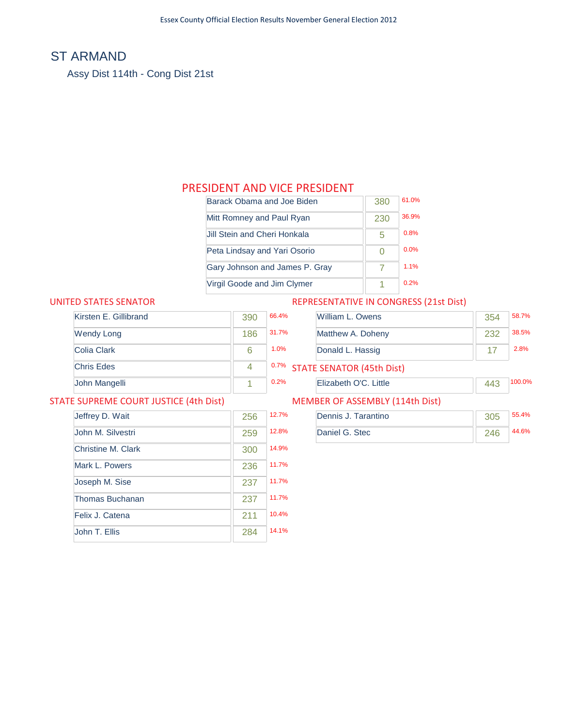# ST ARMAND

Assy Dist 114th - Cong Dist 21st

## PRESIDENT AND VICE PRESIDENT

| Candidate | Votes | % |
|---|---|---|
| Barack Obama and Joe Biden | 380 | 61.0% |
| Mitt Romney and Paul Ryan | 230 | 36.9% |
| Jill Stein and Cheri Honkala | 5 | 0.8% |
| Peta Lindsay and Yari Osorio | 0 | 0.0% |
| Gary Johnson and James P. Gray | 7 | 1.1% |
| Virgil Goode and Jim Clymer | 1 | 0.2% |

## UNITED STATES SENATOR

| Candidate | Votes | % |
|---|---|---|
| Kirsten E. Gillibrand | 390 | 66.4% |
| Wendy Long | 186 | 31.7% |
| Colia Clark | 6 | 1.0% |
| Chris Edes | 4 | 0.7% |
| John Mangelli | 1 | 0.2% |

## REPRESENTATIVE IN CONGRESS (21st Dist)

| Candidate | Votes | % |
|---|---|---|
| William L. Owens | 354 | 58.7% |
| Matthew A. Doheny | 232 | 38.5% |
| Donald L. Hassig | 17 | 2.8% |

## STATE SENATOR (45th Dist)

| Candidate | Votes | % |
|---|---|---|
| Elizabeth O'C. Little | 443 | 100.0% |

## STATE SUPREME COURT JUSTICE (4th Dist)

| Candidate | Votes | % |
|---|---|---|
| Jeffrey D. Wait | 256 | 12.7% |
| John M. Silvestri | 259 | 12.8% |
| Christine M. Clark | 300 | 14.9% |
| Mark L. Powers | 236 | 11.7% |
| Joseph M. Sise | 237 | 11.7% |
| Thomas Buchanan | 237 | 11.7% |
| Felix J. Catena | 211 | 10.4% |
| John T. Ellis | 284 | 14.1% |

## MEMBER OF ASSEMBLY (114th Dist)

| Candidate | Votes | % |
|---|---|---|
| Dennis J. Tarantino | 305 | 55.4% |
| Daniel G. Stec | 246 | 44.6% |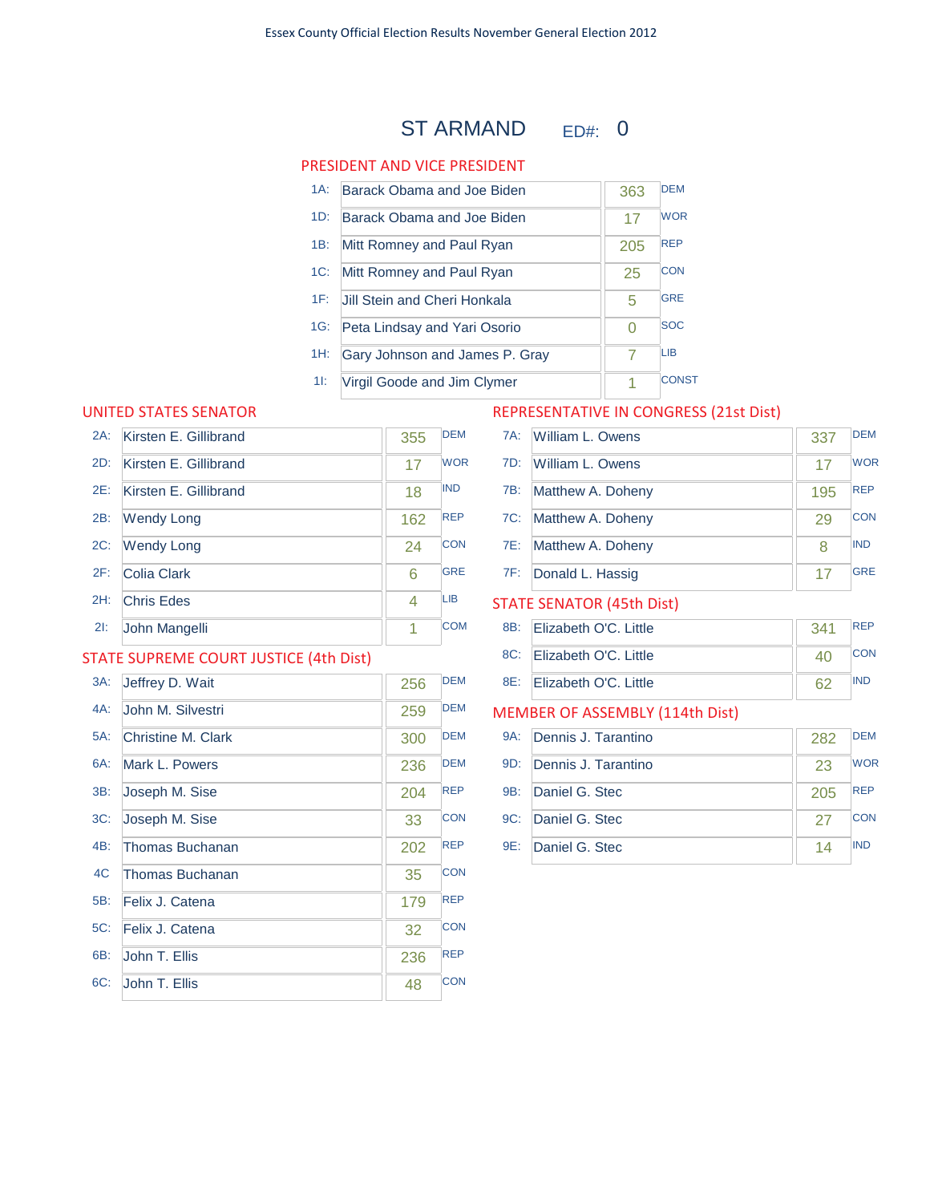Essex County Official Election Results November General Election 2012

# ST ARMAND ED#: 0

## PRESIDENT AND VICE PRESIDENT

| Code | Candidate | Votes | Party |
|---|---|---|---|
| 1A: | Barack Obama and Joe Biden | 363 | DEM |
| 1D: | Barack Obama and Joe Biden | 17 | WOR |
| 1B: | Mitt Romney and Paul Ryan | 205 | REP |
| 1C: | Mitt Romney and Paul Ryan | 25 | CON |
| 1F: | Jill Stein and Cheri Honkala | 5 | GRE |
| 1G: | Peta Lindsay and Yari Osorio | 0 | SOC |
| 1H: | Gary Johnson and James P. Gray | 7 | LIB |
| 1I: | Virgil Goode and Jim Clymer | 1 | CONST |

## UNITED STATES SENATOR

| Code | Candidate | Votes | Party |
|---|---|---|---|
| 2A: | Kirsten E. Gillibrand | 355 | DEM |
| 2D: | Kirsten E. Gillibrand | 17 | WOR |
| 2E: | Kirsten E. Gillibrand | 18 | IND |
| 2B: | Wendy Long | 162 | REP |
| 2C: | Wendy Long | 24 | CON |
| 2F: | Colia Clark | 6 | GRE |
| 2H: | Chris Edes | 4 | LIB |
| 2I: | John Mangelli | 1 | COM |

## STATE SUPREME COURT JUSTICE (4th Dist)

| Code | Candidate | Votes | Party |
|---|---|---|---|
| 3A: | Jeffrey D. Wait | 256 | DEM |
| 4A: | John M. Silvestri | 259 | DEM |
| 5A: | Christine M. Clark | 300 | DEM |
| 6A: | Mark L. Powers | 236 | DEM |
| 3B: | Joseph M. Sise | 204 | REP |
| 3C: | Joseph M. Sise | 33 | CON |
| 4B: | Thomas Buchanan | 202 | REP |
| 4C | Thomas Buchanan | 35 | CON |
| 5B: | Felix J. Catena | 179 | REP |
| 5C: | Felix J. Catena | 32 | CON |
| 6B: | John T. Ellis | 236 | REP |
| 6C: | John T. Ellis | 48 | CON |

## REPRESENTATIVE IN CONGRESS (21st Dist)

| Code | Candidate | Votes | Party |
|---|---|---|---|
| 7A: | William L. Owens | 337 | DEM |
| 7D: | William L. Owens | 17 | WOR |
| 7B: | Matthew A. Doheny | 195 | REP |
| 7C: | Matthew A. Doheny | 29 | CON |
| 7E: | Matthew A. Doheny | 8 | IND |
| 7F: | Donald L. Hassig | 17 | GRE |

## STATE SENATOR (45th Dist)

| Code | Candidate | Votes | Party |
|---|---|---|---|
| 8B: | Elizabeth O'C. Little | 341 | REP |
| 8C: | Elizabeth O'C. Little | 40 | CON |
| 8E: | Elizabeth O'C. Little | 62 | IND |

## MEMBER OF ASSEMBLY (114th Dist)

| Code | Candidate | Votes | Party |
|---|---|---|---|
| 9A: | Dennis J. Tarantino | 282 | DEM |
| 9D: | Dennis J. Tarantino | 23 | WOR |
| 9B: | Daniel G. Stec | 205 | REP |
| 9C: | Daniel G. Stec | 27 | CON |
| 9E: | Daniel G. Stec | 14 | IND |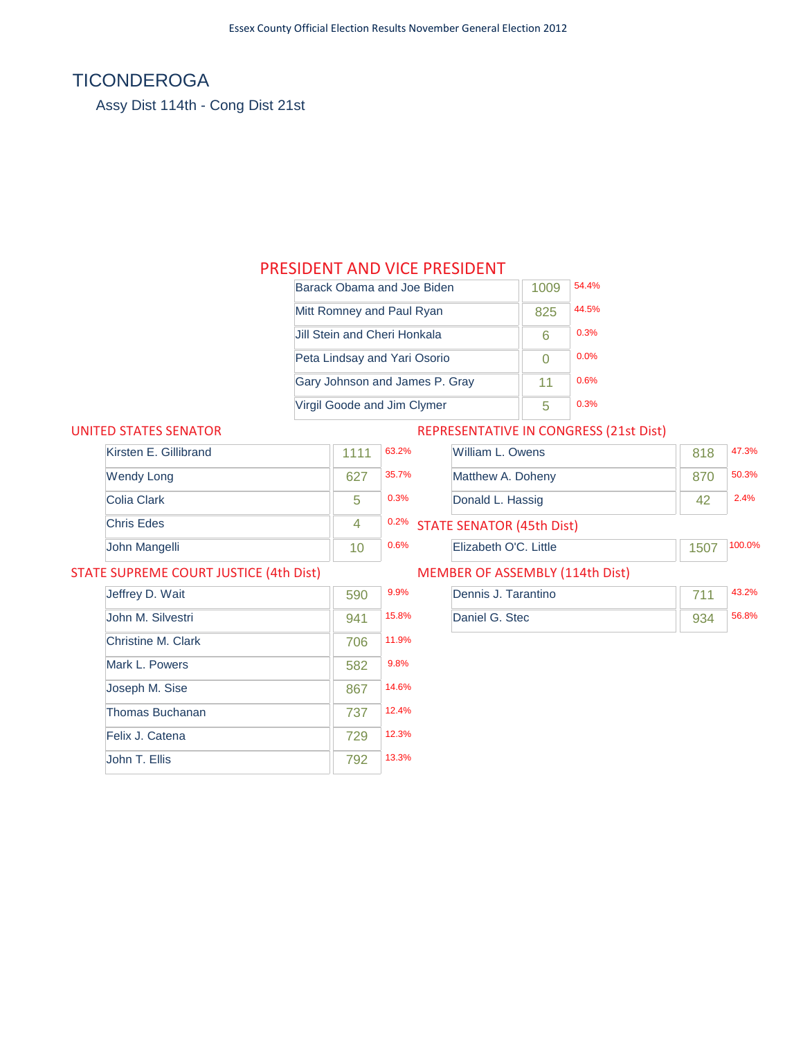# TICONDEROGA

Assy Dist 114th - Cong Dist 21st

## PRESIDENT AND VICE PRESIDENT

| Candidate | Votes | % |
|---|---|---|
| Barack Obama and Joe Biden | 1009 | 54.4% |
| Mitt Romney and Paul Ryan | 825 | 44.5% |
| Jill Stein and Cheri Honkala | 6 | 0.3% |
| Peta Lindsay and Yari Osorio | 0 | 0.0% |
| Gary Johnson and James P. Gray | 11 | 0.6% |
| Virgil Goode and Jim Clymer | 5 | 0.3% |

## UNITED STATES SENATOR

| Candidate | Votes | % |
|---|---|---|
| Kirsten E. Gillibrand | 1111 | 63.2% |
| Wendy Long | 627 | 35.7% |
| Colia Clark | 5 | 0.3% |
| Chris Edes | 4 | 0.2% |
| John Mangelli | 10 | 0.6% |

## REPRESENTATIVE IN CONGRESS (21st Dist)

| Candidate | Votes | % |
|---|---|---|
| William L. Owens | 818 | 47.3% |
| Matthew A. Doheny | 870 | 50.3% |
| Donald L. Hassig | 42 | 2.4% |

## STATE SENATOR (45th Dist)

| Candidate | Votes | % |
|---|---|---|
| Elizabeth O'C. Little | 1507 | 100.0% |

## STATE SUPREME COURT JUSTICE (4th Dist)

| Candidate | Votes | % |
|---|---|---|
| Jeffrey D. Wait | 590 | 9.9% |
| John M. Silvestri | 941 | 15.8% |
| Christine M. Clark | 706 | 11.9% |
| Mark L. Powers | 582 | 9.8% |
| Joseph M. Sise | 867 | 14.6% |
| Thomas Buchanan | 737 | 12.4% |
| Felix J. Catena | 729 | 12.3% |
| John T. Ellis | 792 | 13.3% |

## MEMBER OF ASSEMBLY (114th Dist)

| Candidate | Votes | % |
|---|---|---|
| Dennis J. Tarantino | 711 | 43.2% |
| Daniel G. Stec | 934 | 56.8% |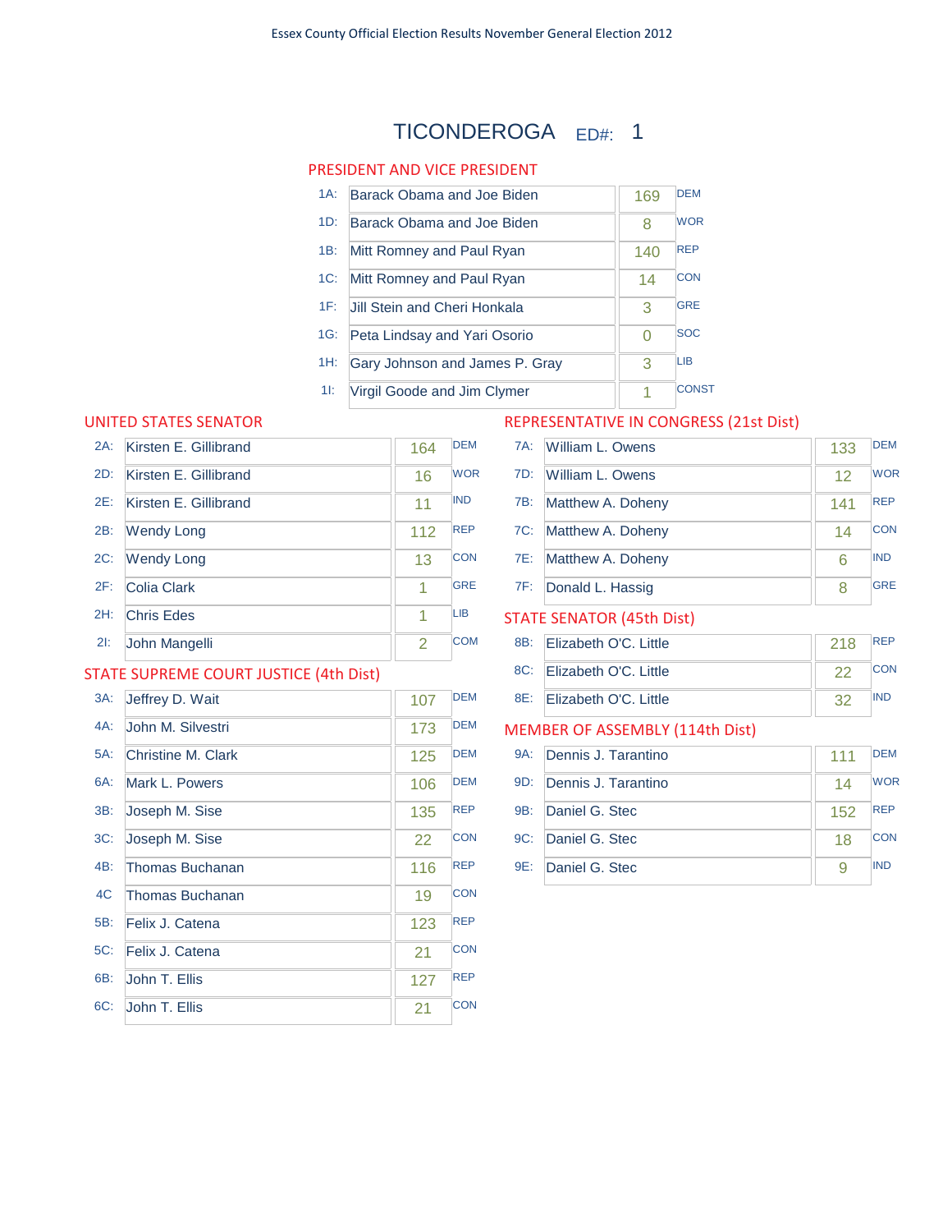Essex County Official Election Results November General Election 2012

# TICONDEROGA ED#: 1

## PRESIDENT AND VICE PRESIDENT

| Code | Candidate | Votes | Party |
|---|---|---|---|
| 1A: | Barack Obama and Joe Biden | 169 | DEM |
| 1D: | Barack Obama and Joe Biden | 8 | WOR |
| 1B: | Mitt Romney and Paul Ryan | 140 | REP |
| 1C: | Mitt Romney and Paul Ryan | 14 | CON |
| 1F: | Jill Stein and Cheri Honkala | 3 | GRE |
| 1G: | Peta Lindsay and Yari Osorio | 0 | SOC |
| 1H: | Gary Johnson and James P. Gray | 3 | LIB |
| 1I: | Virgil Goode and Jim Clymer | 1 | CONST |

## UNITED STATES SENATOR

| Code | Candidate | Votes | Party |
|---|---|---|---|
| 2A: | Kirsten E. Gillibrand | 164 | DEM |
| 2D: | Kirsten E. Gillibrand | 16 | WOR |
| 2E: | Kirsten E. Gillibrand | 11 | IND |
| 2B: | Wendy Long | 112 | REP |
| 2C: | Wendy Long | 13 | CON |
| 2F: | Colia Clark | 1 | GRE |
| 2H: | Chris Edes | 1 | LIB |
| 2I: | John Mangelli | 2 | COM |

## STATE SUPREME COURT JUSTICE (4th Dist)

| Code | Candidate | Votes | Party |
|---|---|---|---|
| 3A: | Jeffrey D. Wait | 107 | DEM |
| 4A: | John M. Silvestri | 173 | DEM |
| 5A: | Christine M. Clark | 125 | DEM |
| 6A: | Mark L. Powers | 106 | DEM |
| 3B: | Joseph M. Sise | 135 | REP |
| 3C: | Joseph M. Sise | 22 | CON |
| 4B: | Thomas Buchanan | 116 | REP |
| 4C | Thomas Buchanan | 19 | CON |
| 5B: | Felix J. Catena | 123 | REP |
| 5C: | Felix J. Catena | 21 | CON |
| 6B: | John T. Ellis | 127 | REP |
| 6C: | John T. Ellis | 21 | CON |

## REPRESENTATIVE IN CONGRESS (21st Dist)

| Code | Candidate | Votes | Party |
|---|---|---|---|
| 7A: | William L. Owens | 133 | DEM |
| 7D: | William L. Owens | 12 | WOR |
| 7B: | Matthew A. Doheny | 141 | REP |
| 7C: | Matthew A. Doheny | 14 | CON |
| 7E: | Matthew A. Doheny | 6 | IND |
| 7F: | Donald L. Hassig | 8 | GRE |

## STATE SENATOR (45th Dist)

| Code | Candidate | Votes | Party |
|---|---|---|---|
| 8B: | Elizabeth O'C. Little | 218 | REP |
| 8C: | Elizabeth O'C. Little | 22 | CON |
| 8E: | Elizabeth O'C. Little | 32 | IND |

## MEMBER OF ASSEMBLY (114th Dist)

| Code | Candidate | Votes | Party |
|---|---|---|---|
| 9A: | Dennis J. Tarantino | 111 | DEM |
| 9D: | Dennis J. Tarantino | 14 | WOR |
| 9B: | Daniel G. Stec | 152 | REP |
| 9C: | Daniel G. Stec | 18 | CON |
| 9E: | Daniel G. Stec | 9 | IND |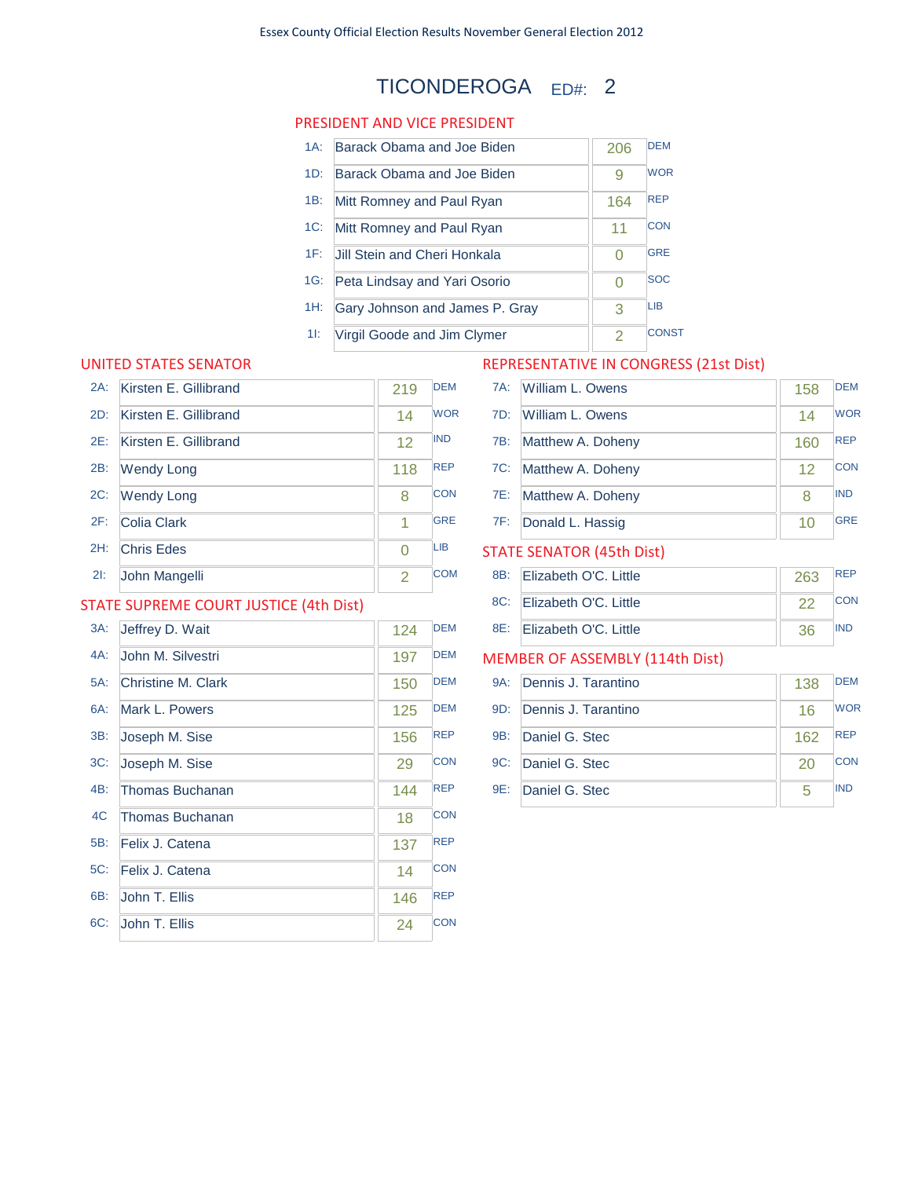Essex County Official Election Results November General Election 2012

# TICONDEROGA ED#: 2

## PRESIDENT AND VICE PRESIDENT

| | Candidate | Votes | Party |
|---|---|---|---|
| 1A: | Barack Obama and Joe Biden | 206 | DEM |
| 1D: | Barack Obama and Joe Biden | 9 | WOR |
| 1B: | Mitt Romney and Paul Ryan | 164 | REP |
| 1C: | Mitt Romney and Paul Ryan | 11 | CON |
| 1F: | Jill Stein and Cheri Honkala | 0 | GRE |
| 1G: | Peta Lindsay and Yari Osorio | 0 | SOC |
| 1H: | Gary Johnson and James P. Gray | 3 | LIB |
| 1I: | Virgil Goode and Jim Clymer | 2 | CONST |

## UNITED STATES SENATOR

| | Candidate | Votes | Party |
|---|---|---|---|
| 2A: | Kirsten E. Gillibrand | 219 | DEM |
| 2D: | Kirsten E. Gillibrand | 14 | WOR |
| 2E: | Kirsten E. Gillibrand | 12 | IND |
| 2B: | Wendy Long | 118 | REP |
| 2C: | Wendy Long | 8 | CON |
| 2F: | Colia Clark | 1 | GRE |
| 2H: | Chris Edes | 0 | LIB |
| 2I: | John Mangelli | 2 | COM |

## STATE SUPREME COURT JUSTICE (4th Dist)

| | Candidate | Votes | Party |
|---|---|---|---|
| 3A: | Jeffrey D. Wait | 124 | DEM |
| 4A: | John M. Silvestri | 197 | DEM |
| 5A: | Christine M. Clark | 150 | DEM |
| 6A: | Mark L. Powers | 125 | DEM |
| 3B: | Joseph M. Sise | 156 | REP |
| 3C: | Joseph M. Sise | 29 | CON |
| 4B: | Thomas Buchanan | 144 | REP |
| 4C | Thomas Buchanan | 18 | CON |
| 5B: | Felix J. Catena | 137 | REP |
| 5C: | Felix J. Catena | 14 | CON |
| 6B: | John T. Ellis | 146 | REP |
| 6C: | John T. Ellis | 24 | CON |

## REPRESENTATIVE IN CONGRESS (21st Dist)

| | Candidate | Votes | Party |
|---|---|---|---|
| 7A: | William L. Owens | 158 | DEM |
| 7D: | William L. Owens | 14 | WOR |
| 7B: | Matthew A. Doheny | 160 | REP |
| 7C: | Matthew A. Doheny | 12 | CON |
| 7E: | Matthew A. Doheny | 8 | IND |
| 7F: | Donald L. Hassig | 10 | GRE |

## STATE SENATOR (45th Dist)

| | Candidate | Votes | Party |
|---|---|---|---|
| 8B: | Elizabeth O'C. Little | 263 | REP |
| 8C: | Elizabeth O'C. Little | 22 | CON |
| 8E: | Elizabeth O'C. Little | 36 | IND |

## MEMBER OF ASSEMBLY (114th Dist)

| | Candidate | Votes | Party |
|---|---|---|---|
| 9A: | Dennis J. Tarantino | 138 | DEM |
| 9D: | Dennis J. Tarantino | 16 | WOR |
| 9B: | Daniel G. Stec | 162 | REP |
| 9C: | Daniel G. Stec | 20 | CON |
| 9E: | Daniel G. Stec | 5 | IND |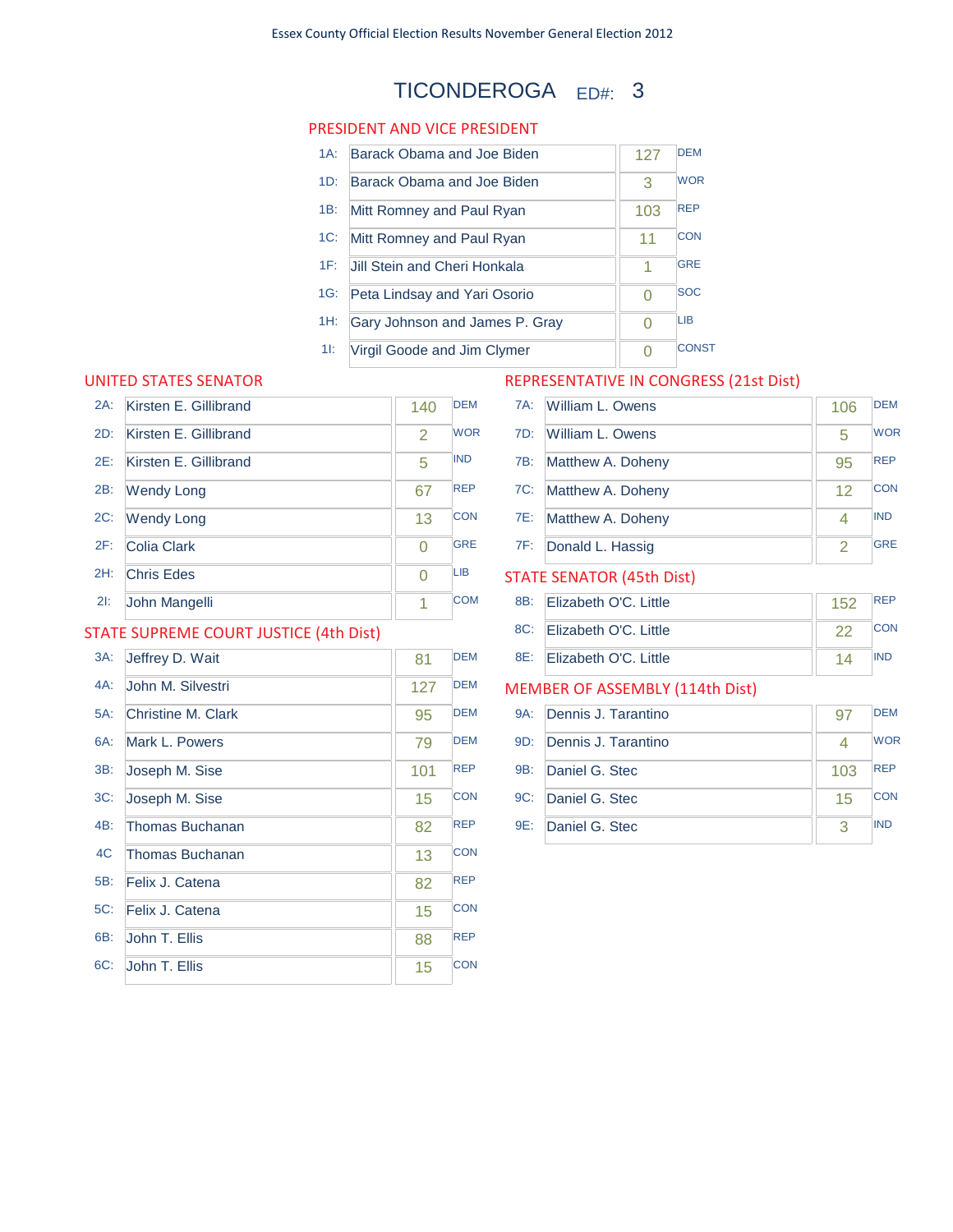Essex County Official Election Results November General Election 2012

# TICONDEROGA ED#: 3

## PRESIDENT AND VICE PRESIDENT

| Code | Candidate | Votes | Party |
|---|---|---|---|
| 1A: | Barack Obama and Joe Biden | 127 | DEM |
| 1D: | Barack Obama and Joe Biden | 3 | WOR |
| 1B: | Mitt Romney and Paul Ryan | 103 | REP |
| 1C: | Mitt Romney and Paul Ryan | 11 | CON |
| 1F: | Jill Stein and Cheri Honkala | 1 | GRE |
| 1G: | Peta Lindsay and Yari Osorio | 0 | SOC |
| 1H: | Gary Johnson and James P. Gray | 0 | LIB |
| 1I: | Virgil Goode and Jim Clymer | 0 | CONST |

## UNITED STATES SENATOR

| Code | Candidate | Votes | Party |
|---|---|---|---|
| 2A: | Kirsten E. Gillibrand | 140 | DEM |
| 2D: | Kirsten E. Gillibrand | 2 | WOR |
| 2E: | Kirsten E. Gillibrand | 5 | IND |
| 2B: | Wendy Long | 67 | REP |
| 2C: | Wendy Long | 13 | CON |
| 2F: | Colia Clark | 0 | GRE |
| 2H: | Chris Edes | 0 | LIB |
| 2I: | John Mangelli | 1 | COM |

## STATE SUPREME COURT JUSTICE (4th Dist)

| Code | Candidate | Votes | Party |
|---|---|---|---|
| 3A: | Jeffrey D. Wait | 81 | DEM |
| 4A: | John M. Silvestri | 127 | DEM |
| 5A: | Christine M. Clark | 95 | DEM |
| 6A: | Mark L. Powers | 79 | DEM |
| 3B: | Joseph M. Sise | 101 | REP |
| 3C: | Joseph M. Sise | 15 | CON |
| 4B: | Thomas Buchanan | 82 | REP |
| 4C | Thomas Buchanan | 13 | CON |
| 5B: | Felix J. Catena | 82 | REP |
| 5C: | Felix J. Catena | 15 | CON |
| 6B: | John T. Ellis | 88 | REP |
| 6C: | John T. Ellis | 15 | CON |

## REPRESENTATIVE IN CONGRESS (21st Dist)

| Code | Candidate | Votes | Party |
|---|---|---|---|
| 7A: | William L. Owens | 106 | DEM |
| 7D: | William L. Owens | 5 | WOR |
| 7B: | Matthew A. Doheny | 95 | REP |
| 7C: | Matthew A. Doheny | 12 | CON |
| 7E: | Matthew A. Doheny | 4 | IND |
| 7F: | Donald L. Hassig | 2 | GRE |

## STATE SENATOR (45th Dist)

| Code | Candidate | Votes | Party |
|---|---|---|---|
| 8B: | Elizabeth O'C. Little | 152 | REP |
| 8C: | Elizabeth O'C. Little | 22 | CON |
| 8E: | Elizabeth O'C. Little | 14 | IND |

## MEMBER OF ASSEMBLY (114th Dist)

| Code | Candidate | Votes | Party |
|---|---|---|---|
| 9A: | Dennis J. Tarantino | 97 | DEM |
| 9D: | Dennis J. Tarantino | 4 | WOR |
| 9B: | Daniel G. Stec | 103 | REP |
| 9C: | Daniel G. Stec | 15 | CON |
| 9E: | Daniel G. Stec | 3 | IND |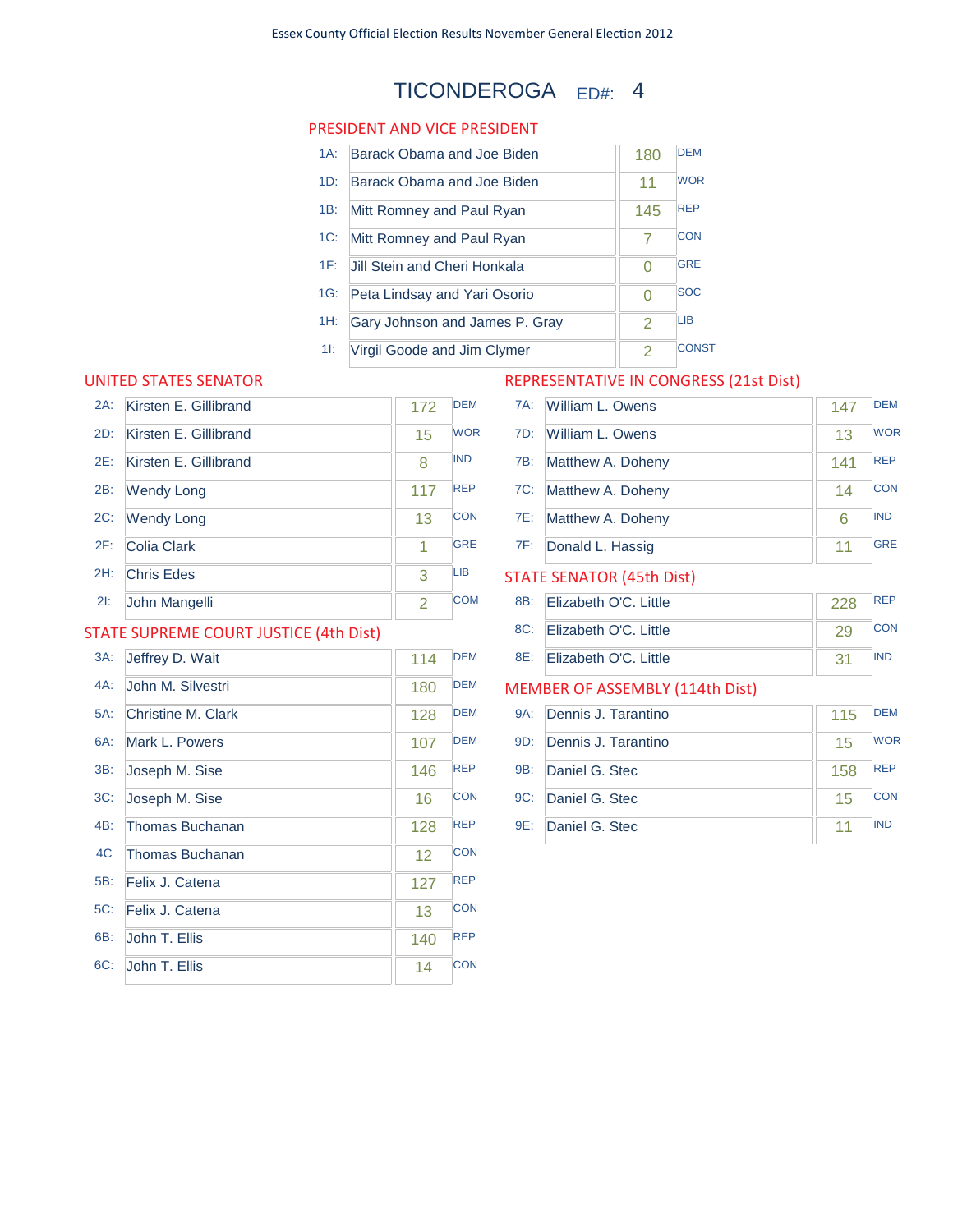Essex County Official Election Results November General Election 2012

# TICONDEROGA ED#: 4

## PRESIDENT AND VICE PRESIDENT

| Code | Candidate | Votes | Party |
|---|---|---|---|
| 1A: | Barack Obama and Joe Biden | 180 | DEM |
| 1D: | Barack Obama and Joe Biden | 11 | WOR |
| 1B: | Mitt Romney and Paul Ryan | 145 | REP |
| 1C: | Mitt Romney and Paul Ryan | 7 | CON |
| 1F: | Jill Stein and Cheri Honkala | 0 | GRE |
| 1G: | Peta Lindsay and Yari Osorio | 0 | SOC |
| 1H: | Gary Johnson and James P. Gray | 2 | LIB |
| 1I: | Virgil Goode and Jim Clymer | 2 | CONST |

## UNITED STATES SENATOR

| Code | Candidate | Votes | Party |
|---|---|---|---|
| 2A: | Kirsten E. Gillibrand | 172 | DEM |
| 2D: | Kirsten E. Gillibrand | 15 | WOR |
| 2E: | Kirsten E. Gillibrand | 8 | IND |
| 2B: | Wendy Long | 117 | REP |
| 2C: | Wendy Long | 13 | CON |
| 2F: | Colia Clark | 1 | GRE |
| 2H: | Chris Edes | 3 | LIB |
| 2I: | John Mangelli | 2 | COM |

## STATE SUPREME COURT JUSTICE (4th Dist)

| Code | Candidate | Votes | Party |
|---|---|---|---|
| 3A: | Jeffrey D. Wait | 114 | DEM |
| 4A: | John M. Silvestri | 180 | DEM |
| 5A: | Christine M. Clark | 128 | DEM |
| 6A: | Mark L. Powers | 107 | DEM |
| 3B: | Joseph M. Sise | 146 | REP |
| 3C: | Joseph M. Sise | 16 | CON |
| 4B: | Thomas Buchanan | 128 | REP |
| 4C | Thomas Buchanan | 12 | CON |
| 5B: | Felix J. Catena | 127 | REP |
| 5C: | Felix J. Catena | 13 | CON |
| 6B: | John T. Ellis | 140 | REP |
| 6C: | John T. Ellis | 14 | CON |

## REPRESENTATIVE IN CONGRESS (21st Dist)

| Code | Candidate | Votes | Party |
|---|---|---|---|
| 7A: | William L. Owens | 147 | DEM |
| 7D: | William L. Owens | 13 | WOR |
| 7B: | Matthew A. Doheny | 141 | REP |
| 7C: | Matthew A. Doheny | 14 | CON |
| 7E: | Matthew A. Doheny | 6 | IND |
| 7F: | Donald L. Hassig | 11 | GRE |

## STATE SENATOR (45th Dist)

| Code | Candidate | Votes | Party |
|---|---|---|---|
| 8B: | Elizabeth O'C. Little | 228 | REP |
| 8C: | Elizabeth O'C. Little | 29 | CON |
| 8E: | Elizabeth O'C. Little | 31 | IND |

## MEMBER OF ASSEMBLY (114th Dist)

| Code | Candidate | Votes | Party |
|---|---|---|---|
| 9A: | Dennis J. Tarantino | 115 | DEM |
| 9D: | Dennis J. Tarantino | 15 | WOR |
| 9B: | Daniel G. Stec | 158 | REP |
| 9C: | Daniel G. Stec | 15 | CON |
| 9E: | Daniel G. Stec | 11 | IND |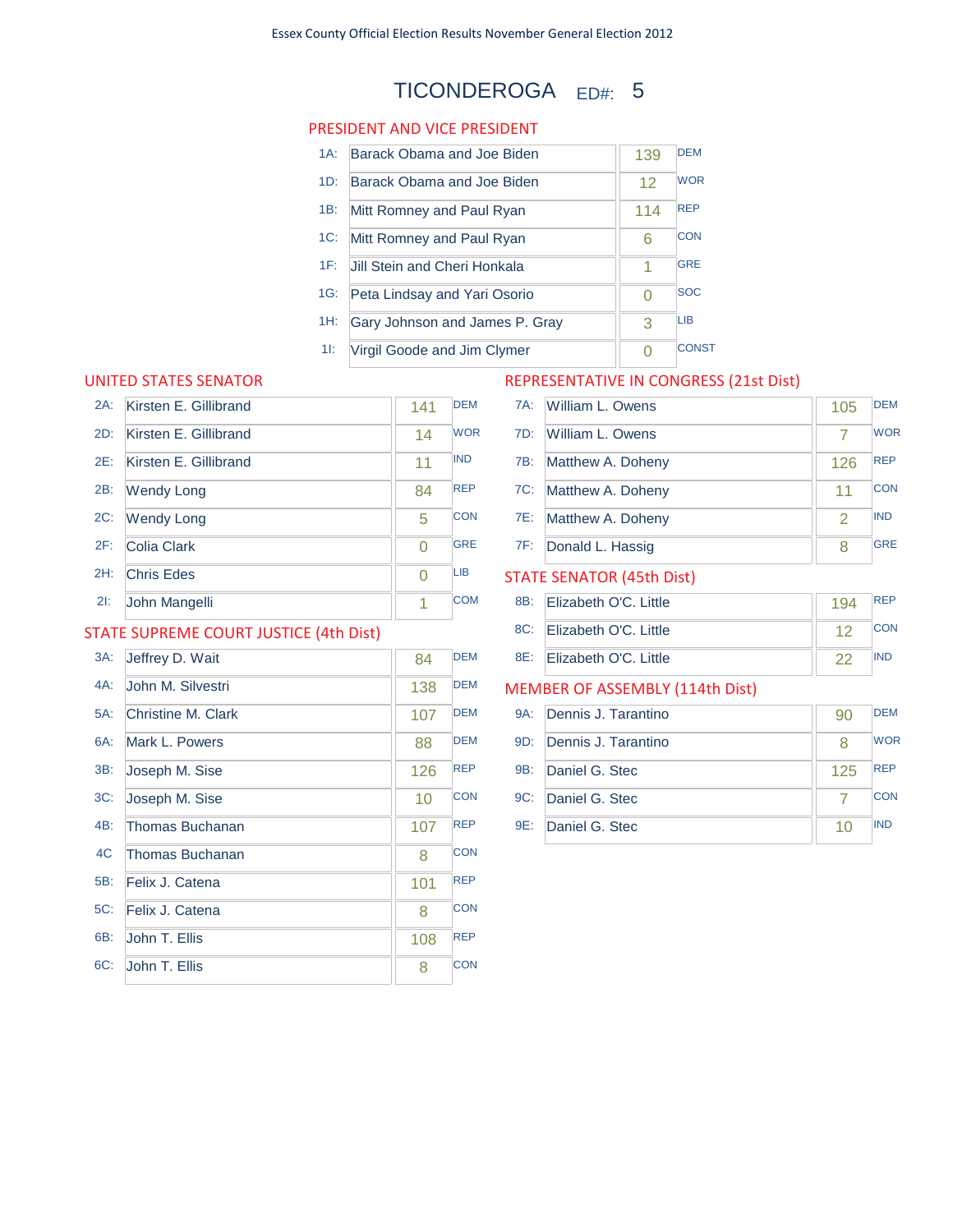Essex County Official Election Results November General Election 2012

# TICONDEROGA ED#: 5

## PRESIDENT AND VICE PRESIDENT

| Code | Candidate | Votes | Party |
|---|---|---|---|
| 1A: | Barack Obama and Joe Biden | 139 | DEM |
| 1D: | Barack Obama and Joe Biden | 12 | WOR |
| 1B: | Mitt Romney and Paul Ryan | 114 | REP |
| 1C: | Mitt Romney and Paul Ryan | 6 | CON |
| 1F: | Jill Stein and Cheri Honkala | 1 | GRE |
| 1G: | Peta Lindsay and Yari Osorio | 0 | SOC |
| 1H: | Gary Johnson and James P. Gray | 3 | LIB |
| 1I: | Virgil Goode and Jim Clymer | 0 | CONST |

## UNITED STATES SENATOR

| Code | Candidate | Votes | Party |
|---|---|---|---|
| 2A: | Kirsten E. Gillibrand | 141 | DEM |
| 2D: | Kirsten E. Gillibrand | 14 | WOR |
| 2E: | Kirsten E. Gillibrand | 11 | IND |
| 2B: | Wendy Long | 84 | REP |
| 2C: | Wendy Long | 5 | CON |
| 2F: | Colia Clark | 0 | GRE |
| 2H: | Chris Edes | 0 | LIB |
| 2I: | John Mangelli | 1 | COM |

## STATE SUPREME COURT JUSTICE (4th Dist)

| Code | Candidate | Votes | Party |
|---|---|---|---|
| 3A: | Jeffrey D. Wait | 84 | DEM |
| 4A: | John M. Silvestri | 138 | DEM |
| 5A: | Christine M. Clark | 107 | DEM |
| 6A: | Mark L. Powers | 88 | DEM |
| 3B: | Joseph M. Sise | 126 | REP |
| 3C: | Joseph M. Sise | 10 | CON |
| 4B: | Thomas Buchanan | 107 | REP |
| 4C | Thomas Buchanan | 8 | CON |
| 5B: | Felix J. Catena | 101 | REP |
| 5C: | Felix J. Catena | 8 | CON |
| 6B: | John T. Ellis | 108 | REP |
| 6C: | John T. Ellis | 8 | CON |

## REPRESENTATIVE IN CONGRESS (21st Dist)

| Code | Candidate | Votes | Party |
|---|---|---|---|
| 7A: | William L. Owens | 105 | DEM |
| 7D: | William L. Owens | 7 | WOR |
| 7B: | Matthew A. Doheny | 126 | REP |
| 7C: | Matthew A. Doheny | 11 | CON |
| 7E: | Matthew A. Doheny | 2 | IND |
| 7F: | Donald L. Hassig | 8 | GRE |

## STATE SENATOR (45th Dist)

| Code | Candidate | Votes | Party |
|---|---|---|---|
| 8B: | Elizabeth O'C. Little | 194 | REP |
| 8C: | Elizabeth O'C. Little | 12 | CON |
| 8E: | Elizabeth O'C. Little | 22 | IND |

## MEMBER OF ASSEMBLY (114th Dist)

| Code | Candidate | Votes | Party |
|---|---|---|---|
| 9A: | Dennis J. Tarantino | 90 | DEM |
| 9D: | Dennis J. Tarantino | 8 | WOR |
| 9B: | Daniel G. Stec | 125 | REP |
| 9C: | Daniel G. Stec | 7 | CON |
| 9E: | Daniel G. Stec | 10 | IND |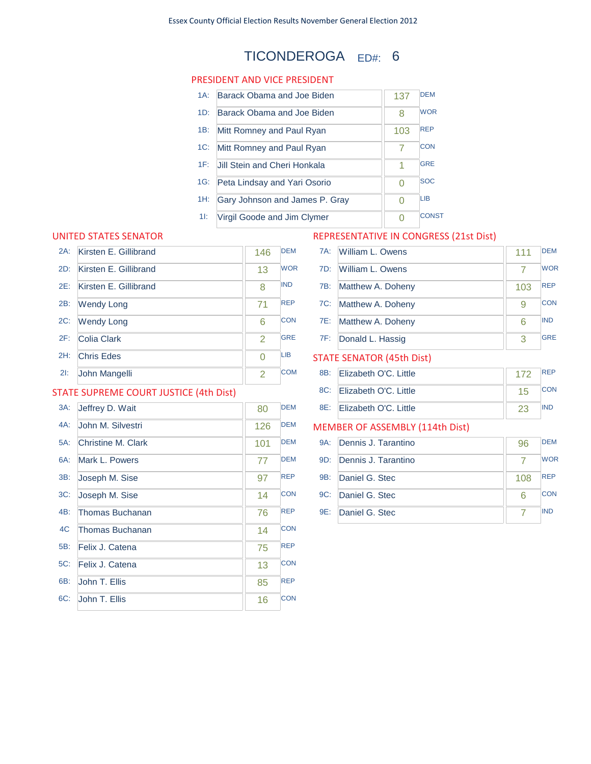Essex County Official Election Results November General Election 2012

# TICONDEROGA ED#: 6

## PRESIDENT AND VICE PRESIDENT

| Line | Candidate | Votes | Party |
|---|---|---|---|
| 1A: | Barack Obama and Joe Biden | 137 | DEM |
| 1D: | Barack Obama and Joe Biden | 8 | WOR |
| 1B: | Mitt Romney and Paul Ryan | 103 | REP |
| 1C: | Mitt Romney and Paul Ryan | 7 | CON |
| 1F: | Jill Stein and Cheri Honkala | 1 | GRE |
| 1G: | Peta Lindsay and Yari Osorio | 0 | SOC |
| 1H: | Gary Johnson and James P. Gray | 0 | LIB |
| 1I: | Virgil Goode and Jim Clymer | 0 | CONST |

## UNITED STATES SENATOR

| Line | Candidate | Votes | Party |
|---|---|---|---|
| 2A: | Kirsten E. Gillibrand | 146 | DEM |
| 2D: | Kirsten E. Gillibrand | 13 | WOR |
| 2E: | Kirsten E. Gillibrand | 8 | IND |
| 2B: | Wendy Long | 71 | REP |
| 2C: | Wendy Long | 6 | CON |
| 2F: | Colia Clark | 2 | GRE |
| 2H: | Chris Edes | 0 | LIB |
| 2I: | John Mangelli | 2 | COM |

## STATE SUPREME COURT JUSTICE (4th Dist)

| Line | Candidate | Votes | Party |
|---|---|---|---|
| 3A: | Jeffrey D. Wait | 80 | DEM |
| 4A: | John M. Silvestri | 126 | DEM |
| 5A: | Christine M. Clark | 101 | DEM |
| 6A: | Mark L. Powers | 77 | DEM |
| 3B: | Joseph M. Sise | 97 | REP |
| 3C: | Joseph M. Sise | 14 | CON |
| 4B: | Thomas Buchanan | 76 | REP |
| 4C | Thomas Buchanan | 14 | CON |
| 5B: | Felix J. Catena | 75 | REP |
| 5C: | Felix J. Catena | 13 | CON |
| 6B: | John T. Ellis | 85 | REP |
| 6C: | John T. Ellis | 16 | CON |

## REPRESENTATIVE IN CONGRESS (21st Dist)

| Line | Candidate | Votes | Party |
|---|---|---|---|
| 7A: | William L. Owens | 111 | DEM |
| 7D: | William L. Owens | 7 | WOR |
| 7B: | Matthew A. Doheny | 103 | REP |
| 7C: | Matthew A. Doheny | 9 | CON |
| 7E: | Matthew A. Doheny | 6 | IND |
| 7F: | Donald L. Hassig | 3 | GRE |

## STATE SENATOR (45th Dist)

| Line | Candidate | Votes | Party |
|---|---|---|---|
| 8B: | Elizabeth O'C. Little | 172 | REP |
| 8C: | Elizabeth O'C. Little | 15 | CON |
| 8E: | Elizabeth O'C. Little | 23 | IND |

## MEMBER OF ASSEMBLY (114th Dist)

| Line | Candidate | Votes | Party |
|---|---|---|---|
| 9A: | Dennis J. Tarantino | 96 | DEM |
| 9D: | Dennis J. Tarantino | 7 | WOR |
| 9B: | Daniel G. Stec | 108 | REP |
| 9C: | Daniel G. Stec | 6 | CON |
| 9E: | Daniel G. Stec | 7 | IND |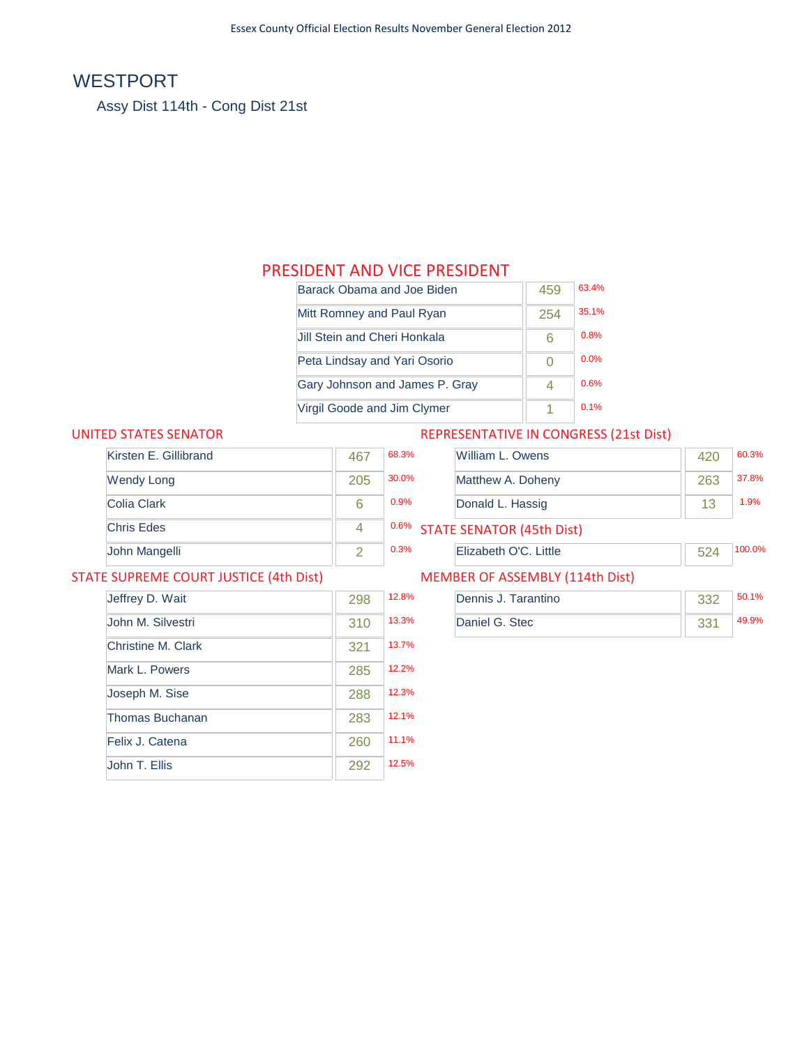# WESTPORT

Assy Dist 114th - Cong Dist 21st

## PRESIDENT AND VICE PRESIDENT

| Candidate | Votes | Percent |
|---|---|---|
| Barack Obama and Joe Biden | 459 | 63.4% |
| Mitt Romney and Paul Ryan | 254 | 35.1% |
| Jill Stein and Cheri Honkala | 6 | 0.8% |
| Peta Lindsay and Yari Osorio | 0 | 0.0% |
| Gary Johnson and James P. Gray | 4 | 0.6% |
| Virgil Goode and Jim Clymer | 1 | 0.1% |

## UNITED STATES SENATOR

| Candidate | Votes | Percent |
|---|---|---|
| Kirsten E. Gillibrand | 467 | 68.3% |
| Wendy Long | 205 | 30.0% |
| Colia Clark | 6 | 0.9% |
| Chris Edes | 4 | 0.6% |
| John Mangelli | 2 | 0.3% |

## REPRESENTATIVE IN CONGRESS (21st Dist)

| Candidate | Votes | Percent |
|---|---|---|
| William L. Owens | 420 | 60.3% |
| Matthew A. Doheny | 263 | 37.8% |
| Donald L. Hassig | 13 | 1.9% |

## STATE SENATOR (45th Dist)

| Candidate | Votes | Percent |
|---|---|---|
| Elizabeth O'C. Little | 524 | 100.0% |

## STATE SUPREME COURT JUSTICE (4th Dist)

| Candidate | Votes | Percent |
|---|---|---|
| Jeffrey D. Wait | 298 | 12.8% |
| John M. Silvestri | 310 | 13.3% |
| Christine M. Clark | 321 | 13.7% |
| Mark L. Powers | 285 | 12.2% |
| Joseph M. Sise | 288 | 12.3% |
| Thomas Buchanan | 283 | 12.1% |
| Felix J. Catena | 260 | 11.1% |
| John T. Ellis | 292 | 12.5% |

## MEMBER OF ASSEMBLY (114th Dist)

| Candidate | Votes | Percent |
|---|---|---|
| Dennis J. Tarantino | 332 | 50.1% |
| Daniel G. Stec | 331 | 49.9% |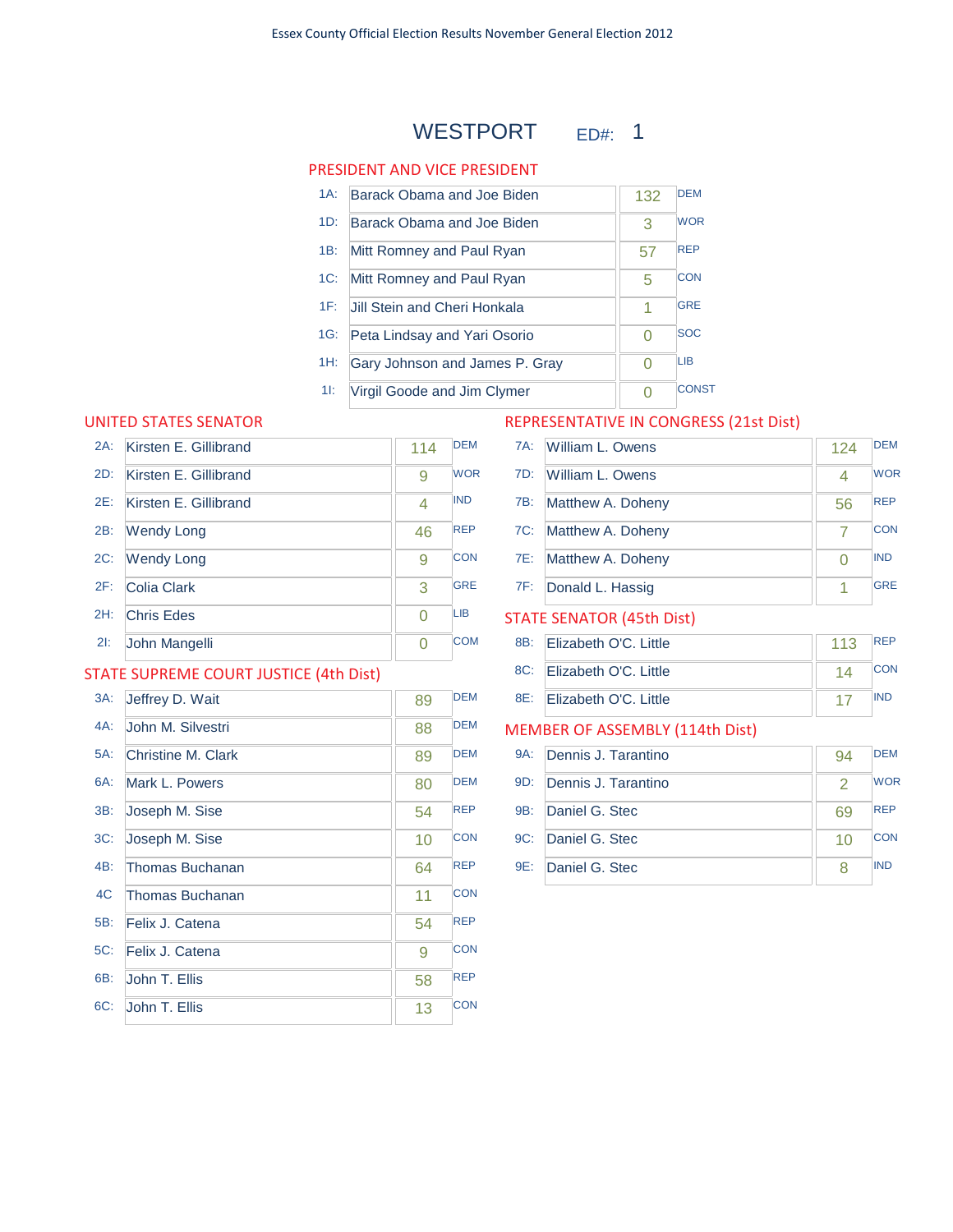Essex County Official Election Results November General Election 2012

# WESTPORT ED#: 1

## PRESIDENT AND VICE PRESIDENT

| Line | Candidate | Votes | Party |
|---|---|---|---|
| 1A: | Barack Obama and Joe Biden | 132 | DEM |
| 1D: | Barack Obama and Joe Biden | 3 | WOR |
| 1B: | Mitt Romney and Paul Ryan | 57 | REP |
| 1C: | Mitt Romney and Paul Ryan | 5 | CON |
| 1F: | Jill Stein and Cheri Honkala | 1 | GRE |
| 1G: | Peta Lindsay and Yari Osorio | 0 | SOC |
| 1H: | Gary Johnson and James P. Gray | 0 | LIB |
| 1I: | Virgil Goode and Jim Clymer | 0 | CONST |

## UNITED STATES SENATOR

| Line | Candidate | Votes | Party |
|---|---|---|---|
| 2A: | Kirsten E. Gillibrand | 114 | DEM |
| 2D: | Kirsten E. Gillibrand | 9 | WOR |
| 2E: | Kirsten E. Gillibrand | 4 | IND |
| 2B: | Wendy Long | 46 | REP |
| 2C: | Wendy Long | 9 | CON |
| 2F: | Colia Clark | 3 | GRE |
| 2H: | Chris Edes | 0 | LIB |
| 2I: | John Mangelli | 0 | COM |

## STATE SUPREME COURT JUSTICE (4th Dist)

| Line | Candidate | Votes | Party |
|---|---|---|---|
| 3A: | Jeffrey D. Wait | 89 | DEM |
| 4A: | John M. Silvestri | 88 | DEM |
| 5A: | Christine M. Clark | 89 | DEM |
| 6A: | Mark L. Powers | 80 | DEM |
| 3B: | Joseph M. Sise | 54 | REP |
| 3C: | Joseph M. Sise | 10 | CON |
| 4B: | Thomas Buchanan | 64 | REP |
| 4C | Thomas Buchanan | 11 | CON |
| 5B: | Felix J. Catena | 54 | REP |
| 5C: | Felix J. Catena | 9 | CON |
| 6B: | John T. Ellis | 58 | REP |
| 6C: | John T. Ellis | 13 | CON |

## REPRESENTATIVE IN CONGRESS (21st Dist)

| Line | Candidate | Votes | Party |
|---|---|---|---|
| 7A: | William L. Owens | 124 | DEM |
| 7D: | William L. Owens | 4 | WOR |
| 7B: | Matthew A. Doheny | 56 | REP |
| 7C: | Matthew A. Doheny | 7 | CON |
| 7E: | Matthew A. Doheny | 0 | IND |
| 7F: | Donald L. Hassig | 1 | GRE |

## STATE SENATOR (45th Dist)

| Line | Candidate | Votes | Party |
|---|---|---|---|
| 8B: | Elizabeth O'C. Little | 113 | REP |
| 8C: | Elizabeth O'C. Little | 14 | CON |
| 8E: | Elizabeth O'C. Little | 17 | IND |

## MEMBER OF ASSEMBLY (114th Dist)

| Line | Candidate | Votes | Party |
|---|---|---|---|
| 9A: | Dennis J. Tarantino | 94 | DEM |
| 9D: | Dennis J. Tarantino | 2 | WOR |
| 9B: | Daniel G. Stec | 69 | REP |
| 9C: | Daniel G. Stec | 10 | CON |
| 9E: | Daniel G. Stec | 8 | IND |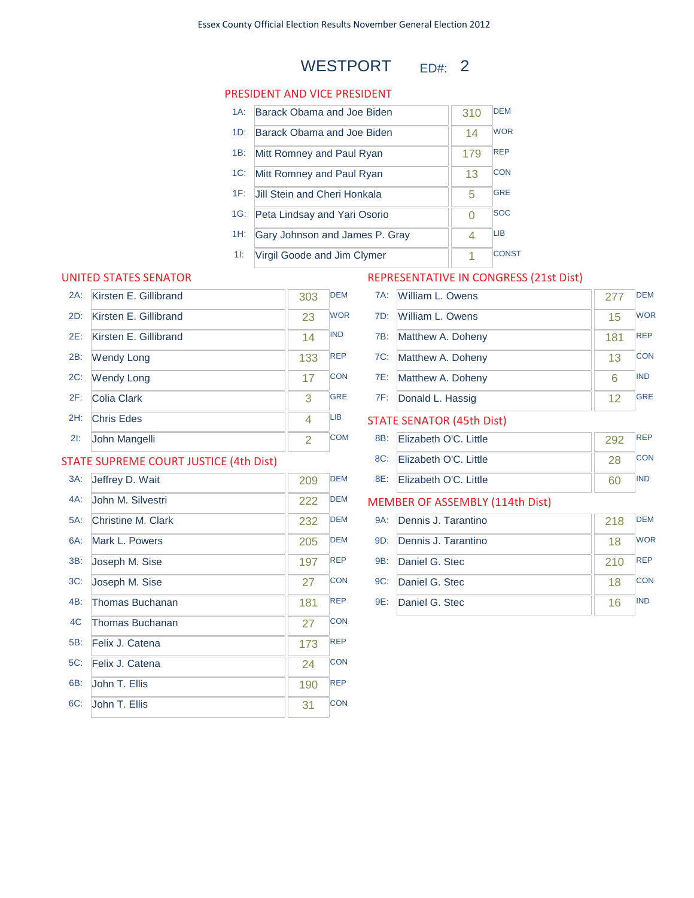Essex County Official Election Results November General Election 2012

# WESTPORT ED#: 2

## PRESIDENT AND VICE PRESIDENT

| Code | Candidate | Votes | Party |
|---|---|---|---|
| 1A: | Barack Obama and Joe Biden | 310 | DEM |
| 1D: | Barack Obama and Joe Biden | 14 | WOR |
| 1B: | Mitt Romney and Paul Ryan | 179 | REP |
| 1C: | Mitt Romney and Paul Ryan | 13 | CON |
| 1F: | Jill Stein and Cheri Honkala | 5 | GRE |
| 1G: | Peta Lindsay and Yari Osorio | 0 | SOC |
| 1H: | Gary Johnson and James P. Gray | 4 | LIB |
| 1I: | Virgil Goode and Jim Clymer | 1 | CONST |

## UNITED STATES SENATOR

| Code | Candidate | Votes | Party |
|---|---|---|---|
| 2A: | Kirsten E. Gillibrand | 303 | DEM |
| 2D: | Kirsten E. Gillibrand | 23 | WOR |
| 2E: | Kirsten E. Gillibrand | 14 | IND |
| 2B: | Wendy Long | 133 | REP |
| 2C: | Wendy Long | 17 | CON |
| 2F: | Colia Clark | 3 | GRE |
| 2H: | Chris Edes | 4 | LIB |
| 2I: | John Mangelli | 2 | COM |

## STATE SUPREME COURT JUSTICE (4th Dist)

| Code | Candidate | Votes | Party |
|---|---|---|---|
| 3A: | Jeffrey D. Wait | 209 | DEM |
| 4A: | John M. Silvestri | 222 | DEM |
| 5A: | Christine M. Clark | 232 | DEM |
| 6A: | Mark L. Powers | 205 | DEM |
| 3B: | Joseph M. Sise | 197 | REP |
| 3C: | Joseph M. Sise | 27 | CON |
| 4B: | Thomas Buchanan | 181 | REP |
| 4C | Thomas Buchanan | 27 | CON |
| 5B: | Felix J. Catena | 173 | REP |
| 5C: | Felix J. Catena | 24 | CON |
| 6B: | John T. Ellis | 190 | REP |
| 6C: | John T. Ellis | 31 | CON |

## REPRESENTATIVE IN CONGRESS (21st Dist)

| Code | Candidate | Votes | Party |
|---|---|---|---|
| 7A: | William L. Owens | 277 | DEM |
| 7D: | William L. Owens | 15 | WOR |
| 7B: | Matthew A. Doheny | 181 | REP |
| 7C: | Matthew A. Doheny | 13 | CON |
| 7E: | Matthew A. Doheny | 6 | IND |
| 7F: | Donald L. Hassig | 12 | GRE |

## STATE SENATOR (45th Dist)

| Code | Candidate | Votes | Party |
|---|---|---|---|
| 8B: | Elizabeth O'C. Little | 292 | REP |
| 8C: | Elizabeth O'C. Little | 28 | CON |
| 8E: | Elizabeth O'C. Little | 60 | IND |

## MEMBER OF ASSEMBLY (114th Dist)

| Code | Candidate | Votes | Party |
|---|---|---|---|
| 9A: | Dennis J. Tarantino | 218 | DEM |
| 9D: | Dennis J. Tarantino | 18 | WOR |
| 9B: | Daniel G. Stec | 210 | REP |
| 9C: | Daniel G. Stec | 18 | CON |
| 9E: | Daniel G. Stec | 16 | IND |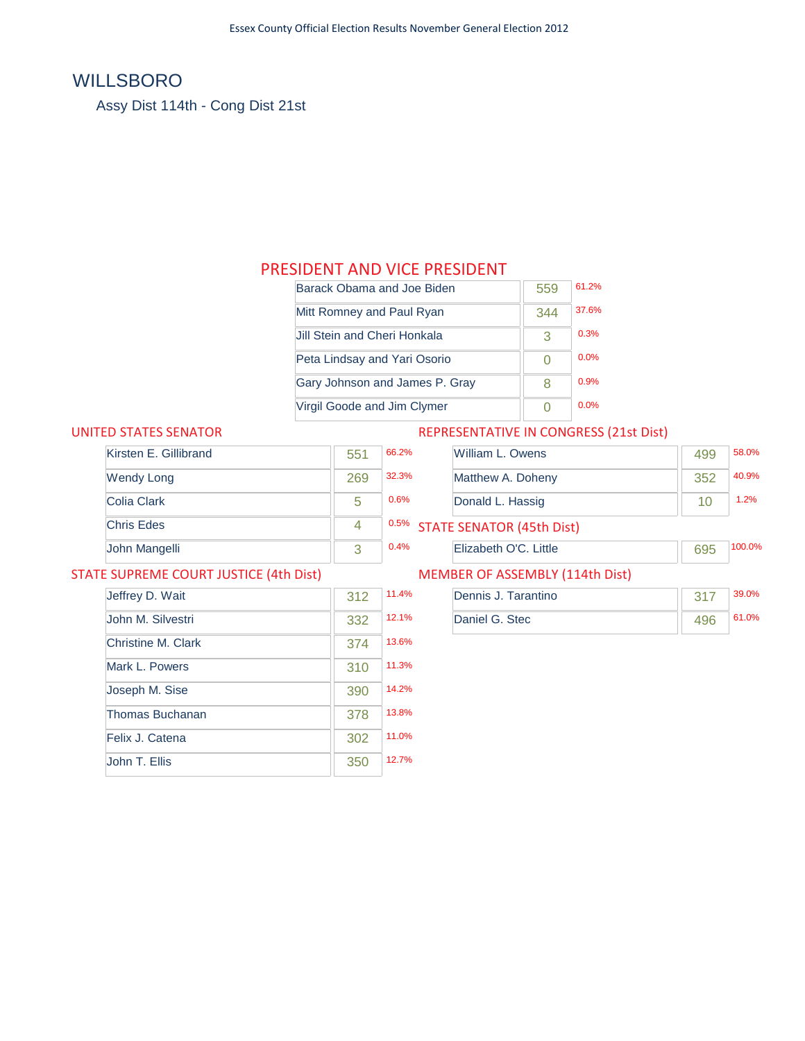# WILLSBORO

Assy Dist 114th - Cong Dist 21st

## PRESIDENT AND VICE PRESIDENT

| Candidate | Votes | % |
|---|---|---|
| Barack Obama and Joe Biden | 559 | 61.2% |
| Mitt Romney and Paul Ryan | 344 | 37.6% |
| Jill Stein and Cheri Honkala | 3 | 0.3% |
| Peta Lindsay and Yari Osorio | 0 | 0.0% |
| Gary Johnson and James P. Gray | 8 | 0.9% |
| Virgil Goode and Jim Clymer | 0 | 0.0% |

## UNITED STATES SENATOR

| Candidate | Votes | % |
|---|---|---|
| Kirsten E. Gillibrand | 551 | 66.2% |
| Wendy Long | 269 | 32.3% |
| Colia Clark | 5 | 0.6% |
| Chris Edes | 4 | 0.5% |
| John Mangelli | 3 | 0.4% |

## STATE SUPREME COURT JUSTICE (4th Dist)

| Candidate | Votes | % |
|---|---|---|
| Jeffrey D. Wait | 312 | 11.4% |
| John M. Silvestri | 332 | 12.1% |
| Christine M. Clark | 374 | 13.6% |
| Mark L. Powers | 310 | 11.3% |
| Joseph M. Sise | 390 | 14.2% |
| Thomas Buchanan | 378 | 13.8% |
| Felix J. Catena | 302 | 11.0% |
| John T. Ellis | 350 | 12.7% |

## REPRESENTATIVE IN CONGRESS (21st Dist)

| Candidate | Votes | % |
|---|---|---|
| William L. Owens | 499 | 58.0% |
| Matthew A. Doheny | 352 | 40.9% |
| Donald L. Hassig | 10 | 1.2% |

## STATE SENATOR (45th Dist)

| Candidate | Votes | % |
|---|---|---|
| Elizabeth O'C. Little | 695 | 100.0% |

## MEMBER OF ASSEMBLY (114th Dist)

| Candidate | Votes | % |
|---|---|---|
| Dennis J. Tarantino | 317 | 39.0% |
| Daniel G. Stec | 496 | 61.0% |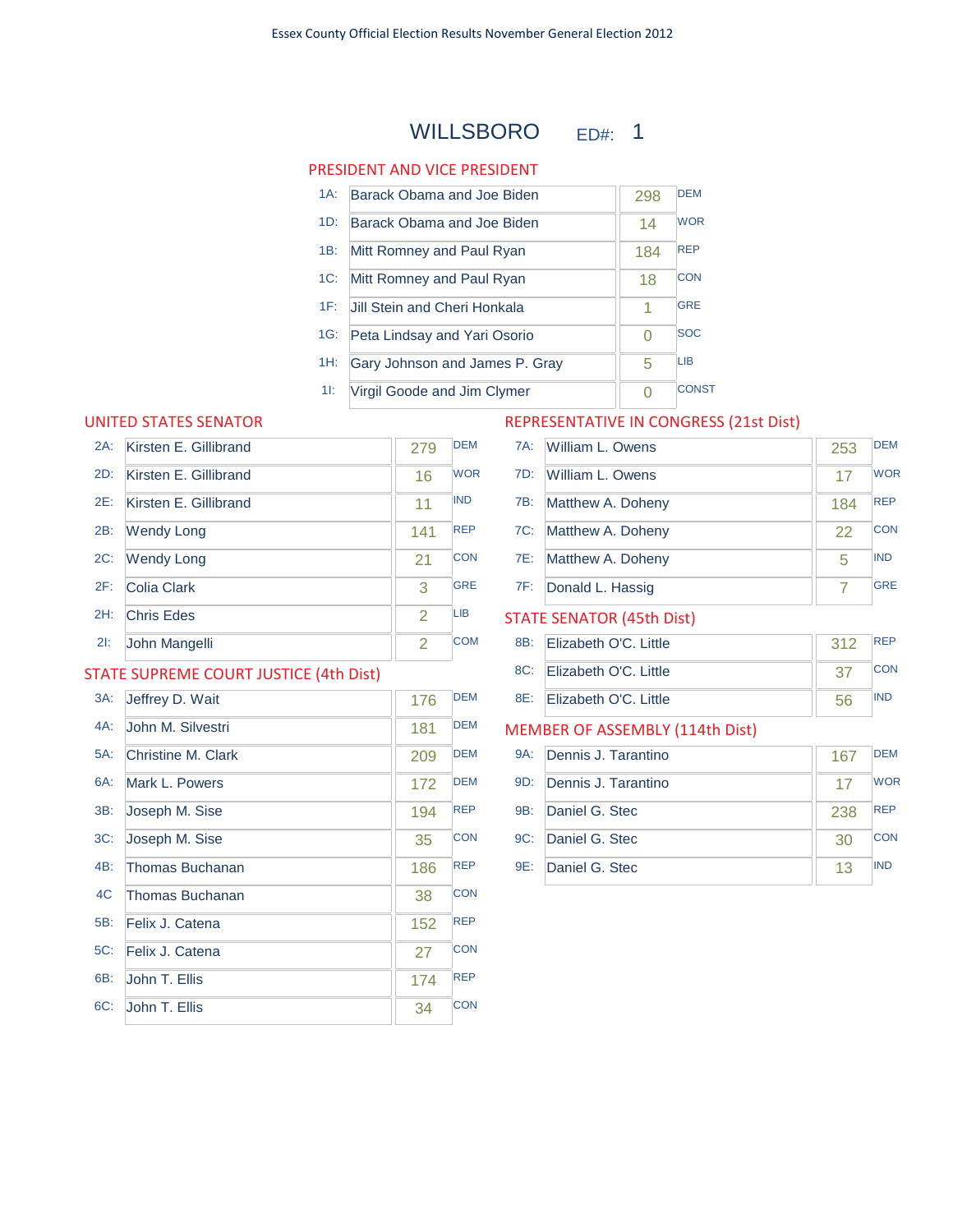Essex County Official Election Results November General Election 2012

# WILLSBORO ED#: 1

## PRESIDENT AND VICE PRESIDENT

| Code | Candidate | Votes | Party |
|---|---|---|---|
| 1A: | Barack Obama and Joe Biden | 298 | DEM |
| 1D: | Barack Obama and Joe Biden | 14 | WOR |
| 1B: | Mitt Romney and Paul Ryan | 184 | REP |
| 1C: | Mitt Romney and Paul Ryan | 18 | CON |
| 1F: | Jill Stein and Cheri Honkala | 1 | GRE |
| 1G: | Peta Lindsay and Yari Osorio | 0 | SOC |
| 1H: | Gary Johnson and James P. Gray | 5 | LIB |
| 1I: | Virgil Goode and Jim Clymer | 0 | CONST |

## UNITED STATES SENATOR

| Code | Candidate | Votes | Party |
|---|---|---|---|
| 2A: | Kirsten E. Gillibrand | 279 | DEM |
| 2D: | Kirsten E. Gillibrand | 16 | WOR |
| 2E: | Kirsten E. Gillibrand | 11 | IND |
| 2B: | Wendy Long | 141 | REP |
| 2C: | Wendy Long | 21 | CON |
| 2F: | Colia Clark | 3 | GRE |
| 2H: | Chris Edes | 2 | LIB |
| 2I: | John Mangelli | 2 | COM |

## STATE SUPREME COURT JUSTICE (4th Dist)

| Code | Candidate | Votes | Party |
|---|---|---|---|
| 3A: | Jeffrey D. Wait | 176 | DEM |
| 4A: | John M. Silvestri | 181 | DEM |
| 5A: | Christine M. Clark | 209 | DEM |
| 6A: | Mark L. Powers | 172 | DEM |
| 3B: | Joseph M. Sise | 194 | REP |
| 3C: | Joseph M. Sise | 35 | CON |
| 4B: | Thomas Buchanan | 186 | REP |
| 4C | Thomas Buchanan | 38 | CON |
| 5B: | Felix J. Catena | 152 | REP |
| 5C: | Felix J. Catena | 27 | CON |
| 6B: | John T. Ellis | 174 | REP |
| 6C: | John T. Ellis | 34 | CON |

## REPRESENTATIVE IN CONGRESS (21st Dist)

| Code | Candidate | Votes | Party |
|---|---|---|---|
| 7A: | William L. Owens | 253 | DEM |
| 7D: | William L. Owens | 17 | WOR |
| 7B: | Matthew A. Doheny | 184 | REP |
| 7C: | Matthew A. Doheny | 22 | CON |
| 7E: | Matthew A. Doheny | 5 | IND |
| 7F: | Donald L. Hassig | 7 | GRE |

## STATE SENATOR (45th Dist)

| Code | Candidate | Votes | Party |
|---|---|---|---|
| 8B: | Elizabeth O'C. Little | 312 | REP |
| 8C: | Elizabeth O'C. Little | 37 | CON |
| 8E: | Elizabeth O'C. Little | 56 | IND |

## MEMBER OF ASSEMBLY (114th Dist)

| Code | Candidate | Votes | Party |
|---|---|---|---|
| 9A: | Dennis J. Tarantino | 167 | DEM |
| 9D: | Dennis J. Tarantino | 17 | WOR |
| 9B: | Daniel G. Stec | 238 | REP |
| 9C: | Daniel G. Stec | 30 | CON |
| 9E: | Daniel G. Stec | 13 | IND |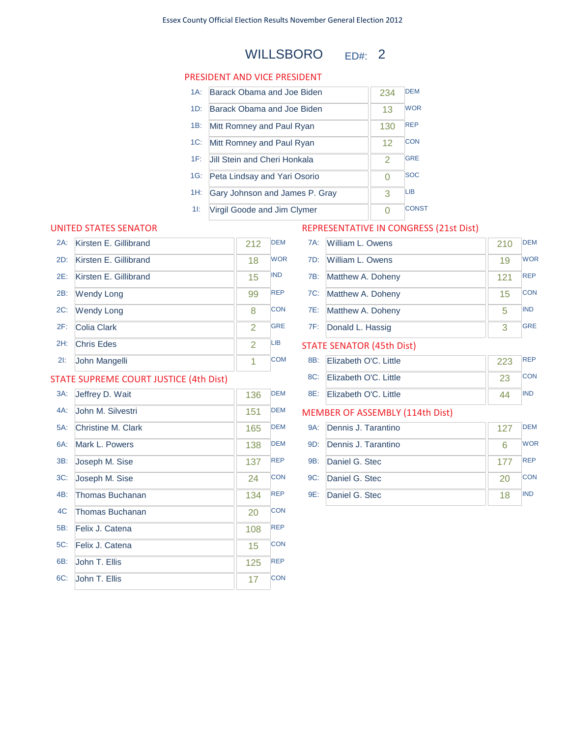Essex County Official Election Results November General Election 2012

# WILLSBORO ED#: 2

## PRESIDENT AND VICE PRESIDENT

| Code | Candidate | Votes | Party |
|---|---|---|---|
| 1A: | Barack Obama and Joe Biden | 234 | DEM |
| 1D: | Barack Obama and Joe Biden | 13 | WOR |
| 1B: | Mitt Romney and Paul Ryan | 130 | REP |
| 1C: | Mitt Romney and Paul Ryan | 12 | CON |
| 1F: | Jill Stein and Cheri Honkala | 2 | GRE |
| 1G: | Peta Lindsay and Yari Osorio | 0 | SOC |
| 1H: | Gary Johnson and James P. Gray | 3 | LIB |
| 1I: | Virgil Goode and Jim Clymer | 0 | CONST |

## UNITED STATES SENATOR

| Code | Candidate | Votes | Party |
|---|---|---|---|
| 2A: | Kirsten E. Gillibrand | 212 | DEM |
| 2D: | Kirsten E. Gillibrand | 18 | WOR |
| 2E: | Kirsten E. Gillibrand | 15 | IND |
| 2B: | Wendy Long | 99 | REP |
| 2C: | Wendy Long | 8 | CON |
| 2F: | Colia Clark | 2 | GRE |
| 2H: | Chris Edes | 2 | LIB |
| 2I: | John Mangelli | 1 | COM |

## STATE SUPREME COURT JUSTICE (4th Dist)

| Code | Candidate | Votes | Party |
|---|---|---|---|
| 3A: | Jeffrey D. Wait | 136 | DEM |
| 4A: | John M. Silvestri | 151 | DEM |
| 5A: | Christine M. Clark | 165 | DEM |
| 6A: | Mark L. Powers | 138 | DEM |
| 3B: | Joseph M. Sise | 137 | REP |
| 3C: | Joseph M. Sise | 24 | CON |
| 4B: | Thomas Buchanan | 134 | REP |
| 4C | Thomas Buchanan | 20 | CON |
| 5B: | Felix J. Catena | 108 | REP |
| 5C: | Felix J. Catena | 15 | CON |
| 6B: | John T. Ellis | 125 | REP |
| 6C: | John T. Ellis | 17 | CON |

## REPRESENTATIVE IN CONGRESS (21st Dist)

| Code | Candidate | Votes | Party |
|---|---|---|---|
| 7A: | William L. Owens | 210 | DEM |
| 7D: | William L. Owens | 19 | WOR |
| 7B: | Matthew A. Doheny | 121 | REP |
| 7C: | Matthew A. Doheny | 15 | CON |
| 7E: | Matthew A. Doheny | 5 | IND |
| 7F: | Donald L. Hassig | 3 | GRE |

## STATE SENATOR (45th Dist)

| Code | Candidate | Votes | Party |
|---|---|---|---|
| 8B: | Elizabeth O'C. Little | 223 | REP |
| 8C: | Elizabeth O'C. Little | 23 | CON |
| 8E: | Elizabeth O'C. Little | 44 | IND |

## MEMBER OF ASSEMBLY (114th Dist)

| Code | Candidate | Votes | Party |
|---|---|---|---|
| 9A: | Dennis J. Tarantino | 127 | DEM |
| 9D: | Dennis J. Tarantino | 6 | WOR |
| 9B: | Daniel G. Stec | 177 | REP |
| 9C: | Daniel G. Stec | 20 | CON |
| 9E: | Daniel G. Stec | 18 | IND |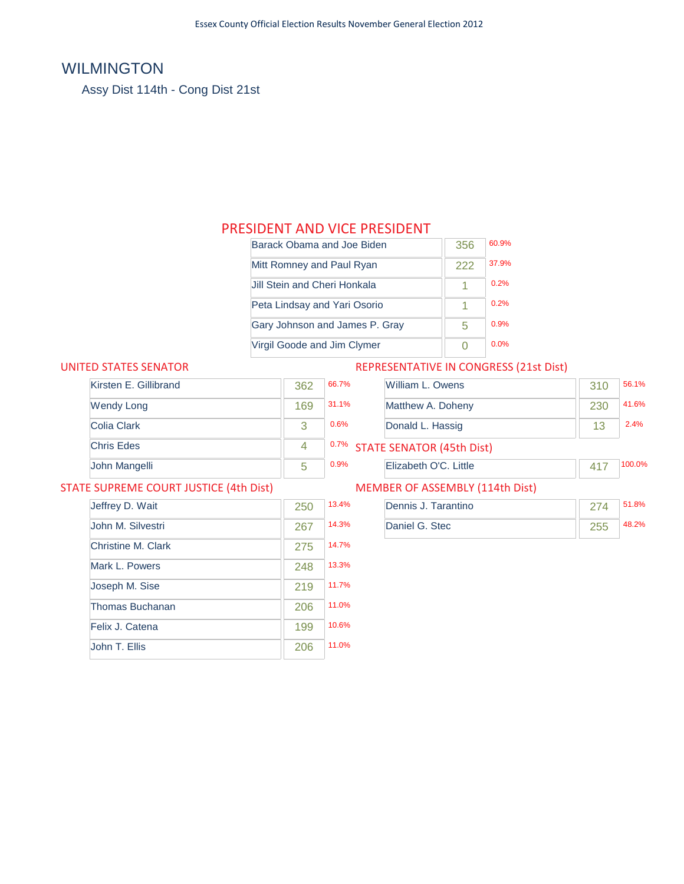# WILMINGTON

Assy Dist 114th - Cong Dist 21st

## PRESIDENT AND VICE PRESIDENT

| Candidate | Votes | % |
|---|---|---|
| Barack Obama and Joe Biden | 356 | 60.9% |
| Mitt Romney and Paul Ryan | 222 | 37.9% |
| Jill Stein and Cheri Honkala | 1 | 0.2% |
| Peta Lindsay and Yari Osorio | 1 | 0.2% |
| Gary Johnson and James P. Gray | 5 | 0.9% |
| Virgil Goode and Jim Clymer | 0 | 0.0% |

## UNITED STATES SENATOR

| Candidate | Votes | % |
|---|---|---|
| Kirsten E. Gillibrand | 362 | 66.7% |
| Wendy Long | 169 | 31.1% |
| Colia Clark | 3 | 0.6% |
| Chris Edes | 4 | 0.7% |
| John Mangelli | 5 | 0.9% |

## STATE SUPREME COURT JUSTICE (4th Dist)

| Candidate | Votes | % |
|---|---|---|
| Jeffrey D. Wait | 250 | 13.4% |
| John M. Silvestri | 267 | 14.3% |
| Christine M. Clark | 275 | 14.7% |
| Mark L. Powers | 248 | 13.3% |
| Joseph M. Sise | 219 | 11.7% |
| Thomas Buchanan | 206 | 11.0% |
| Felix J. Catena | 199 | 10.6% |
| John T. Ellis | 206 | 11.0% |

## REPRESENTATIVE IN CONGRESS (21st Dist)

| Candidate | Votes | % |
|---|---|---|
| William L. Owens | 310 | 56.1% |
| Matthew A. Doheny | 230 | 41.6% |
| Donald L. Hassig | 13 | 2.4% |

## STATE SENATOR (45th Dist)

| Candidate | Votes | % |
|---|---|---|
| Elizabeth O'C. Little | 417 | 100.0% |

## MEMBER OF ASSEMBLY (114th Dist)

| Candidate | Votes | % |
|---|---|---|
| Dennis J. Tarantino | 274 | 51.8% |
| Daniel G. Stec | 255 | 48.2% |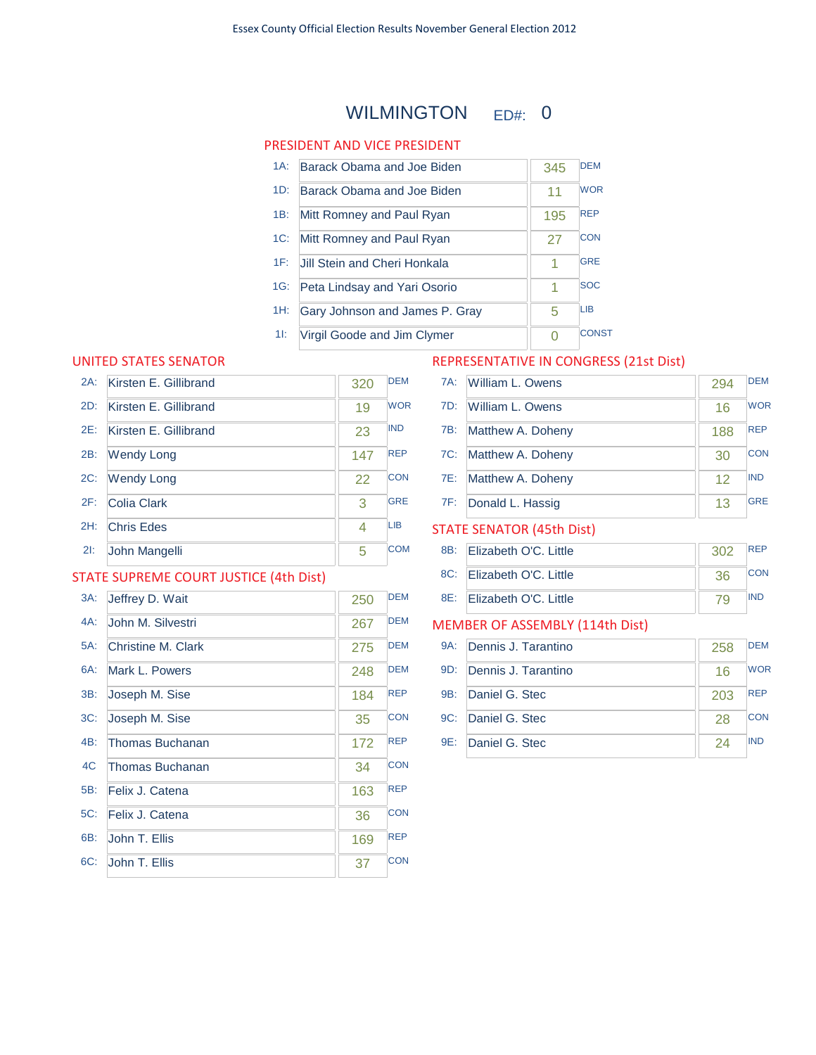Essex County Official Election Results November General Election 2012

# WILMINGTON ED#: 0

## PRESIDENT AND VICE PRESIDENT

| | Candidate | Votes | Party |
|---|---|---|---|
| 1A: | Barack Obama and Joe Biden | 345 | DEM |
| 1D: | Barack Obama and Joe Biden | 11 | WOR |
| 1B: | Mitt Romney and Paul Ryan | 195 | REP |
| 1C: | Mitt Romney and Paul Ryan | 27 | CON |
| 1F: | Jill Stein and Cheri Honkala | 1 | GRE |
| 1G: | Peta Lindsay and Yari Osorio | 1 | SOC |
| 1H: | Gary Johnson and James P. Gray | 5 | LIB |
| 1I: | Virgil Goode and Jim Clymer | 0 | CONST |

## UNITED STATES SENATOR

| | Candidate | Votes | Party |
|---|---|---|---|
| 2A: | Kirsten E. Gillibrand | 320 | DEM |
| 2D: | Kirsten E. Gillibrand | 19 | WOR |
| 2E: | Kirsten E. Gillibrand | 23 | IND |
| 2B: | Wendy Long | 147 | REP |
| 2C: | Wendy Long | 22 | CON |
| 2F: | Colia Clark | 3 | GRE |
| 2H: | Chris Edes | 4 | LIB |
| 2I: | John Mangelli | 5 | COM |

## STATE SUPREME COURT JUSTICE (4th Dist)

| | Candidate | Votes | Party |
|---|---|---|---|
| 3A: | Jeffrey D. Wait | 250 | DEM |
| 4A: | John M. Silvestri | 267 | DEM |
| 5A: | Christine M. Clark | 275 | DEM |
| 6A: | Mark L. Powers | 248 | DEM |
| 3B: | Joseph M. Sise | 184 | REP |
| 3C: | Joseph M. Sise | 35 | CON |
| 4B: | Thomas Buchanan | 172 | REP |
| 4C | Thomas Buchanan | 34 | CON |
| 5B: | Felix J. Catena | 163 | REP |
| 5C: | Felix J. Catena | 36 | CON |
| 6B: | John T. Ellis | 169 | REP |
| 6C: | John T. Ellis | 37 | CON |

## REPRESENTATIVE IN CONGRESS (21st Dist)

| | Candidate | Votes | Party |
|---|---|---|---|
| 7A: | William L. Owens | 294 | DEM |
| 7D: | William L. Owens | 16 | WOR |
| 7B: | Matthew A. Doheny | 188 | REP |
| 7C: | Matthew A. Doheny | 30 | CON |
| 7E: | Matthew A. Doheny | 12 | IND |
| 7F: | Donald L. Hassig | 13 | GRE |

## STATE SENATOR (45th Dist)

| | Candidate | Votes | Party |
|---|---|---|---|
| 8B: | Elizabeth O'C. Little | 302 | REP |
| 8C: | Elizabeth O'C. Little | 36 | CON |
| 8E: | Elizabeth O'C. Little | 79 | IND |

## MEMBER OF ASSEMBLY (114th Dist)

| | Candidate | Votes | Party |
|---|---|---|---|
| 9A: | Dennis J. Tarantino | 258 | DEM |
| 9D: | Dennis J. Tarantino | 16 | WOR |
| 9B: | Daniel G. Stec | 203 | REP |
| 9C: | Daniel G. Stec | 28 | CON |
| 9E: | Daniel G. Stec | 24 | IND |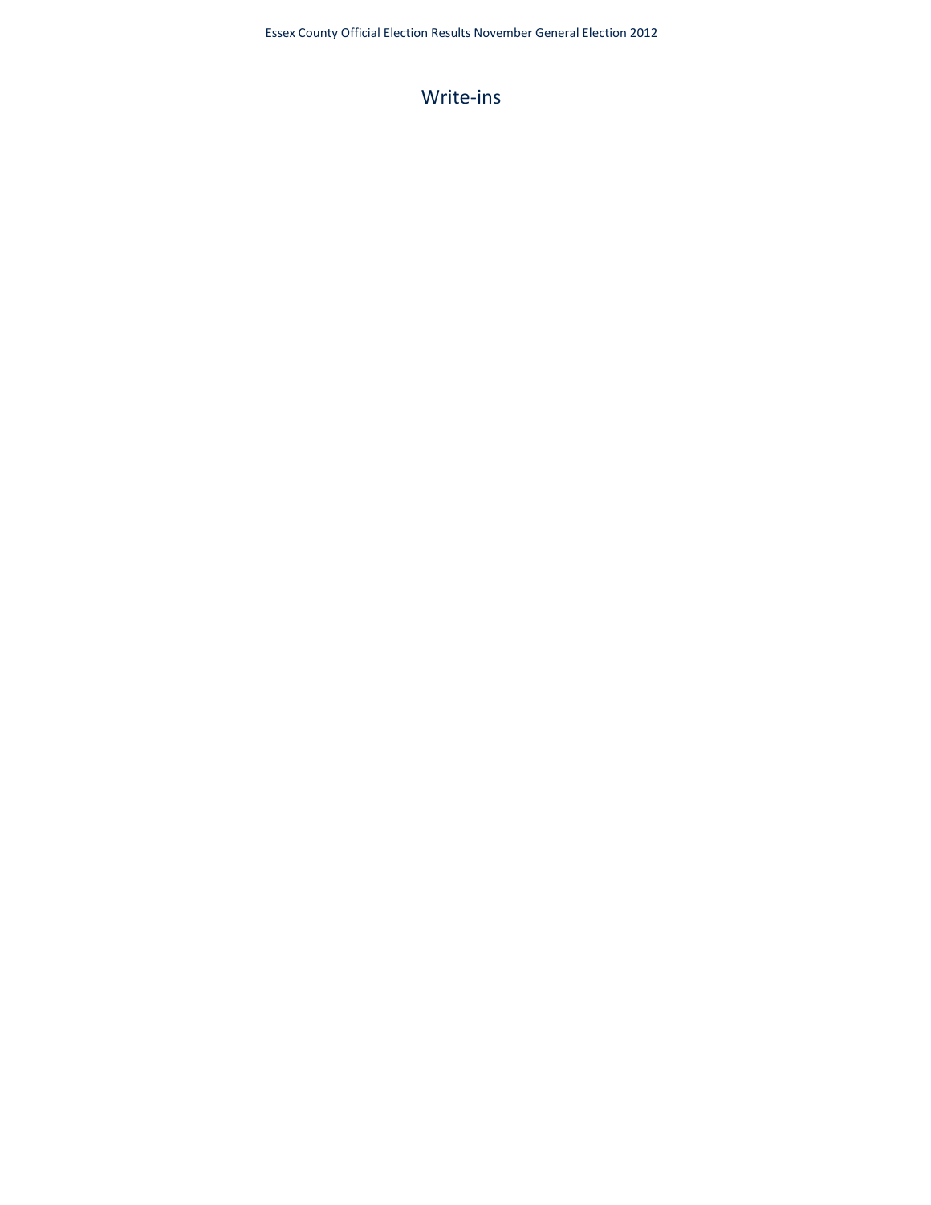# Write-ins